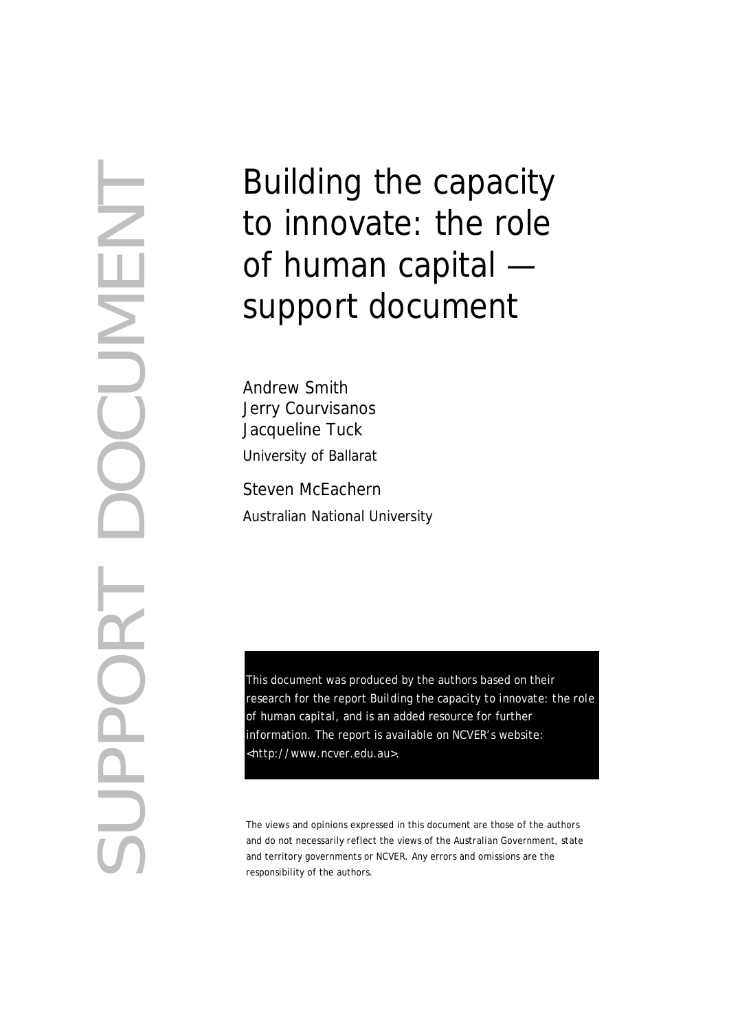SUPPORT DOCUMENT

# Building the capacity to innovate: the role of human capital — support document

Andrew Smith
Jerry Courvisanos
Jacqueline Tuck
University of Ballarat

Steven McEachern
Australian National University

This document was produced by the authors based on their research for the report *Building the capacity to innovate: the role of human capital*, and is an added resource for further information. The report is available on NCVER's website: <http://www.ncver.edu.au>.

The views and opinions expressed in this document are those of the authors and do not necessarily reflect the views of the Australian Government, state and territory governments or NCVER. Any errors and omissions are the responsibility of the authors.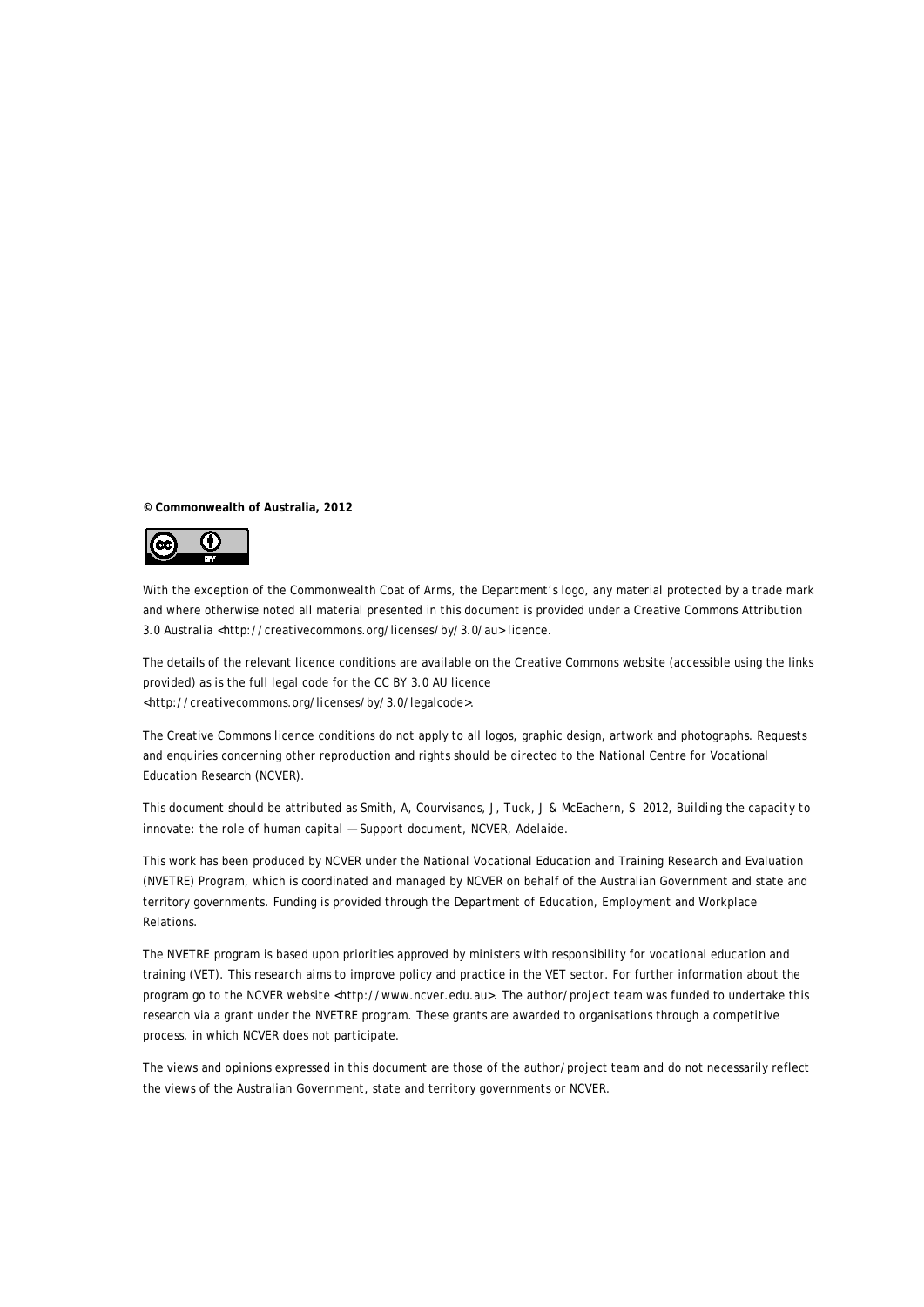**© Commonwealth of Australia, 2012**

With the exception of the Commonwealth Coat of Arms, the Department's logo, any material protected by a trade mark and where otherwise noted all material presented in this document is provided under a Creative Commons Attribution 3.0 Australia <http://creativecommons.org/licenses/by/3.0/au> licence.

The details of the relevant licence conditions are available on the Creative Commons website (accessible using the links provided) as is the full legal code for the CC BY 3.0 AU licence <http://creativecommons.org/licenses/by/3.0/legalcode>.

The Creative Commons licence conditions do not apply to all logos, graphic design, artwork and photographs. Requests and enquiries concerning other reproduction and rights should be directed to the National Centre for Vocational Education Research (NCVER).

This document should be attributed as Smith, A, Courvisanos, J, Tuck, J & McEachern, S 2012, Building the capacity to innovate: the role of human capital — Support document, NCVER, Adelaide.

This work has been produced by NCVER under the National Vocational Education and Training Research and Evaluation (NVETRE) Program, which is coordinated and managed by NCVER on behalf of the Australian Government and state and territory governments. Funding is provided through the Department of Education, Employment and Workplace Relations.

The NVETRE program is based upon priorities approved by ministers with responsibility for vocational education and training (VET). This research aims to improve policy and practice in the VET sector. For further information about the program go to the NCVER website <http://www.ncver.edu.au>. The author/project team was funded to undertake this research via a grant under the NVETRE program. These grants are awarded to organisations through a competitive process, in which NCVER does not participate.

The views and opinions expressed in this document are those of the author/project team and do not necessarily reflect the views of the Australian Government, state and territory governments or NCVER.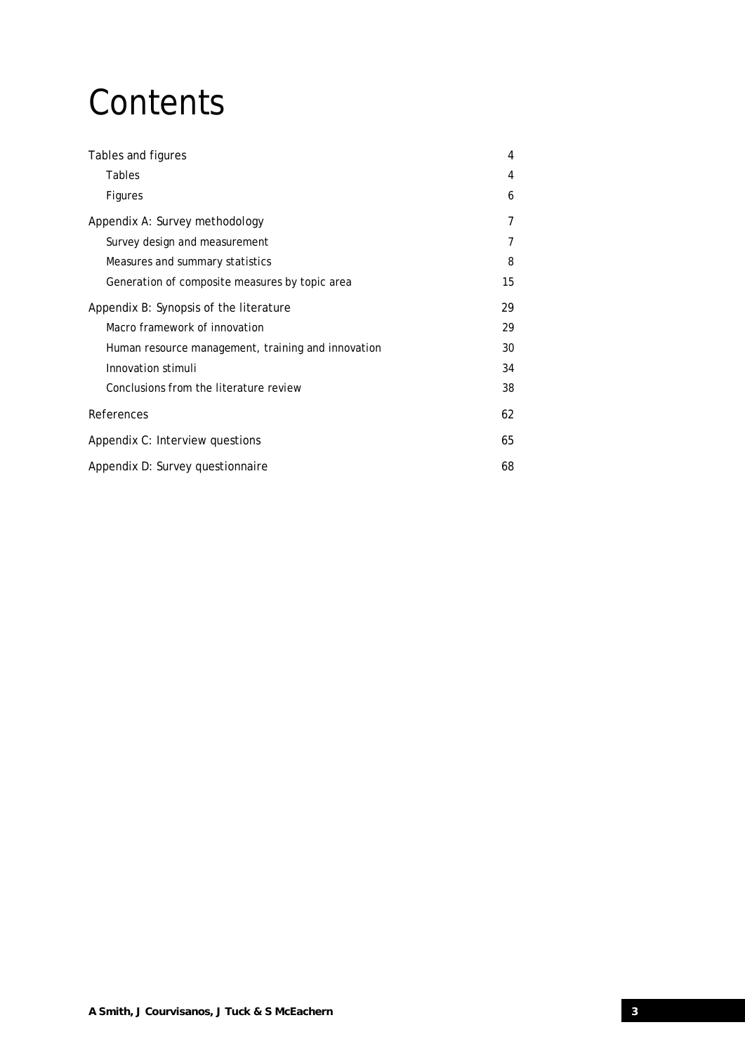# Contents

| | |
|---|---|
| Tables and figures | 4 |
| Tables | 4 |
| Figures | 6 |
| Appendix A: Survey methodology | 7 |
| Survey design and measurement | 7 |
| Measures and summary statistics | 8 |
| Generation of composite measures by topic area | 15 |
| Appendix B: Synopsis of the literature | 29 |
| Macro framework of innovation | 29 |
| Human resource management, training and innovation | 30 |
| Innovation stimuli | 34 |
| Conclusions from the literature review | 38 |
| References | 62 |
| Appendix C: Interview questions | 65 |
| Appendix D: Survey questionnaire | 68 |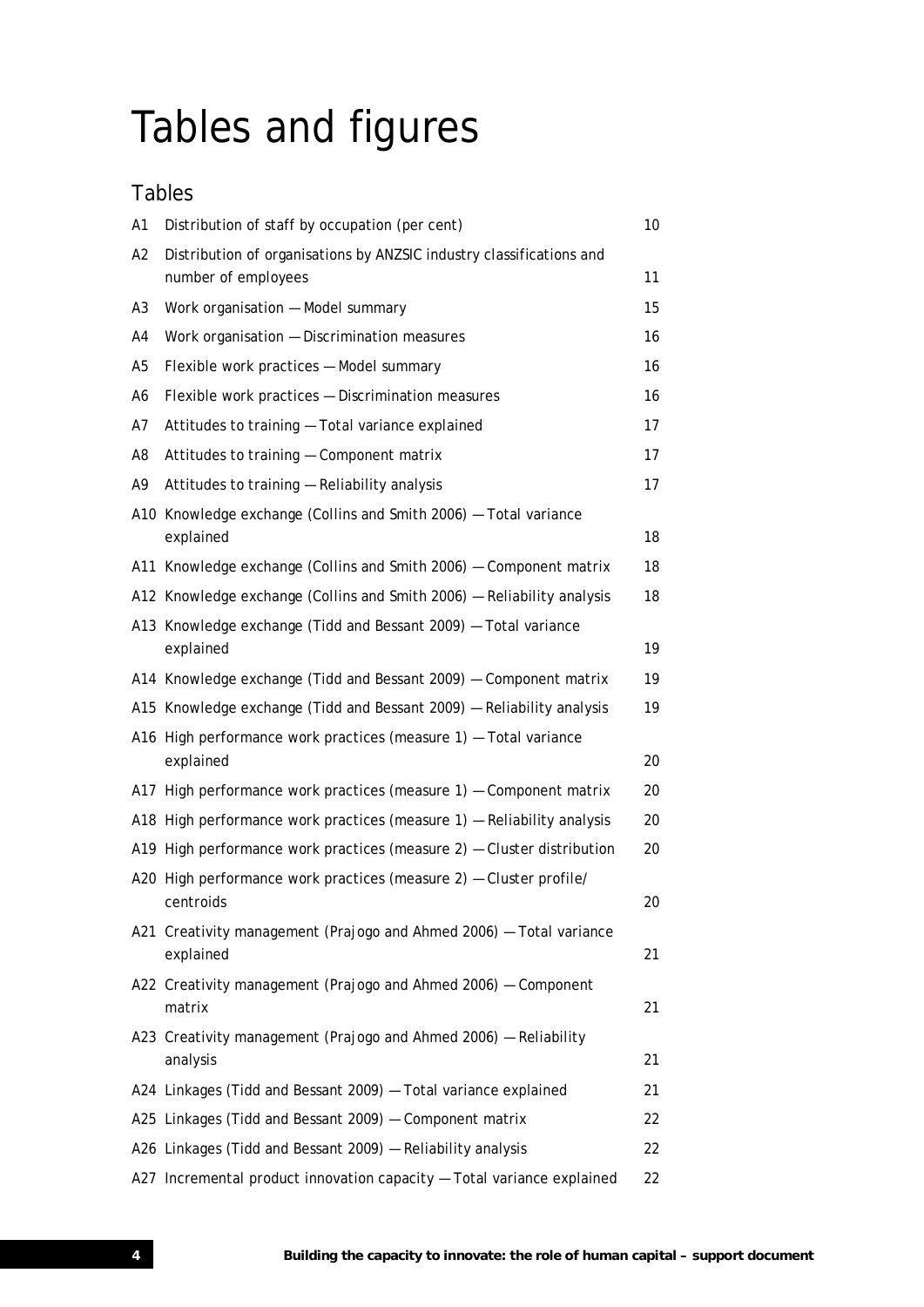# Tables and figures

## Tables

| | | |
|---|---|---|
| A1 | Distribution of staff by occupation (per cent) | 10 |
| A2 | Distribution of organisations by ANZSIC industry classifications and number of employees | 11 |
| A3 | Work organisation — Model summary | 15 |
| A4 | Work organisation — Discrimination measures | 16 |
| A5 | Flexible work practices — Model summary | 16 |
| A6 | Flexible work practices — Discrimination measures | 16 |
| A7 | Attitudes to training — Total variance explained | 17 |
| A8 | Attitudes to training — Component matrix | 17 |
| A9 | Attitudes to training — Reliability analysis | 17 |
| A10 | Knowledge exchange (Collins and Smith 2006) — Total variance explained | 18 |
| A11 | Knowledge exchange (Collins and Smith 2006) — Component matrix | 18 |
| A12 | Knowledge exchange (Collins and Smith 2006) — Reliability analysis | 18 |
| A13 | Knowledge exchange (Tidd and Bessant 2009) — Total variance explained | 19 |
| A14 | Knowledge exchange (Tidd and Bessant 2009) — Component matrix | 19 |
| A15 | Knowledge exchange (Tidd and Bessant 2009) — Reliability analysis | 19 |
| A16 | High performance work practices (measure 1) — Total variance explained | 20 |
| A17 | High performance work practices (measure 1) — Component matrix | 20 |
| A18 | High performance work practices (measure 1) — Reliability analysis | 20 |
| A19 | High performance work practices (measure 2) — Cluster distribution | 20 |
| A20 | High performance work practices (measure 2) — Cluster profile/ centroids | 20 |
| A21 | Creativity management (Prajogo and Ahmed 2006) — Total variance explained | 21 |
| A22 | Creativity management (Prajogo and Ahmed 2006) — Component matrix | 21 |
| A23 | Creativity management (Prajogo and Ahmed 2006) — Reliability analysis | 21 |
| A24 | Linkages (Tidd and Bessant 2009) — Total variance explained | 21 |
| A25 | Linkages (Tidd and Bessant 2009) — Component matrix | 22 |
| A26 | Linkages (Tidd and Bessant 2009) — Reliability analysis | 22 |
| A27 | Incremental product innovation capacity — Total variance explained | 22 |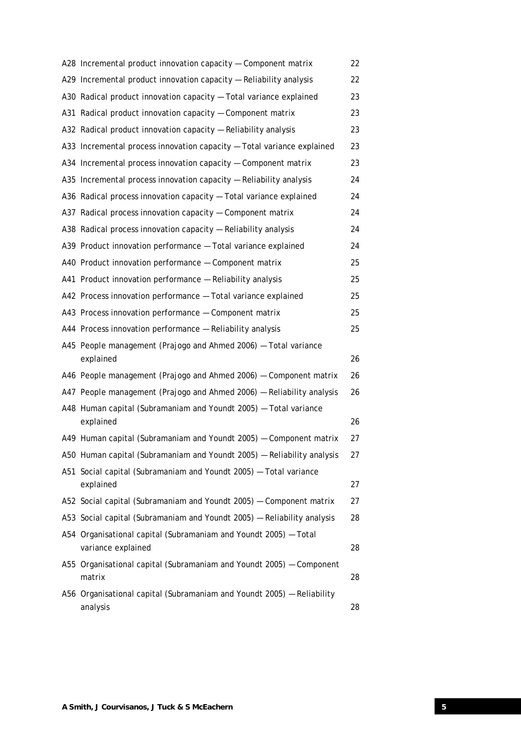| | | |
|---|---|---|
| A28 | Incremental product innovation capacity — Component matrix | 22 |
| A29 | Incremental product innovation capacity — Reliability analysis | 22 |
| A30 | Radical product innovation capacity — Total variance explained | 23 |
| A31 | Radical product innovation capacity — Component matrix | 23 |
| A32 | Radical product innovation capacity — Reliability analysis | 23 |
| A33 | Incremental process innovation capacity — Total variance explained | 23 |
| A34 | Incremental process innovation capacity — Component matrix | 23 |
| A35 | Incremental process innovation capacity — Reliability analysis | 24 |
| A36 | Radical process innovation capacity — Total variance explained | 24 |
| A37 | Radical process innovation capacity — Component matrix | 24 |
| A38 | Radical process innovation capacity — Reliability analysis | 24 |
| A39 | Product innovation performance — Total variance explained | 24 |
| A40 | Product innovation performance — Component matrix | 25 |
| A41 | Product innovation performance — Reliability analysis | 25 |
| A42 | Process innovation performance — Total variance explained | 25 |
| A43 | Process innovation performance — Component matrix | 25 |
| A44 | Process innovation performance — Reliability analysis | 25 |
| A45 | People management (Prajogo and Ahmed 2006) — Total variance explained | 26 |
| A46 | People management (Prajogo and Ahmed 2006) — Component matrix | 26 |
| A47 | People management (Prajogo and Ahmed 2006) — Reliability analysis | 26 |
| A48 | Human capital (Subramaniam and Youndt 2005) — Total variance explained | 26 |
| A49 | Human capital (Subramaniam and Youndt 2005) — Component matrix | 27 |
| A50 | Human capital (Subramaniam and Youndt 2005) — Reliability analysis | 27 |
| A51 | Social capital (Subramaniam and Youndt 2005) — Total variance explained | 27 |
| A52 | Social capital (Subramaniam and Youndt 2005) — Component matrix | 27 |
| A53 | Social capital (Subramaniam and Youndt 2005) — Reliability analysis | 28 |
| A54 | Organisational capital (Subramaniam and Youndt 2005) — Total variance explained | 28 |
| A55 | Organisational capital (Subramaniam and Youndt 2005) — Component matrix | 28 |
| A56 | Organisational capital (Subramaniam and Youndt 2005) — Reliability analysis | 28 |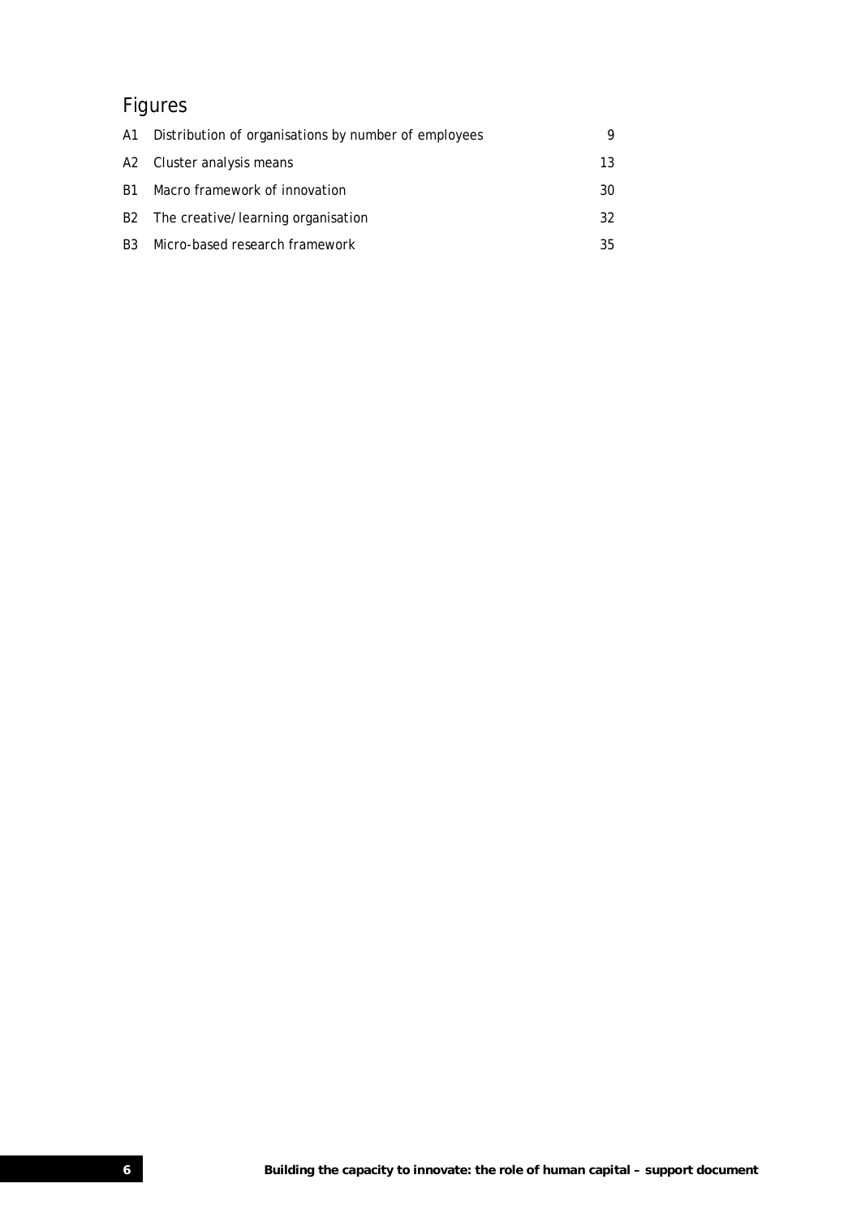## Figures

| | | |
|---|---|---|
| A1 | Distribution of organisations by number of employees | 9 |
| A2 | Cluster analysis means | 13 |
| B1 | Macro framework of innovation | 30 |
| B2 | The creative/learning organisation | 32 |
| B3 | Micro-based research framework | 35 |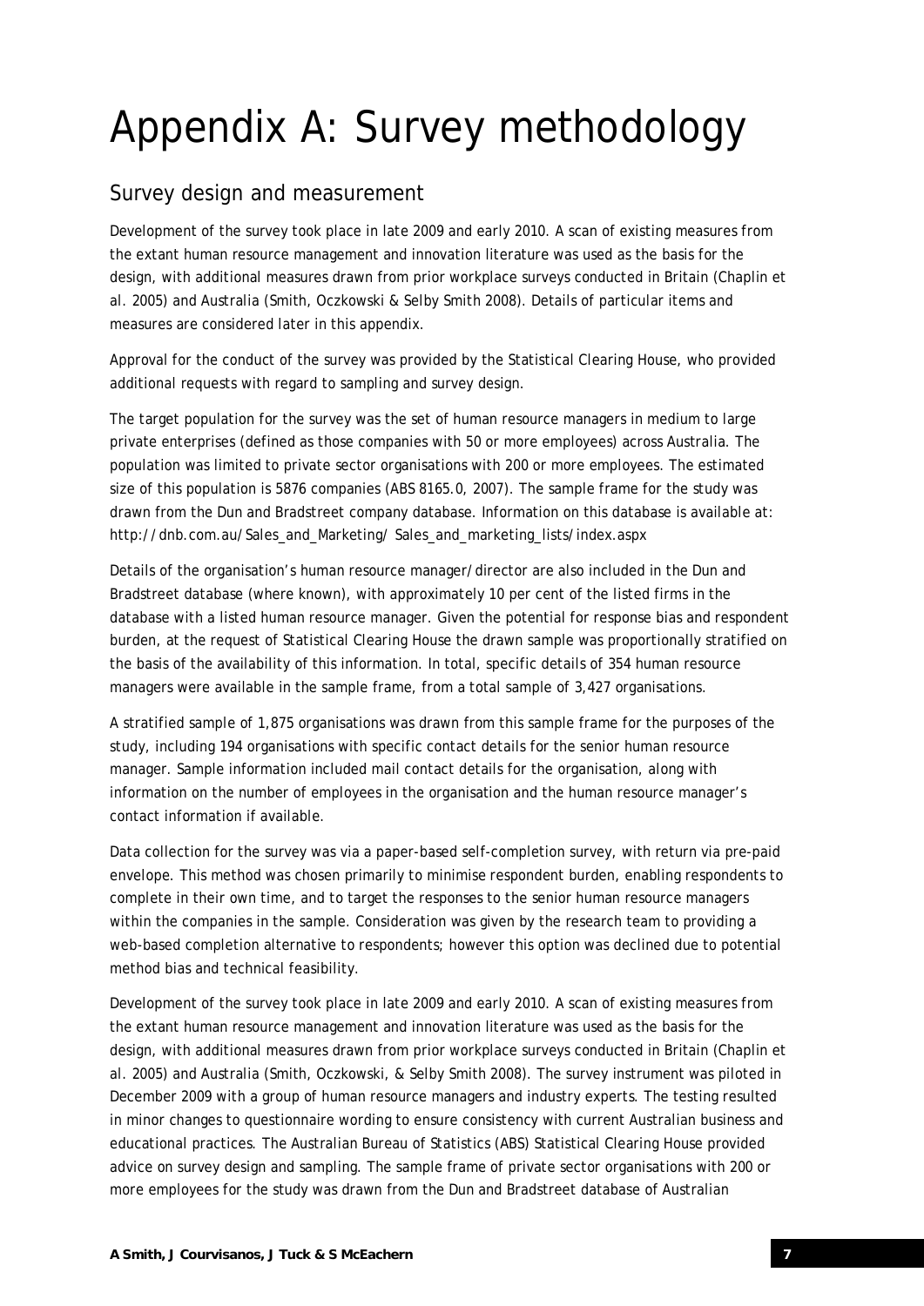# Appendix A: Survey methodology

## Survey design and measurement

Development of the survey took place in late 2009 and early 2010. A scan of existing measures from the extant human resource management and innovation literature was used as the basis for the design, with additional measures drawn from prior workplace surveys conducted in Britain (Chaplin et al. 2005) and Australia (Smith, Oczkowski & Selby Smith 2008). Details of particular items and measures are considered later in this appendix.

Approval for the conduct of the survey was provided by the Statistical Clearing House, who provided additional requests with regard to sampling and survey design.

The target population for the survey was the set of human resource managers in medium to large private enterprises (defined as those companies with 50 or more employees) across Australia. The population was limited to private sector organisations with 200 or more employees. The estimated size of this population is 5876 companies (ABS 8165.0, 2007). The sample frame for the study was drawn from the Dun and Bradstreet company database. Information on this database is available at: http://dnb.com.au/Sales_and_Marketing/ Sales_and_marketing_lists/index.aspx

Details of the organisation's human resource manager/director are also included in the Dun and Bradstreet database (where known), with approximately 10 per cent of the listed firms in the database with a listed human resource manager. Given the potential for response bias and respondent burden, at the request of Statistical Clearing House the drawn sample was proportionally stratified on the basis of the availability of this information. In total, specific details of 354 human resource managers were available in the sample frame, from a total sample of 3,427 organisations.

A stratified sample of 1,875 organisations was drawn from this sample frame for the purposes of the study, including 194 organisations with specific contact details for the senior human resource manager. Sample information included mail contact details for the organisation, along with information on the number of employees in the organisation and the human resource manager's contact information if available.

Data collection for the survey was via a paper-based self-completion survey, with return via pre-paid envelope. This method was chosen primarily to minimise respondent burden, enabling respondents to complete in their own time, and to target the responses to the senior human resource managers within the companies in the sample. Consideration was given by the research team to providing a web-based completion alternative to respondents; however this option was declined due to potential method bias and technical feasibility.

Development of the survey took place in late 2009 and early 2010. A scan of existing measures from the extant human resource management and innovation literature was used as the basis for the design, with additional measures drawn from prior workplace surveys conducted in Britain (Chaplin et al. 2005) and Australia (Smith, Oczkowski, & Selby Smith 2008). The survey instrument was piloted in December 2009 with a group of human resource managers and industry experts. The testing resulted in minor changes to questionnaire wording to ensure consistency with current Australian business and educational practices. The Australian Bureau of Statistics (ABS) Statistical Clearing House provided advice on survey design and sampling. The sample frame of private sector organisations with 200 or more employees for the study was drawn from the Dun and Bradstreet database of Australian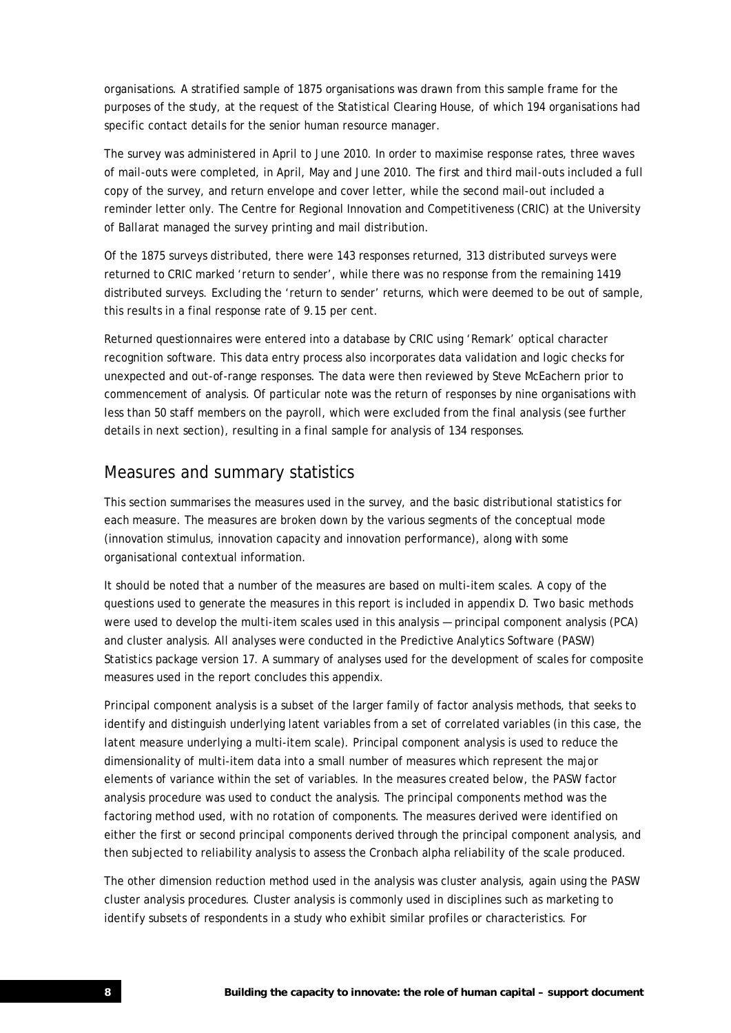organisations. A stratified sample of 1875 organisations was drawn from this sample frame for the purposes of the study, at the request of the Statistical Clearing House, of which 194 organisations had specific contact details for the senior human resource manager.

The survey was administered in April to June 2010. In order to maximise response rates, three waves of mail-outs were completed, in April, May and June 2010. The first and third mail-outs included a full copy of the survey, and return envelope and cover letter, while the second mail-out included a reminder letter only. The Centre for Regional Innovation and Competitiveness (CRIC) at the University of Ballarat managed the survey printing and mail distribution.

Of the 1875 surveys distributed, there were 143 responses returned, 313 distributed surveys were returned to CRIC marked 'return to sender', while there was no response from the remaining 1419 distributed surveys. Excluding the 'return to sender' returns, which were deemed to be out of sample, this results in a final response rate of 9.15 per cent.

Returned questionnaires were entered into a database by CRIC using 'Remark' optical character recognition software. This data entry process also incorporates data validation and logic checks for unexpected and out-of-range responses. The data were then reviewed by Steve McEachern prior to commencement of analysis. Of particular note was the return of responses by nine organisations with less than 50 staff members on the payroll, which were excluded from the final analysis (see further details in next section), resulting in a final sample for analysis of 134 responses.

## Measures and summary statistics

This section summarises the measures used in the survey, and the basic distributional statistics for each measure. The measures are broken down by the various segments of the conceptual mode (innovation stimulus, innovation capacity and innovation performance), along with some organisational contextual information.

It should be noted that a number of the measures are based on multi-item scales. A copy of the questions used to generate the measures in this report is included in appendix D. Two basic methods were used to develop the multi-item scales used in this analysis — principal component analysis (PCA) and cluster analysis. All analyses were conducted in the Predictive Analytics Software (PASW) Statistics package version 17. A summary of analyses used for the development of scales for composite measures used in the report concludes this appendix.

Principal component analysis is a subset of the larger family of factor analysis methods, that seeks to identify and distinguish underlying latent variables from a set of correlated variables (in this case, the latent measure underlying a multi-item scale). Principal component analysis is used to reduce the dimensionality of multi-item data into a small number of measures which represent the major elements of variance within the set of variables. In the measures created below, the PASW factor analysis procedure was used to conduct the analysis. The principal components method was the factoring method used, with no rotation of components. The measures derived were identified on either the first or second principal components derived through the principal component analysis, and then subjected to reliability analysis to assess the Cronbach alpha reliability of the scale produced.

The other dimension reduction method used in the analysis was cluster analysis, again using the PASW cluster analysis procedures. Cluster analysis is commonly used in disciplines such as marketing to identify subsets of respondents in a study who exhibit similar profiles or characteristics. For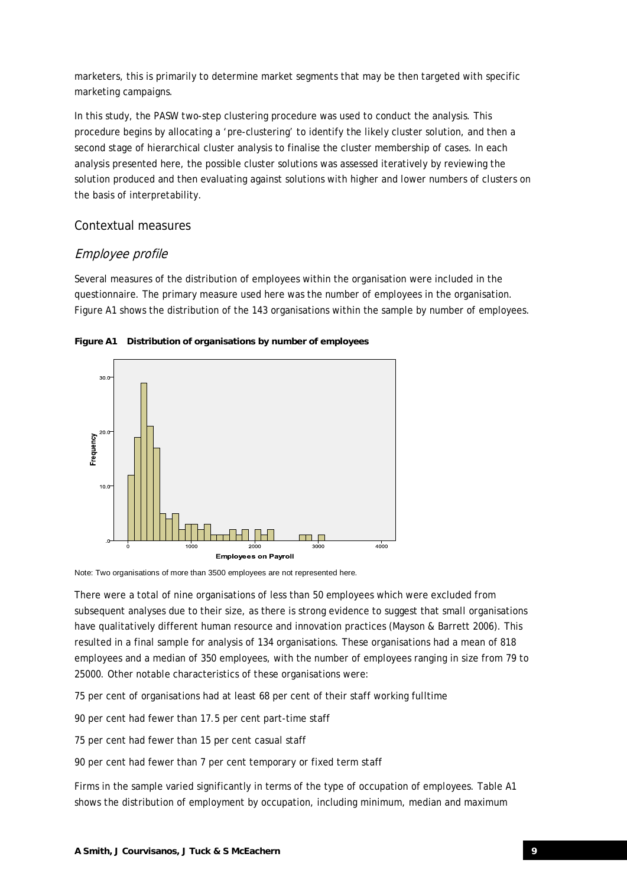marketers, this is primarily to determine market segments that may be then targeted with specific marketing campaigns.

In this study, the PASW two-step clustering procedure was used to conduct the analysis. This procedure begins by allocating a 'pre-clustering' to identify the likely cluster solution, and then a second stage of hierarchical cluster analysis to finalise the cluster membership of cases. In each analysis presented here, the possible cluster solutions was assessed iteratively by reviewing the solution produced and then evaluating against solutions with higher and lower numbers of clusters on the basis of interpretability.

## Contextual measures

### *Employee profile*

Several measures of the distribution of employees within the organisation were included in the questionnaire. The primary measure used here was the number of employees in the organisation. Figure A1 shows the distribution of the 143 organisations within the sample by number of employees.

**Figure A1 Distribution of organisations by number of employees**

Note: Two organisations of more than 3500 employees are not represented here.

There were a total of nine organisations of less than 50 employees which were excluded from subsequent analyses due to their size, as there is strong evidence to suggest that small organisations have qualitatively different human resource and innovation practices (Mayson & Barrett 2006). This resulted in a final sample for analysis of 134 organisations. These organisations had a mean of 818 employees and a median of 350 employees, with the number of employees ranging in size from 79 to 25000. Other notable characteristics of these organisations were:

75 per cent of organisations had at least 68 per cent of their staff working fulltime

90 per cent had fewer than 17.5 per cent part-time staff

75 per cent had fewer than 15 per cent casual staff

90 per cent had fewer than 7 per cent temporary or fixed term staff

Firms in the sample varied significantly in terms of the type of occupation of employees. Table A1 shows the distribution of employment by occupation, including minimum, median and maximum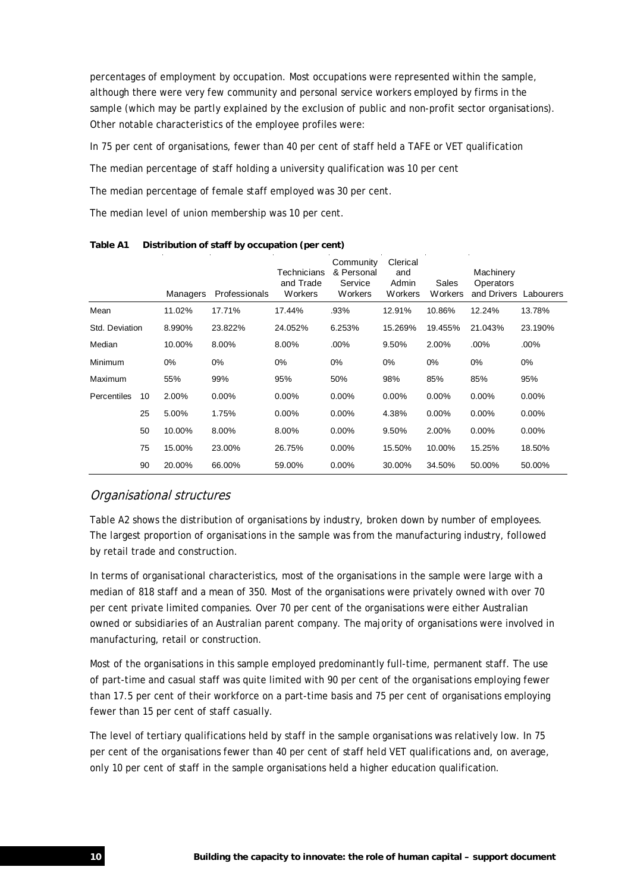percentages of employment by occupation. Most occupations were represented within the sample, although there were very few community and personal service workers employed by firms in the sample (which may be partly explained by the exclusion of public and non-profit sector organisations). Other notable characteristics of the employee profiles were:

In 75 per cent of organisations, fewer than 40 per cent of staff held a TAFE or VET qualification

The median percentage of staff holding a university qualification was 10 per cent

The median percentage of female staff employed was 30 per cent.

The median level of union membership was 10 per cent.

**Table A1 Distribution of staff by occupation (per cent)**

| | | Managers | Professionals | Technicians and Trade Workers | Community & Personal Service Workers | Clerical and Admin Workers | Sales Workers | Machinery Operators and Drivers | Labourers |
|---|---|---|---|---|---|---|---|---|---|
| Mean | | 11.02% | 17.71% | 17.44% | .93% | 12.91% | 10.86% | 12.24% | 13.78% |
| Std. Deviation | | 8.990% | 23.822% | 24.052% | 6.253% | 15.269% | 19.455% | 21.043% | 23.190% |
| Median | | 10.00% | 8.00% | 8.00% | .00% | 9.50% | 2.00% | .00% | .00% |
| Minimum | | 0% | 0% | 0% | 0% | 0% | 0% | 0% | 0% |
| Maximum | | 55% | 99% | 95% | 50% | 98% | 85% | 85% | 95% |
| Percentiles | 10 | 2.00% | 0.00% | 0.00% | 0.00% | 0.00% | 0.00% | 0.00% | 0.00% |
| | 25 | 5.00% | 1.75% | 0.00% | 0.00% | 4.38% | 0.00% | 0.00% | 0.00% |
| | 50 | 10.00% | 8.00% | 8.00% | 0.00% | 9.50% | 2.00% | 0.00% | 0.00% |
| | 75 | 15.00% | 23.00% | 26.75% | 0.00% | 15.50% | 10.00% | 15.25% | 18.50% |
| | 90 | 20.00% | 66.00% | 59.00% | 0.00% | 30.00% | 34.50% | 50.00% | 50.00% |

## *Organisational structures*

Table A2 shows the distribution of organisations by industry, broken down by number of employees. The largest proportion of organisations in the sample was from the manufacturing industry, followed by retail trade and construction.

In terms of organisational characteristics, most of the organisations in the sample were large with a median of 818 staff and a mean of 350. Most of the organisations were privately owned with over 70 per cent private limited companies. Over 70 per cent of the organisations were either Australian owned or subsidiaries of an Australian parent company. The majority of organisations were involved in manufacturing, retail or construction.

Most of the organisations in this sample employed predominantly full-time, permanent staff. The use of part-time and casual staff was quite limited with 90 per cent of the organisations employing fewer than 17.5 per cent of their workforce on a part-time basis and 75 per cent of organisations employing fewer than 15 per cent of staff casually.

The level of tertiary qualifications held by staff in the sample organisations was relatively low. In 75 per cent of the organisations fewer than 40 per cent of staff held VET qualifications and, on average, only 10 per cent of staff in the sample organisations held a higher education qualification.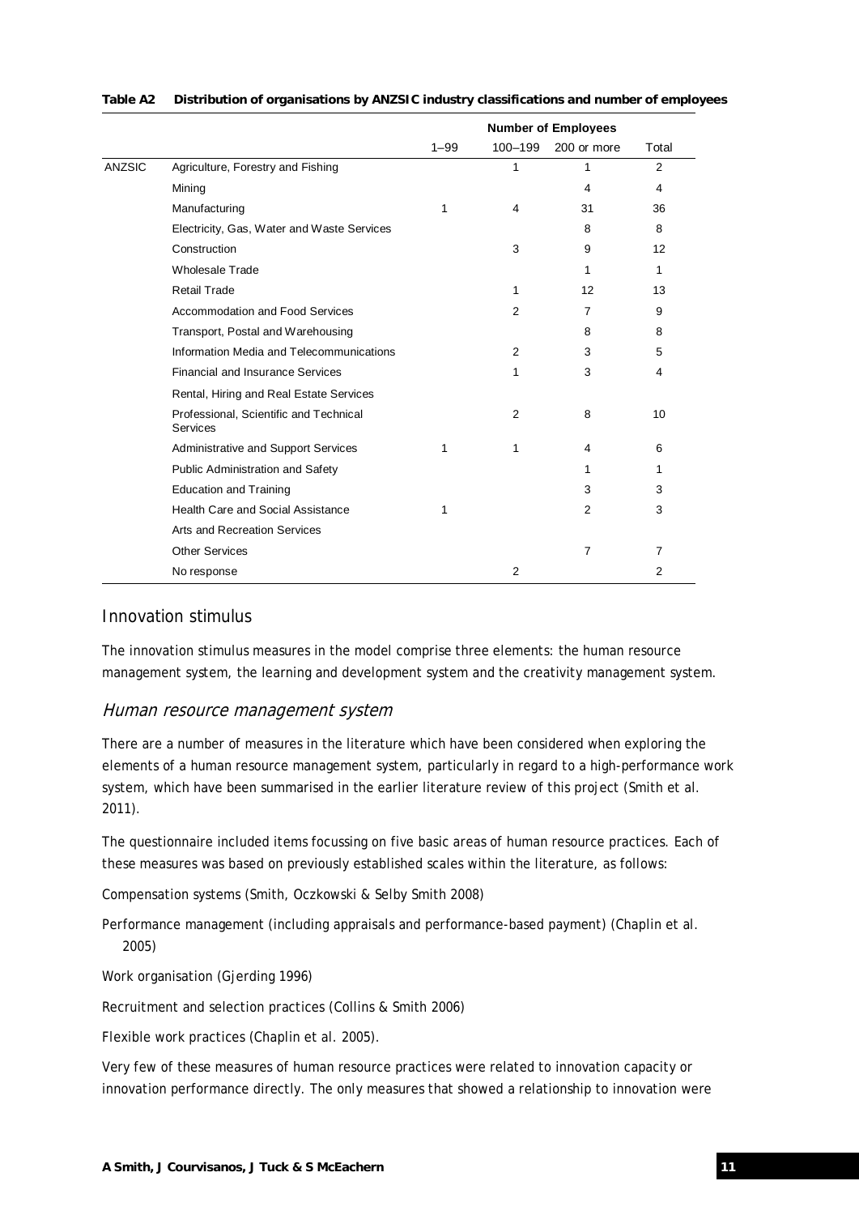**Table A2 Distribution of organisations by ANZSIC industry classifications and number of employees**

| | | Number of Employees | | | |
|---|---|---|---|---|---|
| | | 1–99 | 100–199 | 200 or more | Total |
| ANZSIC | Agriculture, Forestry and Fishing | | 1 | 1 | 2 |
| | Mining | | | 4 | 4 |
| | Manufacturing | 1 | 4 | 31 | 36 |
| | Electricity, Gas, Water and Waste Services | | | 8 | 8 |
| | Construction | | 3 | 9 | 12 |
| | Wholesale Trade | | | 1 | 1 |
| | Retail Trade | | 1 | 12 | 13 |
| | Accommodation and Food Services | | 2 | 7 | 9 |
| | Transport, Postal and Warehousing | | | 8 | 8 |
| | Information Media and Telecommunications | | 2 | 3 | 5 |
| | Financial and Insurance Services | | 1 | 3 | 4 |
| | Rental, Hiring and Real Estate Services | | | | |
| | Professional, Scientific and Technical Services | | 2 | 8 | 10 |
| | Administrative and Support Services | 1 | 1 | 4 | 6 |
| | Public Administration and Safety | | | 1 | 1 |
| | Education and Training | | | 3 | 3 |
| | Health Care and Social Assistance | 1 | | 2 | 3 |
| | Arts and Recreation Services | | | | |
| | Other Services | | | 7 | 7 |
| | No response | | 2 | | 2 |

## Innovation stimulus

The innovation stimulus measures in the model comprise three elements: the human resource management system, the learning and development system and the creativity management system.

### *Human resource management system*

There are a number of measures in the literature which have been considered when exploring the elements of a human resource management system, particularly in regard to a high-performance work system, which have been summarised in the earlier literature review of this project (Smith et al. 2011).

The questionnaire included items focussing on five basic areas of human resource practices. Each of these measures was based on previously established scales within the literature, as follows:

Compensation systems (Smith, Oczkowski & Selby Smith 2008)

Performance management (including appraisals and performance-based payment) (Chaplin et al. 2005)

Work organisation (Gjerding 1996)

Recruitment and selection practices (Collins & Smith 2006)

Flexible work practices (Chaplin et al. 2005).

Very few of these measures of human resource practices were related to innovation capacity or innovation performance directly. The only measures that showed a relationship to innovation were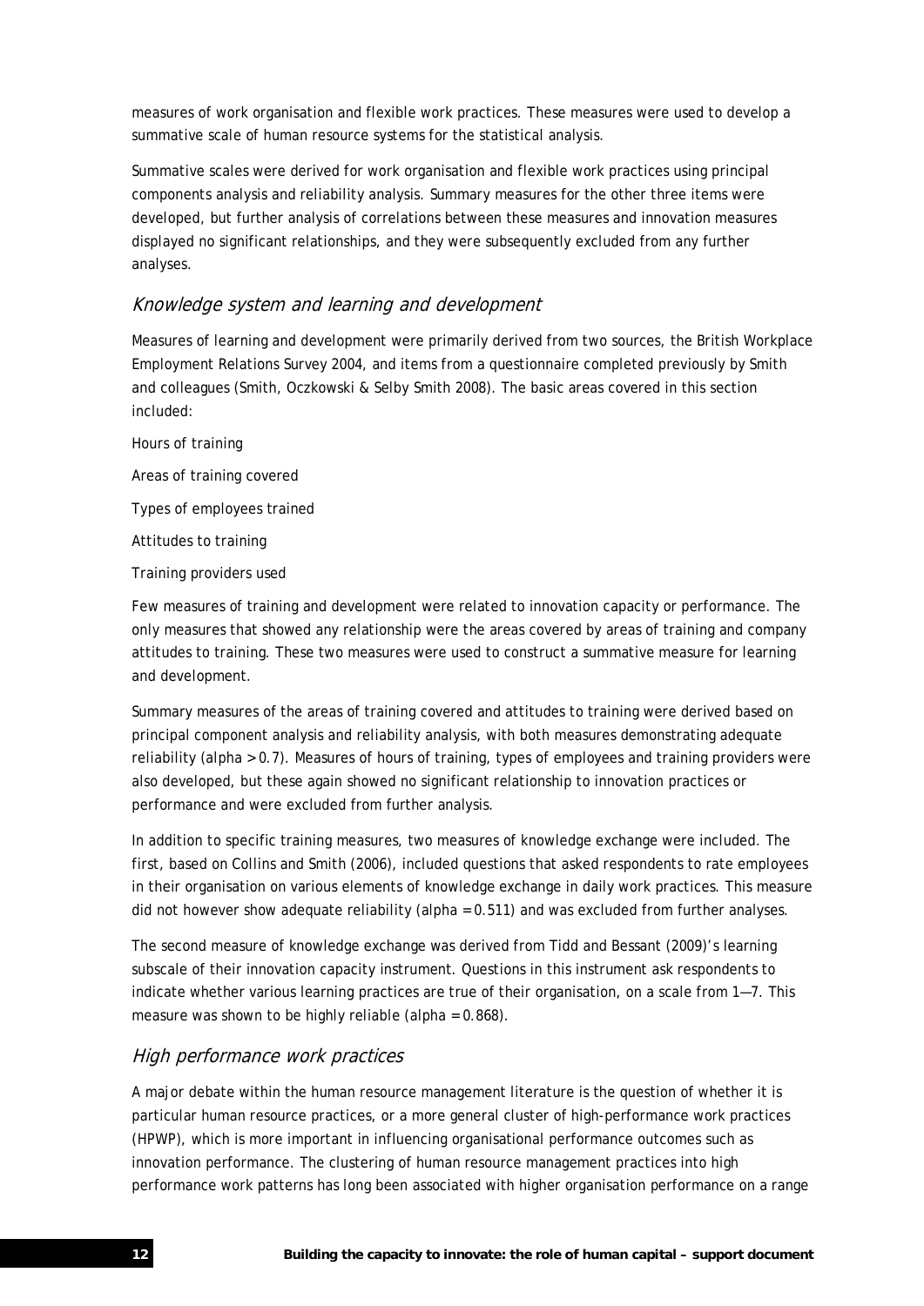measures of work organisation and flexible work practices. These measures were used to develop a summative scale of human resource systems for the statistical analysis.

Summative scales were derived for work organisation and flexible work practices using principal components analysis and reliability analysis. Summary measures for the other three items were developed, but further analysis of correlations between these measures and innovation measures displayed no significant relationships, and they were subsequently excluded from any further analyses.

### *Knowledge system and learning and development*

Measures of learning and development were primarily derived from two sources, the British Workplace Employment Relations Survey 2004, and items from a questionnaire completed previously by Smith and colleagues (Smith, Oczkowski & Selby Smith 2008). The basic areas covered in this section included:

Hours of training

Areas of training covered

Types of employees trained

Attitudes to training

Training providers used

Few measures of training and development were related to innovation capacity or performance. The only measures that showed any relationship were the areas covered by areas of training and company attitudes to training. These two measures were used to construct a summative measure for learning and development.

Summary measures of the areas of training covered and attitudes to training were derived based on principal component analysis and reliability analysis, with both measures demonstrating adequate reliability (alpha > 0.7). Measures of hours of training, types of employees and training providers were also developed, but these again showed no significant relationship to innovation practices or performance and were excluded from further analysis.

In addition to specific training measures, two measures of knowledge exchange were included. The first, based on Collins and Smith (2006), included questions that asked respondents to rate employees in their organisation on various elements of knowledge exchange in daily work practices. This measure did not however show adequate reliability (alpha = 0.511) and was excluded from further analyses.

The second measure of knowledge exchange was derived from Tidd and Bessant (2009)'s learning subscale of their innovation capacity instrument. Questions in this instrument ask respondents to indicate whether various learning practices are true of their organisation, on a scale from 1—7. This measure was shown to be highly reliable (alpha = 0.868).

### *High performance work practices*

A major debate within the human resource management literature is the question of whether it is particular human resource practices, or a more general cluster of high-performance work practices (HPWP), which is more important in influencing organisational performance outcomes such as innovation performance. The clustering of human resource management practices into high performance work patterns has long been associated with higher organisation performance on a range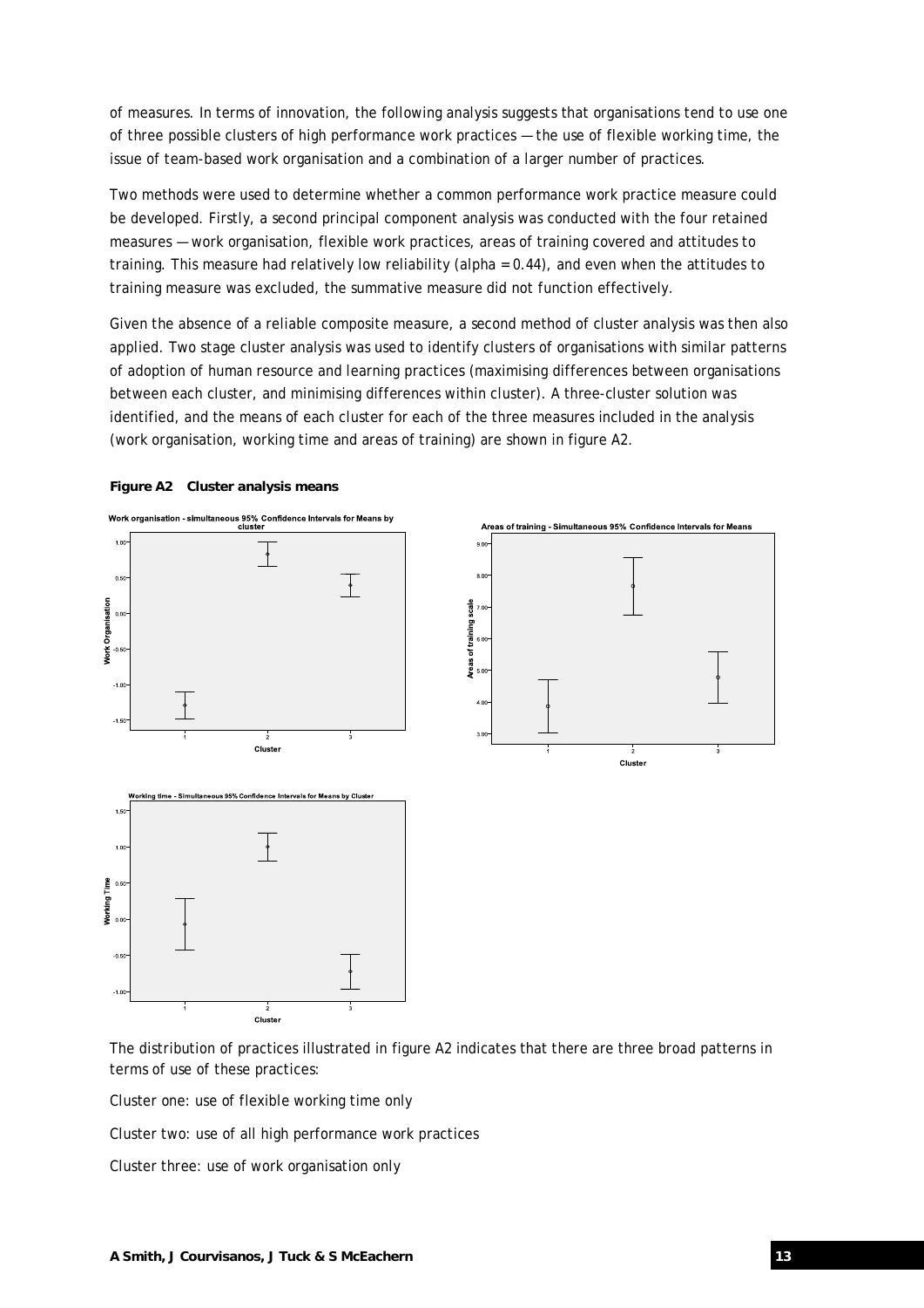of measures. In terms of innovation, the following analysis suggests that organisations tend to use one of three possible clusters of high performance work practices — the use of flexible working time, the issue of team-based work organisation and a combination of a larger number of practices.

Two methods were used to determine whether a common performance work practice measure could be developed. Firstly, a second principal component analysis was conducted with the four retained measures — work organisation, flexible work practices, areas of training covered and attitudes to training. This measure had relatively low reliability (alpha = 0.44), and even when the attitudes to training measure was excluded, the summative measure did not function effectively.

Given the absence of a reliable composite measure, a second method of cluster analysis was then also applied. Two stage cluster analysis was used to identify clusters of organisations with similar patterns of adoption of human resource and learning practices (maximising differences between organisations between each cluster, and minimising differences within cluster). A three-cluster solution was identified, and the means of each cluster for each of the three measures included in the analysis (work organisation, working time and areas of training) are shown in figure A2.

**Figure A2 Cluster analysis means**

The distribution of practices illustrated in figure A2 indicates that there are three broad patterns in terms of use of these practices:

Cluster one: use of flexible working time only

Cluster two: use of all high performance work practices

Cluster three: use of work organisation only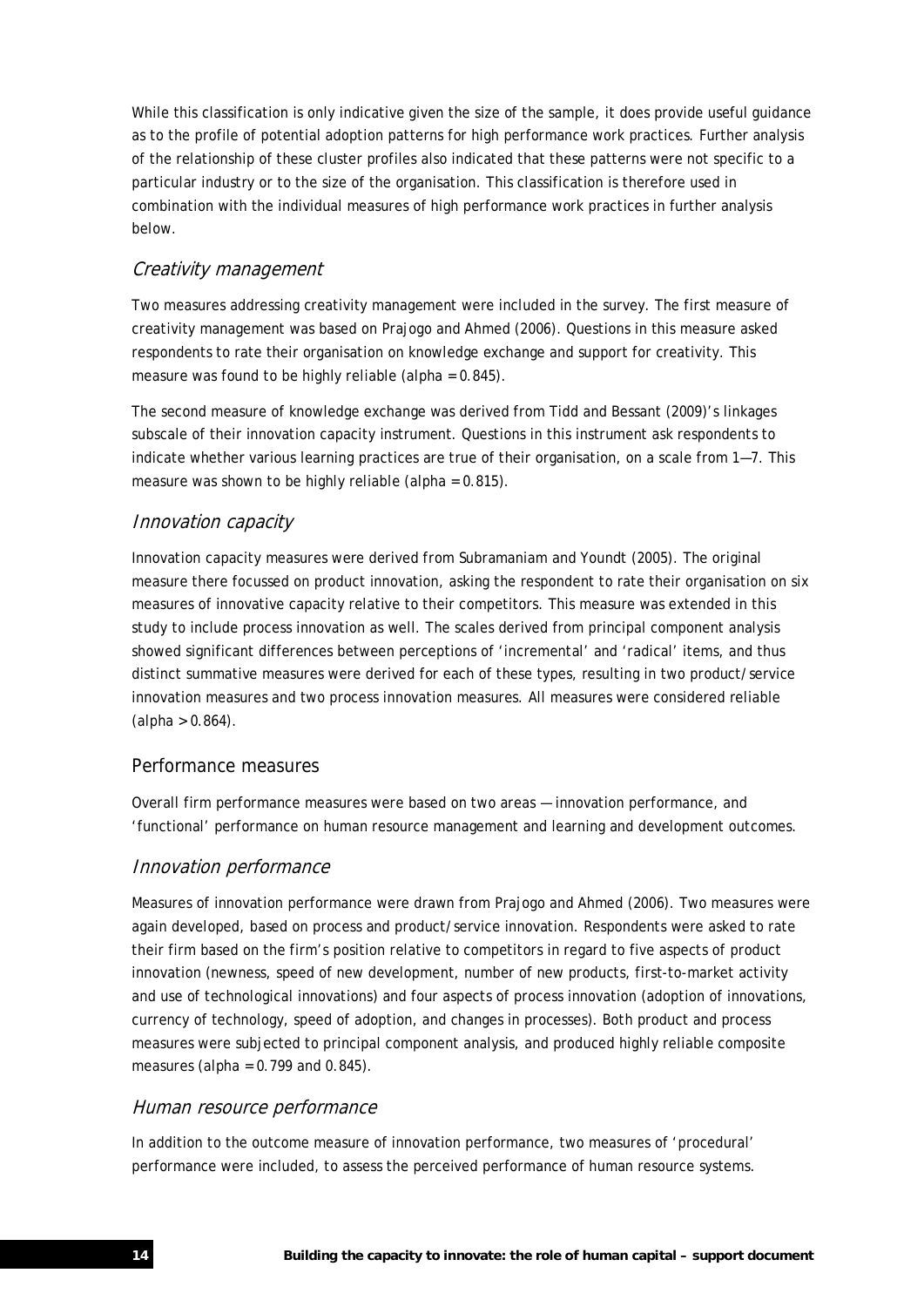While this classification is only indicative given the size of the sample, it does provide useful guidance as to the profile of potential adoption patterns for high performance work practices. Further analysis of the relationship of these cluster profiles also indicated that these patterns were not specific to a particular industry or to the size of the organisation. This classification is therefore used in combination with the individual measures of high performance work practices in further analysis below.

### *Creativity management*

Two measures addressing creativity management were included in the survey. The first measure of creativity management was based on Prajogo and Ahmed (2006). Questions in this measure asked respondents to rate their organisation on knowledge exchange and support for creativity. This measure was found to be highly reliable (alpha = 0.845).

The second measure of knowledge exchange was derived from Tidd and Bessant (2009)'s linkages subscale of their innovation capacity instrument. Questions in this instrument ask respondents to indicate whether various learning practices are true of their organisation, on a scale from 1—7. This measure was shown to be highly reliable (alpha = 0.815).

### *Innovation capacity*

Innovation capacity measures were derived from Subramaniam and Youndt (2005). The original measure there focussed on product innovation, asking the respondent to rate their organisation on six measures of innovative capacity relative to their competitors. This measure was extended in this study to include process innovation as well. The scales derived from principal component analysis showed significant differences between perceptions of 'incremental' and 'radical' items, and thus distinct summative measures were derived for each of these types, resulting in two product/service innovation measures and two process innovation measures. All measures were considered reliable (alpha > 0.864).

## Performance measures

Overall firm performance measures were based on two areas — innovation performance, and 'functional' performance on human resource management and learning and development outcomes.

### *Innovation performance*

Measures of innovation performance were drawn from Prajogo and Ahmed (2006). Two measures were again developed, based on process and product/service innovation. Respondents were asked to rate their firm based on the firm's position relative to competitors in regard to five aspects of product innovation (newness, speed of new development, number of new products, first-to-market activity and use of technological innovations) and four aspects of process innovation (adoption of innovations, currency of technology, speed of adoption, and changes in processes). Both product and process measures were subjected to principal component analysis, and produced highly reliable composite measures (alpha = 0.799 and 0.845).

### *Human resource performance*

In addition to the outcome measure of innovation performance, two measures of 'procedural' performance were included, to assess the perceived performance of human resource systems.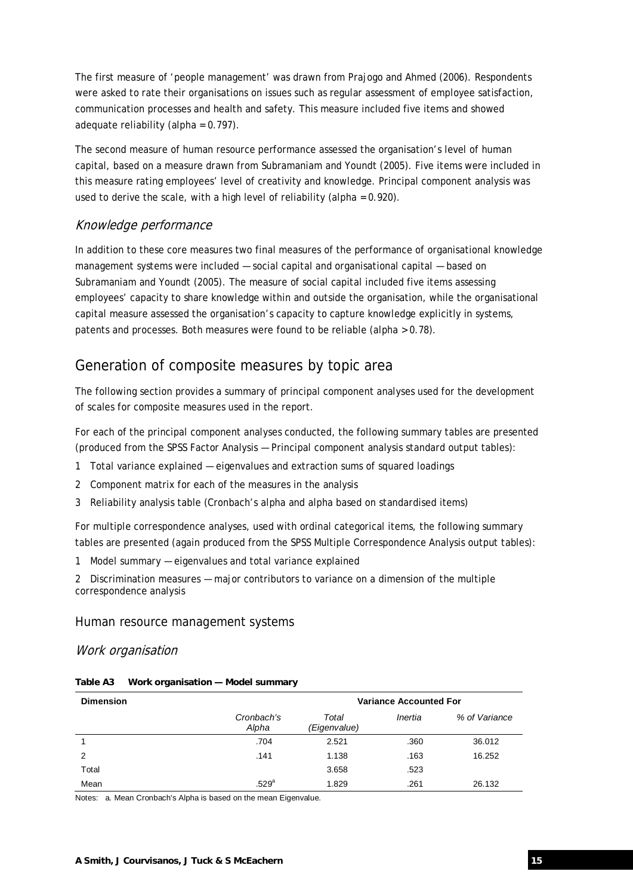The first measure of 'people management' was drawn from Prajogo and Ahmed (2006). Respondents were asked to rate their organisations on issues such as regular assessment of employee satisfaction, communication processes and health and safety. This measure included five items and showed adequate reliability (alpha = 0.797).

The second measure of human resource performance assessed the organisation's level of human capital, based on a measure drawn from Subramaniam and Youndt (2005). Five items were included in this measure rating employees' level of creativity and knowledge. Principal component analysis was used to derive the scale, with a high level of reliability (alpha = 0.920).

### *Knowledge performance*

In addition to these core measures two final measures of the performance of organisational knowledge management systems were included — social capital and organisational capital — based on Subramaniam and Youndt (2005). The measure of social capital included five items assessing employees' capacity to share knowledge within and outside the organisation, while the organisational capital measure assessed the organisation's capacity to capture knowledge explicitly in systems, patents and processes. Both measures were found to be reliable (alpha > 0.78).

## Generation of composite measures by topic area

The following section provides a summary of principal component analyses used for the development of scales for composite measures used in the report.

For each of the principal component analyses conducted, the following summary tables are presented (produced from the SPSS Factor Analysis — Principal component analysis standard output tables):

1 Total variance explained — eigenvalues and extraction sums of squared loadings
2 Component matrix for each of the measures in the analysis
3 Reliability analysis table (Cronbach's alpha and alpha based on standardised items)

For multiple correspondence analyses, used with ordinal categorical items, the following summary tables are presented (again produced from the SPSS Multiple Correspondence Analysis output tables):

1 Model summary — eigenvalues and total variance explained
2 Discrimination measures — major contributors to variance on a dimension of the multiple correspondence analysis

### Human resource management systems

### *Work organisation*

**Table A3 Work organisation — Model summary**

| Dimension | | Variance Accounted For | | |
|---|---|---|---|---|
| | *Cronbach's Alpha* | *Total (Eigenvalue)* | *Inertia* | *% of Variance* |
| 1 | .704 | 2.521 | .360 | 36.012 |
| 2 | .141 | 1.138 | .163 | 16.252 |
| Total | | 3.658 | .523 | |
| Mean | .529[a] | 1.829 | .261 | 26.132 |

Notes: a. Mean Cronbach's Alpha is based on the mean Eigenvalue.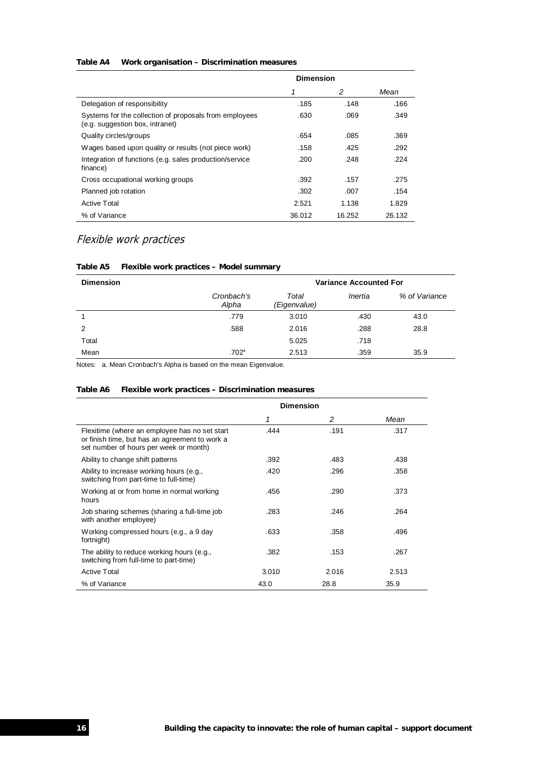**Table A4 Work organisation – Discrimination measures**

| | Dimension | | |
|---|---|---|---|
| | *1* | *2* | *Mean* |
| Delegation of responsibility | .185 | .148 | .166 |
| Systems for the collection of proposals from employees (e.g. suggestion box, intranet) | .630 | .069 | .349 |
| Quality circles/groups | .654 | .085 | .369 |
| Wages based upon quality or results (not piece work) | .158 | .425 | .292 |
| Integration of functions (e.g. sales production/service finance) | .200 | .248 | .224 |
| Cross occupational working groups | .392 | .157 | .275 |
| Planned job rotation | .302 | .007 | .154 |
| Active Total | 2.521 | 1.138 | 1.829 |
| % of Variance | 36.012 | 16.252 | 26.132 |

## *Flexible work practices*

**Table A5 Flexible work practices – Model summary**

| Dimension | | Variance Accounted For | | |
|---|---|---|---|---|
| | *Cronbach's Alpha* | *Total (Eigenvalue)* | *Inertia* | *% of Variance* |
| 1 | .779 | 3.010 | .430 | 43.0 |
| 2 | .588 | 2.016 | .288 | 28.8 |
| Total | | 5.025 | .718 | |
| Mean | .702[a] | 2.513 | .359 | 35.9 |

Notes: a. Mean Cronbach's Alpha is based on the mean Eigenvalue.

**Table A6 Flexible work practices – Discrimination measures**

| | Dimension | | |
|---|---|---|---|
| | *1* | *2* | *Mean* |
| Flexitime (where an employee has no set start or finish time, but has an agreement to work a set number of hours per week or month) | .444 | .191 | .317 |
| Ability to change shift patterns | .392 | .483 | .438 |
| Ability to increase working hours (e.g., switching from part-time to full-time) | .420 | .296 | .358 |
| Working at or from home in normal working hours | .456 | .290 | .373 |
| Job sharing schemes (sharing a full-time job with another employee) | .283 | .246 | .264 |
| Working compressed hours (e.g., a 9 day fortnight) | .633 | .358 | .496 |
| The ability to reduce working hours (e.g., switching from full-time to part-time) | .382 | .153 | .267 |
| Active Total | 3.010 | 2.016 | 2.513 |
| % of Variance | 43.0 | 28.8 | 35.9 |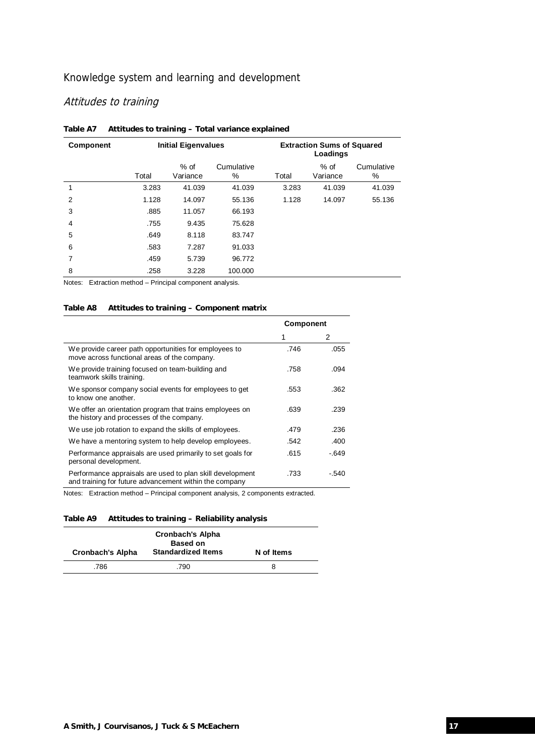## Knowledge system and learning and development

### *Attitudes to training*

**Table A7 Attitudes to training – Total variance explained**

| Component | Initial Eigenvalues | | | Extraction Sums of Squared Loadings | | |
|---|---|---|---|---|---|---|
| | Total | % of Variance | Cumulative % | Total | % of Variance | Cumulative % |
| 1 | 3.283 | 41.039 | 41.039 | 3.283 | 41.039 | 41.039 |
| 2 | 1.128 | 14.097 | 55.136 | 1.128 | 14.097 | 55.136 |
| 3 | .885 | 11.057 | 66.193 | | | |
| 4 | .755 | 9.435 | 75.628 | | | |
| 5 | .649 | 8.118 | 83.747 | | | |
| 6 | .583 | 7.287 | 91.033 | | | |
| 7 | .459 | 5.739 | 96.772 | | | |
| 8 | .258 | 3.228 | 100.000 | | | |

Notes: Extraction method – Principal component analysis.

**Table A8 Attitudes to training – Component matrix**

| | Component | |
|---|---|---|
| | 1 | 2 |
| We provide career path opportunities for employees to move across functional areas of the company. | .746 | .055 |
| We provide training focused on team-building and teamwork skills training. | .758 | .094 |
| We sponsor company social events for employees to get to know one another. | .553 | .362 |
| We offer an orientation program that trains employees on the history and processes of the company. | .639 | .239 |
| We use job rotation to expand the skills of employees. | .479 | .236 |
| We have a mentoring system to help develop employees. | .542 | .400 |
| Performance appraisals are used primarily to set goals for personal development. | .615 | -.649 |
| Performance appraisals are used to plan skill development and training for future advancement within the company | .733 | -.540 |

Notes: Extraction method – Principal component analysis, 2 components extracted.

**Table A9 Attitudes to training – Reliability analysis**

| Cronbach's Alpha | Cronbach's Alpha Based on Standardized Items | N of Items |
|---|---|---|
| .786 | .790 | 8 |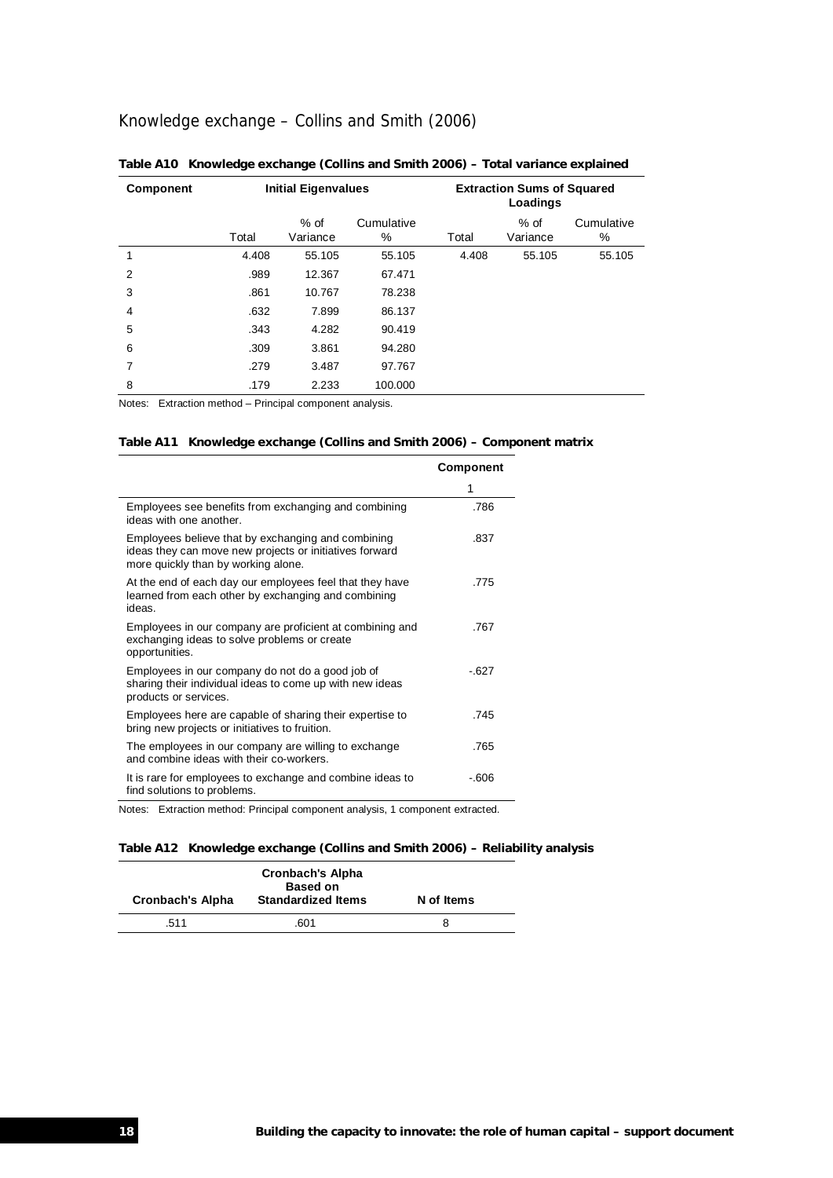## Knowledge exchange – Collins and Smith (2006)

**Table A10 Knowledge exchange (Collins and Smith 2006) – Total variance explained**

| Component | Initial Eigenvalues | | | Extraction Sums of Squared Loadings | | |
|---|---|---|---|---|---|---|
| | Total | % of Variance | Cumulative % | Total | % of Variance | Cumulative % |
| 1 | 4.408 | 55.105 | 55.105 | 4.408 | 55.105 | 55.105 |
| 2 | .989 | 12.367 | 67.471 | | | |
| 3 | .861 | 10.767 | 78.238 | | | |
| 4 | .632 | 7.899 | 86.137 | | | |
| 5 | .343 | 4.282 | 90.419 | | | |
| 6 | .309 | 3.861 | 94.280 | | | |
| 7 | .279 | 3.487 | 97.767 | | | |
| 8 | .179 | 2.233 | 100.000 | | | |

Notes: Extraction method – Principal component analysis.

**Table A11 Knowledge exchange (Collins and Smith 2006) – Component matrix**

| | Component |
|---|---|
| | 1 |
| Employees see benefits from exchanging and combining ideas with one another. | .786 |
| Employees believe that by exchanging and combining ideas they can move new projects or initiatives forward more quickly than by working alone. | .837 |
| At the end of each day our employees feel that they have learned from each other by exchanging and combining ideas. | .775 |
| Employees in our company are proficient at combining and exchanging ideas to solve problems or create opportunities. | .767 |
| Employees in our company do not do a good job of sharing their individual ideas to come up with new ideas products or services. | -.627 |
| Employees here are capable of sharing their expertise to bring new projects or initiatives to fruition. | .745 |
| The employees in our company are willing to exchange and combine ideas with their co-workers. | .765 |
| It is rare for employees to exchange and combine ideas to find solutions to problems. | -.606 |

Notes: Extraction method: Principal component analysis, 1 component extracted.

**Table A12 Knowledge exchange (Collins and Smith 2006) – Reliability analysis**

| Cronbach's Alpha | Cronbach's Alpha Based on Standardized Items | N of Items |
|---|---|---|
| .511 | .601 | 8 |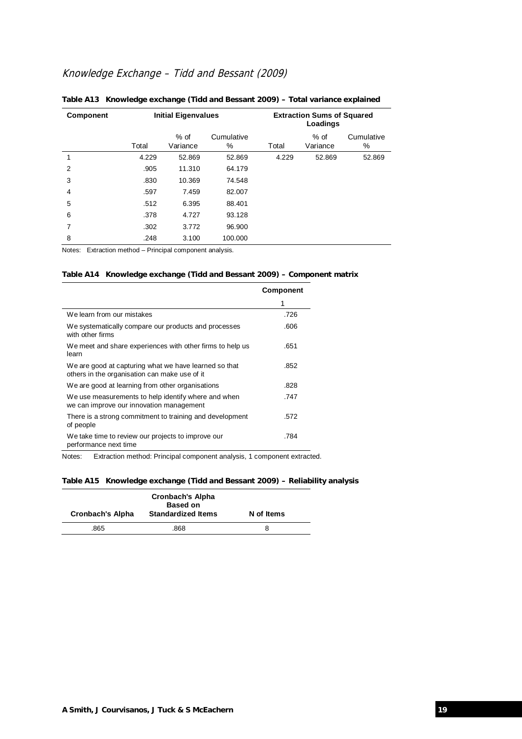## Knowledge Exchange – Tidd and Bessant (2009)

**Table A13 Knowledge exchange (Tidd and Bessant 2009) – Total variance explained**

| Component | Initial Eigenvalues | | | Extraction Sums of Squared Loadings | | |
|---|---|---|---|---|---|---|
| | Total | % of Variance | Cumulative % | Total | % of Variance | Cumulative % |
| 1 | 4.229 | 52.869 | 52.869 | 4.229 | 52.869 | 52.869 |
| 2 | .905 | 11.310 | 64.179 | | | |
| 3 | .830 | 10.369 | 74.548 | | | |
| 4 | .597 | 7.459 | 82.007 | | | |
| 5 | .512 | 6.395 | 88.401 | | | |
| 6 | .378 | 4.727 | 93.128 | | | |
| 7 | .302 | 3.772 | 96.900 | | | |
| 8 | .248 | 3.100 | 100.000 | | | |

Notes: Extraction method – Principal component analysis.

**Table A14 Knowledge exchange (Tidd and Bessant 2009) – Component matrix**

| | Component |
|---|---|
| | 1 |
| We learn from our mistakes | .726 |
| We systematically compare our products and processes with other firms | .606 |
| We meet and share experiences with other firms to help us learn | .651 |
| We are good at capturing what we have learned so that others in the organisation can make use of it | .852 |
| We are good at learning from other organisations | .828 |
| We use measurements to help identify where and when we can improve our innovation management | .747 |
| There is a strong commitment to training and development of people | .572 |
| We take time to review our projects to improve our performance next time | .784 |

Notes: Extraction method: Principal component analysis, 1 component extracted.

**Table A15 Knowledge exchange (Tidd and Bessant 2009) – Reliability analysis**

| Cronbach's Alpha | Cronbach's Alpha Based on Standardized Items | N of Items |
|---|---|---|
| .865 | .868 | 8 |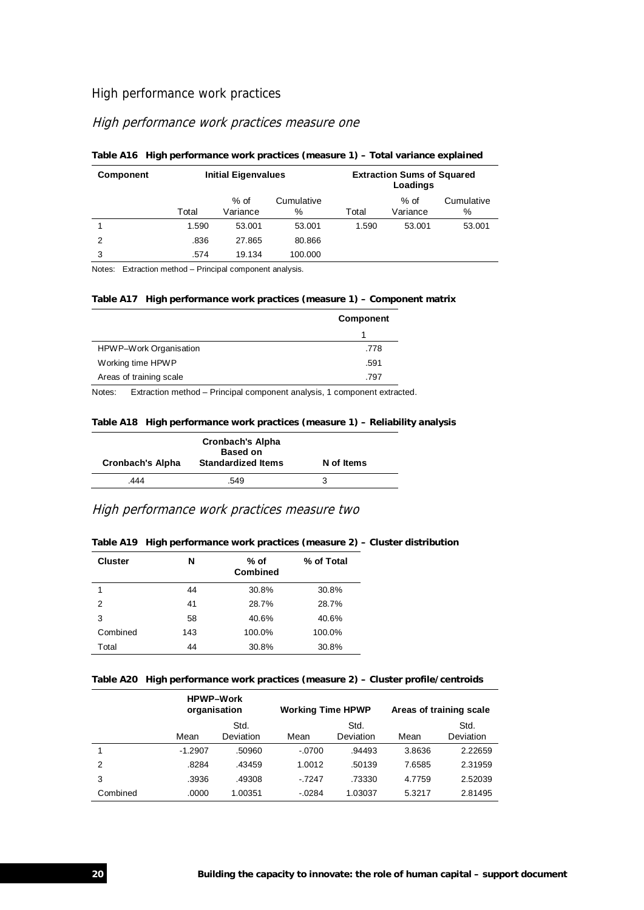## High performance work practices

### *High performance work practices measure one*

**Table A16 High performance work practices (measure 1) – Total variance explained**

| Component | Initial Eigenvalues | | | Extraction Sums of Squared Loadings | | |
|---|---|---|---|---|---|---|
| | Total | % of Variance | Cumulative % | Total | % of Variance | Cumulative % |
| 1 | 1.590 | 53.001 | 53.001 | 1.590 | 53.001 | 53.001 |
| 2 | .836 | 27.865 | 80.866 | | | |
| 3 | .574 | 19.134 | 100.000 | | | |

Notes: Extraction method – Principal component analysis.

**Table A17 High performance work practices (measure 1) – Component matrix**

| | Component |
|---|---|
| | 1 |
| HPWP–Work Organisation | .778 |
| Working time HPWP | .591 |
| Areas of training scale | .797 |

Notes: Extraction method – Principal component analysis, 1 component extracted.

**Table A18 High performance work practices (measure 1) – Reliability analysis**

| Cronbach's Alpha | Cronbach's Alpha Based on Standardized Items | N of Items |
|---|---|---|
| .444 | .549 | 3 |

### *High performance work practices measure two*

**Table A19 High performance work practices (measure 2) – Cluster distribution**

| Cluster | N | % of Combined | % of Total |
|---|---|---|---|
| 1 | 44 | 30.8% | 30.8% |
| 2 | 41 | 28.7% | 28.7% |
| 3 | 58 | 40.6% | 40.6% |
| Combined | 143 | 100.0% | 100.0% |
| Total | 44 | 30.8% | 30.8% |

**Table A20 High performance work practices (measure 2) – Cluster profile/centroids**

| | HPWP–Work organisation | | Working Time HPWP | | Areas of training scale | |
|---|---|---|---|---|---|---|
| | Mean | Std. Deviation | Mean | Std. Deviation | Mean | Std. Deviation |
| 1 | -1.2907 | .50960 | -.0700 | .94493 | 3.8636 | 2.22659 |
| 2 | .8284 | .43459 | 1.0012 | .50139 | 7.6585 | 2.31959 |
| 3 | .3936 | .49308 | -.7247 | .73330 | 4.7759 | 2.52039 |
| Combined | .0000 | 1.00351 | -.0284 | 1.03037 | 5.3217 | 2.81495 |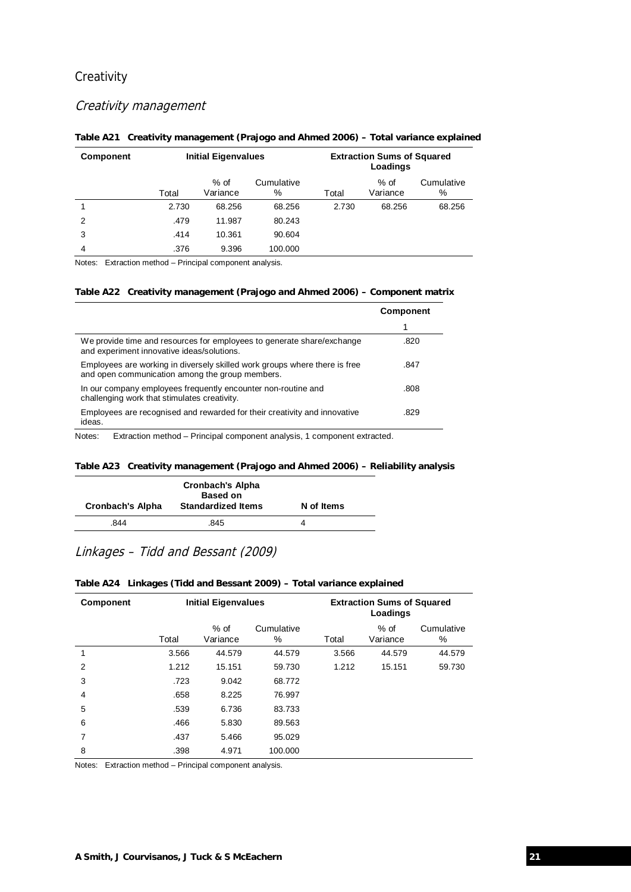## Creativity

### *Creativity management*

**Table A21 Creativity management (Prajogo and Ahmed 2006) – Total variance explained**

| Component | Initial Eigenvalues | | | Extraction Sums of Squared Loadings | | |
|---|---|---|---|---|---|---|
| | Total | % of Variance | Cumulative % | Total | % of Variance | Cumulative % |
| 1 | 2.730 | 68.256 | 68.256 | 2.730 | 68.256 | 68.256 |
| 2 | .479 | 11.987 | 80.243 | | | |
| 3 | .414 | 10.361 | 90.604 | | | |
| 4 | .376 | 9.396 | 100.000 | | | |

Notes: Extraction method – Principal component analysis.

**Table A22 Creativity management (Prajogo and Ahmed 2006) – Component matrix**

| | Component |
|---|---|
| | 1 |
| We provide time and resources for employees to generate share/exchange and experiment innovative ideas/solutions. | .820 |
| Employees are working in diversely skilled work groups where there is free and open communication among the group members. | .847 |
| In our company employees frequently encounter non-routine and challenging work that stimulates creativity. | .808 |
| Employees are recognised and rewarded for their creativity and innovative ideas. | .829 |

Notes: Extraction method – Principal component analysis, 1 component extracted.

**Table A23 Creativity management (Prajogo and Ahmed 2006) – Reliability analysis**

| Cronbach's Alpha | Cronbach's Alpha Based on Standardized Items | N of Items |
|---|---|---|
| .844 | .845 | 4 |

### *Linkages – Tidd and Bessant (2009)*

**Table A24 Linkages (Tidd and Bessant 2009) – Total variance explained**

| Component | Initial Eigenvalues | | | Extraction Sums of Squared Loadings | | |
|---|---|---|---|---|---|---|
| | Total | % of Variance | Cumulative % | Total | % of Variance | Cumulative % |
| 1 | 3.566 | 44.579 | 44.579 | 3.566 | 44.579 | 44.579 |
| 2 | 1.212 | 15.151 | 59.730 | 1.212 | 15.151 | 59.730 |
| 3 | .723 | 9.042 | 68.772 | | | |
| 4 | .658 | 8.225 | 76.997 | | | |
| 5 | .539 | 6.736 | 83.733 | | | |
| 6 | .466 | 5.830 | 89.563 | | | |
| 7 | .437 | 5.466 | 95.029 | | | |
| 8 | .398 | 4.971 | 100.000 | | | |

Notes: Extraction method – Principal component analysis.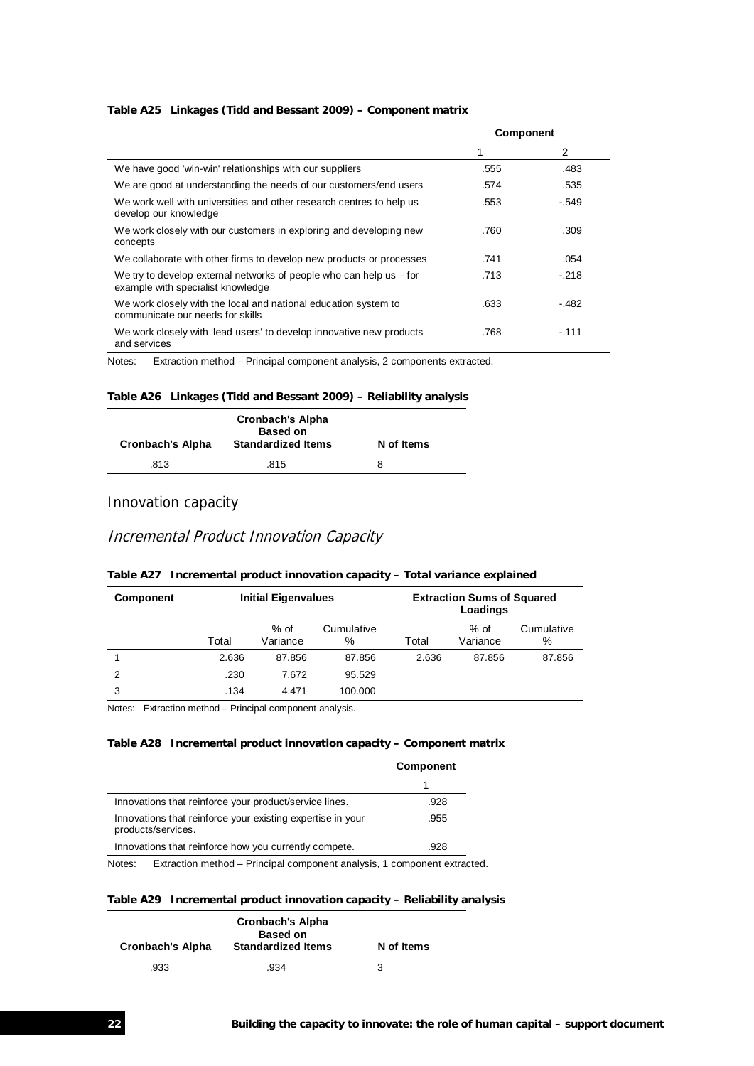**Table A25 Linkages (Tidd and Bessant 2009) – Component matrix**

| | Component | |
|---|---|---|
| | 1 | 2 |
| We have good 'win-win' relationships with our suppliers | .555 | .483 |
| We are good at understanding the needs of our customers/end users | .574 | .535 |
| We work well with universities and other research centres to help us develop our knowledge | .553 | -.549 |
| We work closely with our customers in exploring and developing new concepts | .760 | .309 |
| We collaborate with other firms to develop new products or processes | .741 | .054 |
| We try to develop external networks of people who can help us – for example with specialist knowledge | .713 | -.218 |
| We work closely with the local and national education system to communicate our needs for skills | .633 | -.482 |
| We work closely with 'lead users' to develop innovative new products and services | .768 | -.111 |

Notes: Extraction method – Principal component analysis, 2 components extracted.

**Table A26 Linkages (Tidd and Bessant 2009) – Reliability analysis**

| Cronbach's Alpha | Cronbach's Alpha Based on Standardized Items | N of Items |
|---|---|---|
| .813 | .815 | 8 |

## Innovation capacity

### *Incremental Product Innovation Capacity*

**Table A27 Incremental product innovation capacity – Total variance explained**

| Component | Initial Eigenvalues | | | Extraction Sums of Squared Loadings | | |
|---|---|---|---|---|---|---|
| | Total | % of Variance | Cumulative % | Total | % of Variance | Cumulative % |
| 1 | 2.636 | 87.856 | 87.856 | 2.636 | 87.856 | 87.856 |
| 2 | .230 | 7.672 | 95.529 | | | |
| 3 | .134 | 4.471 | 100.000 | | | |

Notes: Extraction method – Principal component analysis.

**Table A28 Incremental product innovation capacity – Component matrix**

| | Component |
|---|---|
| | 1 |
| Innovations that reinforce your product/service lines. | .928 |
| Innovations that reinforce your existing expertise in your products/services. | .955 |
| Innovations that reinforce how you currently compete. | .928 |

Notes: Extraction method – Principal component analysis, 1 component extracted.

**Table A29 Incremental product innovation capacity – Reliability analysis**

| Cronbach's Alpha | Cronbach's Alpha Based on Standardized Items | N of Items |
|---|---|---|
| .933 | .934 | 3 |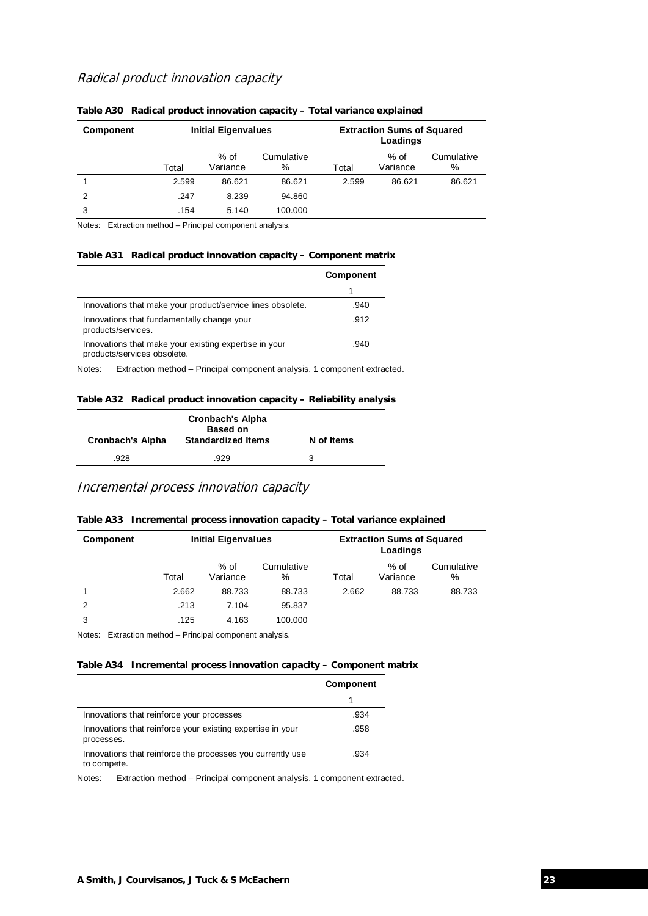## *Radical product innovation capacity*

**Table A30 Radical product innovation capacity – Total variance explained**

| Component | Initial Eigenvalues | | | Extraction Sums of Squared Loadings | | |
|---|---|---|---|---|---|---|
| | Total | % of Variance | Cumulative % | Total | % of Variance | Cumulative % |
| 1 | 2.599 | 86.621 | 86.621 | 2.599 | 86.621 | 86.621 |
| 2 | .247 | 8.239 | 94.860 | | | |
| 3 | .154 | 5.140 | 100.000 | | | |

Notes: Extraction method – Principal component analysis.

**Table A31 Radical product innovation capacity – Component matrix**

| | Component |
|---|---|
| | 1 |
| Innovations that make your product/service lines obsolete. | .940 |
| Innovations that fundamentally change your products/services. | .912 |
| Innovations that make your existing expertise in your products/services obsolete. | .940 |

Notes: Extraction method – Principal component analysis, 1 component extracted.

**Table A32 Radical product innovation capacity – Reliability analysis**

| Cronbach's Alpha | Cronbach's Alpha Based on Standardized Items | N of Items |
|---|---|---|
| .928 | .929 | 3 |

## *Incremental process innovation capacity*

**Table A33 Incremental process innovation capacity – Total variance explained**

| Component | Initial Eigenvalues | | | Extraction Sums of Squared Loadings | | |
|---|---|---|---|---|---|---|
| | Total | % of Variance | Cumulative % | Total | % of Variance | Cumulative % |
| 1 | 2.662 | 88.733 | 88.733 | 2.662 | 88.733 | 88.733 |
| 2 | .213 | 7.104 | 95.837 | | | |
| 3 | .125 | 4.163 | 100.000 | | | |

Notes: Extraction method – Principal component analysis.

**Table A34 Incremental process innovation capacity – Component matrix**

| | Component |
|---|---|
| | 1 |
| Innovations that reinforce your processes | .934 |
| Innovations that reinforce your existing expertise in your processes. | .958 |
| Innovations that reinforce the processes you currently use to compete. | .934 |

Notes: Extraction method – Principal component analysis, 1 component extracted.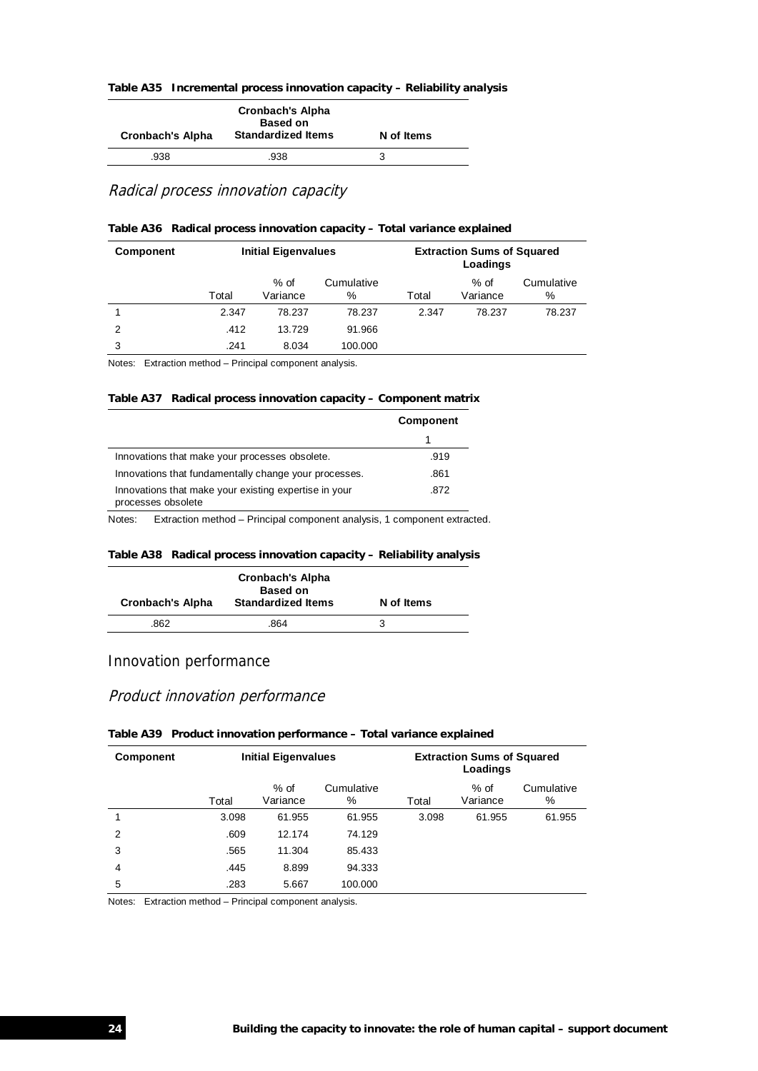**Table A35 Incremental process innovation capacity – Reliability analysis**

| Cronbach's Alpha | Cronbach's Alpha Based on Standardized Items | N of Items |
|---|---|---|
| .938 | .938 | 3 |

### *Radical process innovation capacity*

**Table A36 Radical process innovation capacity – Total variance explained**

| Component | Initial Eigenvalues | | | Extraction Sums of Squared Loadings | | |
|---|---|---|---|---|---|---|
| | Total | % of Variance | Cumulative % | Total | % of Variance | Cumulative % |
| 1 | 2.347 | 78.237 | 78.237 | 2.347 | 78.237 | 78.237 |
| 2 | .412 | 13.729 | 91.966 | | | |
| 3 | .241 | 8.034 | 100.000 | | | |

Notes: Extraction method – Principal component analysis.

**Table A37 Radical process innovation capacity – Component matrix**

| | Component |
|---|---|
| | 1 |
| Innovations that make your processes obsolete. | .919 |
| Innovations that fundamentally change your processes. | .861 |
| Innovations that make your existing expertise in your processes obsolete | .872 |

Notes: Extraction method – Principal component analysis, 1 component extracted.

**Table A38 Radical process innovation capacity – Reliability analysis**

| Cronbach's Alpha | Cronbach's Alpha Based on Standardized Items | N of Items |
|---|---|---|
| .862 | .864 | 3 |

## Innovation performance

### *Product innovation performance*

**Table A39 Product innovation performance – Total variance explained**

| Component | Initial Eigenvalues | | | Extraction Sums of Squared Loadings | | |
|---|---|---|---|---|---|---|
| | Total | % of Variance | Cumulative % | Total | % of Variance | Cumulative % |
| 1 | 3.098 | 61.955 | 61.955 | 3.098 | 61.955 | 61.955 |
| 2 | .609 | 12.174 | 74.129 | | | |
| 3 | .565 | 11.304 | 85.433 | | | |
| 4 | .445 | 8.899 | 94.333 | | | |
| 5 | .283 | 5.667 | 100.000 | | | |

Notes: Extraction method – Principal component analysis.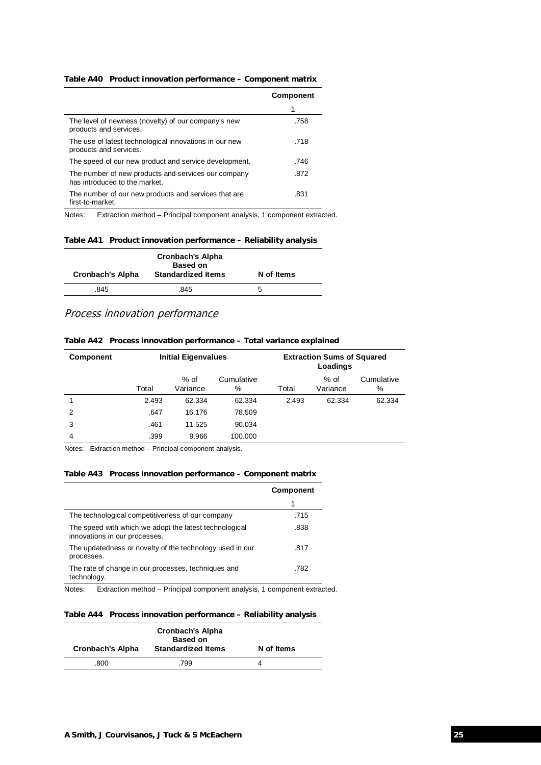**Table A40 Product innovation performance – Component matrix**

| | Component |
|---|---|
| | 1 |
| The level of newness (novelty) of our company's new products and services. | .758 |
| The use of latest technological innovations in our new products and services. | .718 |
| The speed of our new product and service development. | .746 |
| The number of new products and services our company has introduced to the market. | .872 |
| The number of our new products and services that are first-to-market. | .831 |

Notes: Extraction method – Principal component analysis, 1 component extracted.

**Table A41 Product innovation performance – Reliability analysis**

| Cronbach's Alpha | Cronbach's Alpha Based on Standardized Items | N of Items |
|---|---|---|
| .845 | .845 | 5 |

## *Process innovation performance*

**Table A42 Process innovation performance – Total variance explained**

| Component | Initial Eigenvalues | | | Extraction Sums of Squared Loadings | | |
|---|---|---|---|---|---|---|
| | Total | % of Variance | Cumulative % | Total | % of Variance | Cumulative % |
| 1 | 2.493 | 62.334 | 62.334 | 2.493 | 62.334 | 62.334 |
| 2 | .647 | 16.176 | 78.509 | | | |
| 3 | .461 | 11.525 | 90.034 | | | |
| 4 | .399 | 9.966 | 100.000 | | | |

Notes: Extraction method – Principal component analysis.

**Table A43 Process innovation performance – Component matrix**

| | Component |
|---|---|
| | 1 |
| The technological competitiveness of our company | .715 |
| The speed with which we adopt the latest technological innovations in our processes. | .838 |
| The updatedness or novelty of the technology used in our processes. | .817 |
| The rate of change in our processes, techniques and technology. | .782 |

Notes: Extraction method – Principal component analysis, 1 component extracted.

**Table A44 Process innovation performance – Reliability analysis**

| Cronbach's Alpha | Cronbach's Alpha Based on Standardized Items | N of Items |
|---|---|---|
| .800 | .799 | 4 |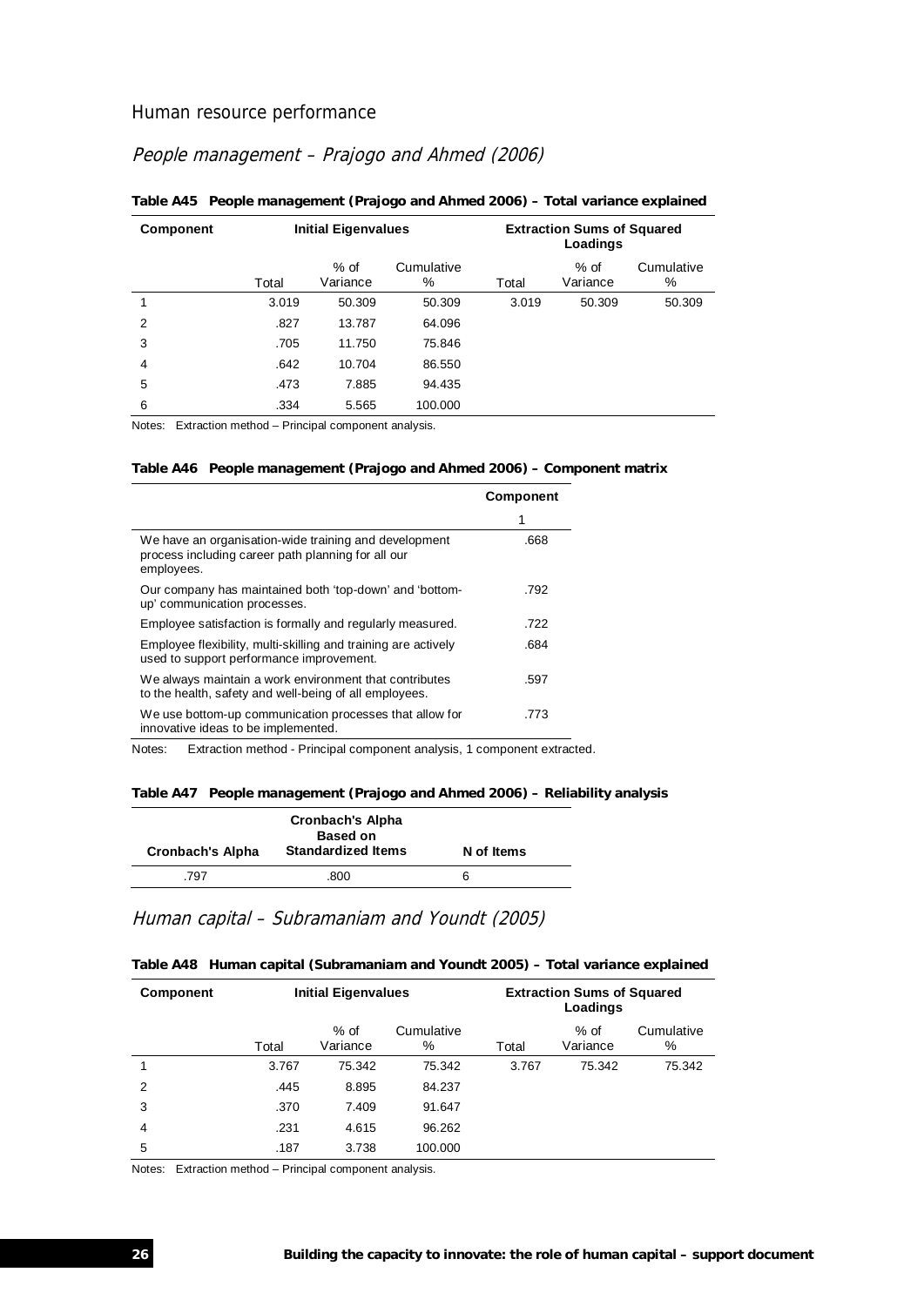## Human resource performance

### *People management – Prajogo and Ahmed (2006)*

**Table A45 People management (Prajogo and Ahmed 2006) – Total variance explained**

| Component | Initial Eigenvalues | | | Extraction Sums of Squared Loadings | | |
|---|---|---|---|---|---|---|
| | Total | % of Variance | Cumulative % | Total | % of Variance | Cumulative % |
| 1 | 3.019 | 50.309 | 50.309 | 3.019 | 50.309 | 50.309 |
| 2 | .827 | 13.787 | 64.096 | | | |
| 3 | .705 | 11.750 | 75.846 | | | |
| 4 | .642 | 10.704 | 86.550 | | | |
| 5 | .473 | 7.885 | 94.435 | | | |
| 6 | .334 | 5.565 | 100.000 | | | |

Notes: Extraction method – Principal component analysis.

**Table A46 People management (Prajogo and Ahmed 2006) – Component matrix**

| | Component |
|---|---|
| | 1 |
| We have an organisation-wide training and development process including career path planning for all our employees. | .668 |
| Our company has maintained both 'top-down' and 'bottom-up' communication processes. | .792 |
| Employee satisfaction is formally and regularly measured. | .722 |
| Employee flexibility, multi-skilling and training are actively used to support performance improvement. | .684 |
| We always maintain a work environment that contributes to the health, safety and well-being of all employees. | .597 |
| We use bottom-up communication processes that allow for innovative ideas to be implemented. | .773 |

Notes: Extraction method - Principal component analysis, 1 component extracted.

**Table A47 People management (Prajogo and Ahmed 2006) – Reliability analysis**

| Cronbach's Alpha | Cronbach's Alpha Based on Standardized Items | N of Items |
|---|---|---|
| .797 | .800 | 6 |

### *Human capital – Subramaniam and Youndt (2005)*

**Table A48 Human capital (Subramaniam and Youndt 2005) – Total variance explained**

| Component | Initial Eigenvalues | | | Extraction Sums of Squared Loadings | | |
|---|---|---|---|---|---|---|
| | Total | % of Variance | Cumulative % | Total | % of Variance | Cumulative % |
| 1 | 3.767 | 75.342 | 75.342 | 3.767 | 75.342 | 75.342 |
| 2 | .445 | 8.895 | 84.237 | | | |
| 3 | .370 | 7.409 | 91.647 | | | |
| 4 | .231 | 4.615 | 96.262 | | | |
| 5 | .187 | 3.738 | 100.000 | | | |

Notes: Extraction method – Principal component analysis.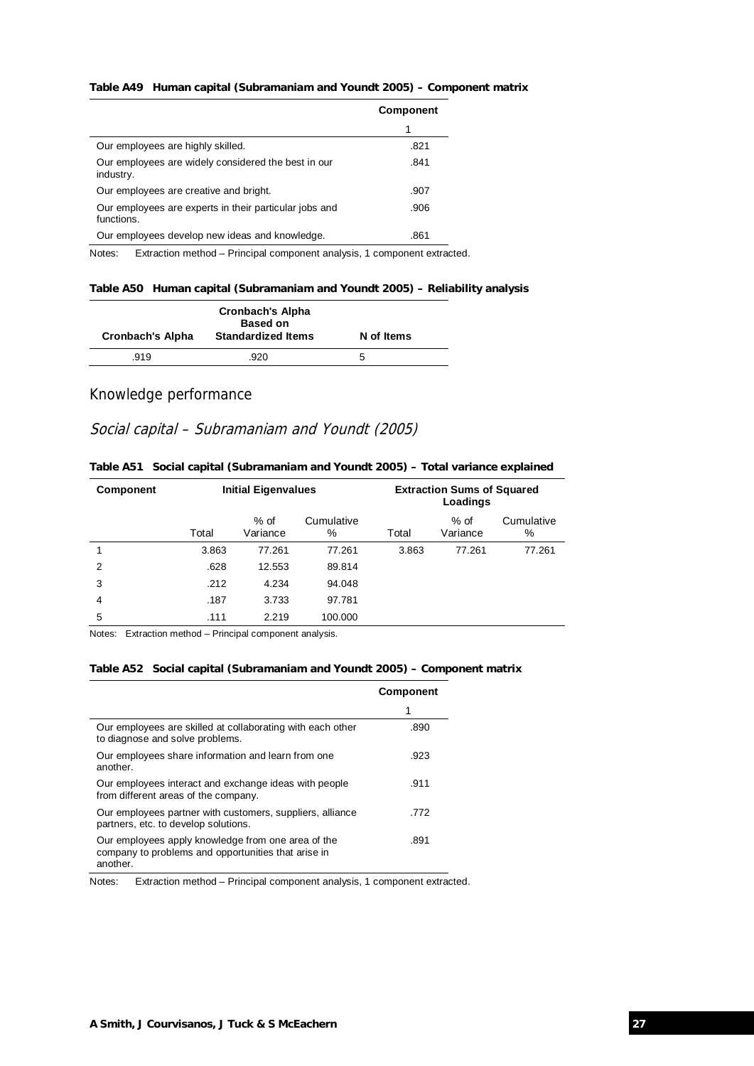**Table A49 Human capital (Subramaniam and Youndt 2005) – Component matrix**

| | Component |
|---|---|
| | 1 |
| Our employees are highly skilled. | .821 |
| Our employees are widely considered the best in our industry. | .841 |
| Our employees are creative and bright. | .907 |
| Our employees are experts in their particular jobs and functions. | .906 |
| Our employees develop new ideas and knowledge. | .861 |

Notes: Extraction method – Principal component analysis, 1 component extracted.

**Table A50 Human capital (Subramaniam and Youndt 2005) – Reliability analysis**

| Cronbach's Alpha | Cronbach's Alpha Based on Standardized Items | N of Items |
|---|---|---|
| .919 | .920 | 5 |

## Knowledge performance

### *Social capital – Subramaniam and Youndt (2005)*

**Table A51 Social capital (Subramaniam and Youndt 2005) – Total variance explained**

| Component | Initial Eigenvalues | | | Extraction Sums of Squared Loadings | | |
|---|---|---|---|---|---|---|
| | Total | % of Variance | Cumulative % | Total | % of Variance | Cumulative % |
| 1 | 3.863 | 77.261 | 77.261 | 3.863 | 77.261 | 77.261 |
| 2 | .628 | 12.553 | 89.814 | | | |
| 3 | .212 | 4.234 | 94.048 | | | |
| 4 | .187 | 3.733 | 97.781 | | | |
| 5 | .111 | 2.219 | 100.000 | | | |

Notes: Extraction method – Principal component analysis.

**Table A52 Social capital (Subramaniam and Youndt 2005) – Component matrix**

| | Component |
|---|---|
| | 1 |
| Our employees are skilled at collaborating with each other to diagnose and solve problems. | .890 |
| Our employees share information and learn from one another. | .923 |
| Our employees interact and exchange ideas with people from different areas of the company. | .911 |
| Our employees partner with customers, suppliers, alliance partners, etc. to develop solutions. | .772 |
| Our employees apply knowledge from one area of the company to problems and opportunities that arise in another. | .891 |

Notes: Extraction method – Principal component analysis, 1 component extracted.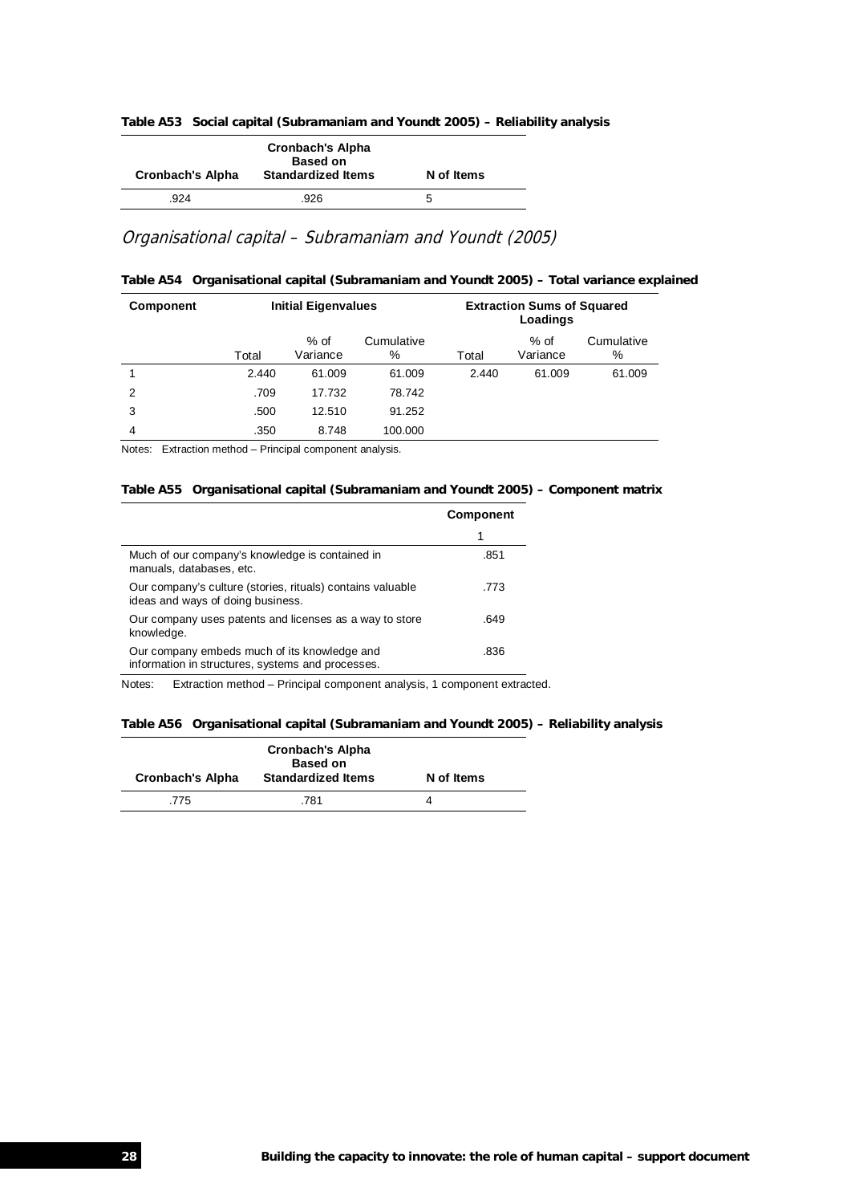**Table A53 Social capital (Subramaniam and Youndt 2005) – Reliability analysis**

| Cronbach's Alpha | Cronbach's Alpha Based on Standardized Items | N of Items |
|---|---|---|
| .924 | .926 | 5 |

## *Organisational capital – Subramaniam and Youndt (2005)*

**Table A54 Organisational capital (Subramaniam and Youndt 2005) – Total variance explained**

| Component | Initial Eigenvalues | | | Extraction Sums of Squared Loadings | | |
|---|---|---|---|---|---|---|
| | Total | % of Variance | Cumulative % | Total | % of Variance | Cumulative % |
| 1 | 2.440 | 61.009 | 61.009 | 2.440 | 61.009 | 61.009 |
| 2 | .709 | 17.732 | 78.742 | | | |
| 3 | .500 | 12.510 | 91.252 | | | |
| 4 | .350 | 8.748 | 100.000 | | | |

Notes: Extraction method – Principal component analysis.

**Table A55 Organisational capital (Subramaniam and Youndt 2005) – Component matrix**

| | Component |
|---|---|
| | 1 |
| Much of our company's knowledge is contained in manuals, databases, etc. | .851 |
| Our company's culture (stories, rituals) contains valuable ideas and ways of doing business. | .773 |
| Our company uses patents and licenses as a way to store knowledge. | .649 |
| Our company embeds much of its knowledge and information in structures, systems and processes. | .836 |

Notes: Extraction method – Principal component analysis, 1 component extracted.

**Table A56 Organisational capital (Subramaniam and Youndt 2005) – Reliability analysis**

| Cronbach's Alpha | Cronbach's Alpha Based on Standardized Items | N of Items |
|---|---|---|
| .775 | .781 | 4 |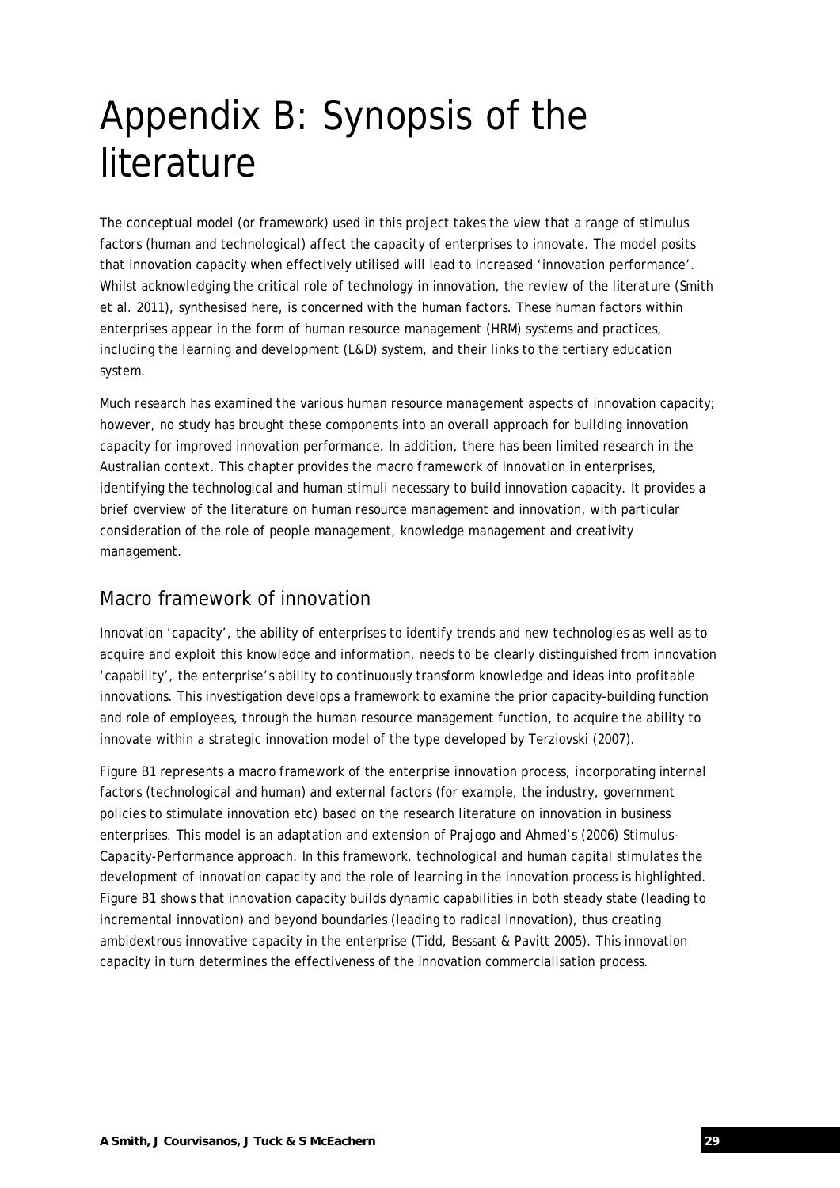# Appendix B: Synopsis of the literature

The conceptual model (or framework) used in this project takes the view that a range of stimulus factors (human and technological) affect the capacity of enterprises to innovate. The model posits that innovation capacity when effectively utilised will lead to increased 'innovation performance'. Whilst acknowledging the critical role of technology in innovation, the review of the literature (Smith et al. 2011), synthesised here, is concerned with the human factors. These human factors within enterprises appear in the form of human resource management (HRM) systems and practices, including the learning and development (L&D) system, and their links to the tertiary education system.

Much research has examined the various human resource management aspects of innovation capacity; however, no study has brought these components into an overall approach for building innovation capacity for improved innovation performance. In addition, there has been limited research in the Australian context. This chapter provides the macro framework of innovation in enterprises, identifying the technological and human stimuli necessary to build innovation capacity. It provides a brief overview of the literature on human resource management and innovation, with particular consideration of the role of people management, knowledge management and creativity management.

## Macro framework of innovation

Innovation 'capacity', the ability of enterprises to identify trends and new technologies as well as to acquire and exploit this knowledge and information, needs to be clearly distinguished from innovation 'capability', the enterprise's ability to continuously transform knowledge and ideas into profitable innovations. This investigation develops a framework to examine the prior capacity-building function and role of employees, through the human resource management function, to acquire the ability to innovate within a strategic innovation model of the type developed by Terziovski (2007).

Figure B1 represents a macro framework of the enterprise innovation process, incorporating internal factors (technological and human) and external factors (for example, the industry, government policies to stimulate innovation etc) based on the research literature on innovation in business enterprises. This model is an adaptation and extension of Prajogo and Ahmed's (2006) Stimulus-Capacity-Performance approach. In this framework, technological and human capital stimulates the development of innovation capacity and the role of learning in the innovation process is highlighted. Figure B1 shows that innovation capacity builds dynamic capabilities in both steady state (leading to incremental innovation) and beyond boundaries (leading to radical innovation), thus creating ambidextrous innovative capacity in the enterprise (Tidd, Bessant & Pavitt 2005). This innovation capacity in turn determines the effectiveness of the innovation commercialisation process.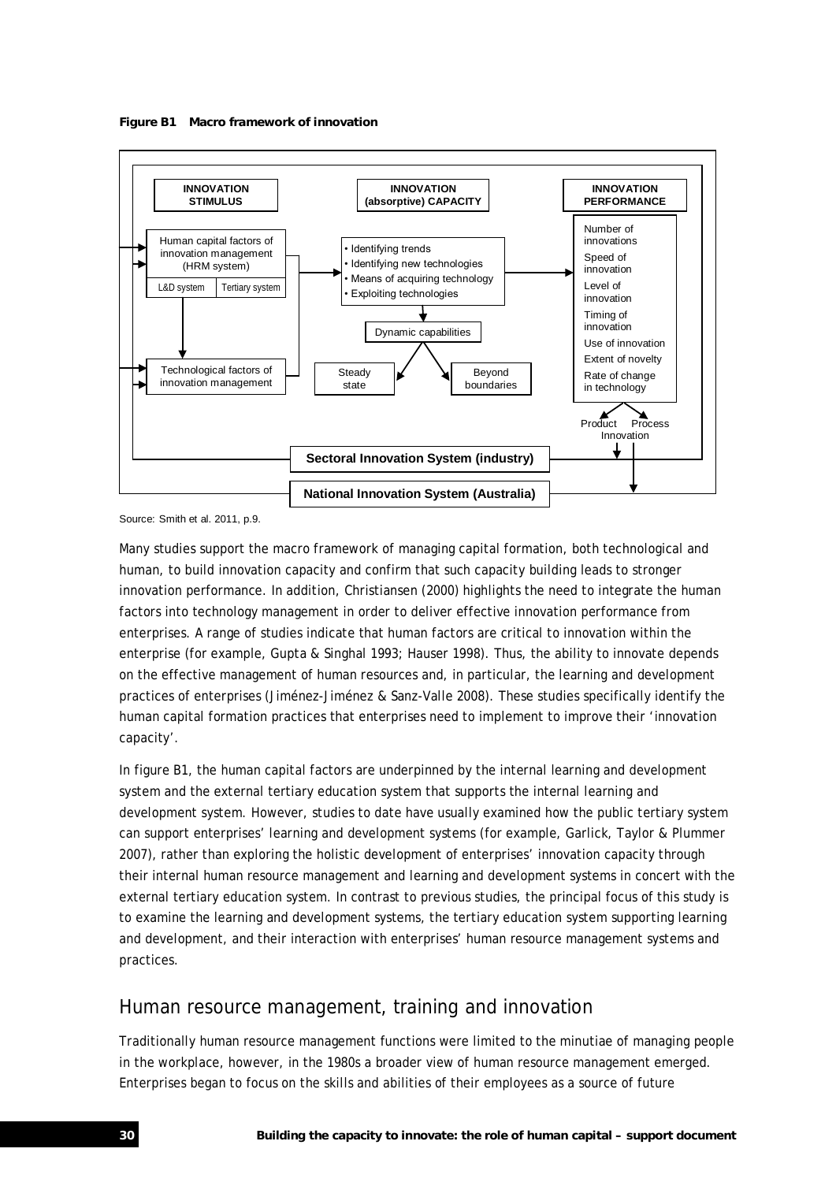**Figure B1 Macro framework of innovation**

INNOVATION STIMULUS

Human capital factors of innovation management (HRM system)

L&D system | Tertiary system

Technological factors of innovation management

INNOVATION (absorptive) CAPACITY

- Identifying trends
- Identifying new technologies
- Means of acquiring technology
- Exploiting technologies

Dynamic capabilities

Steady state

Beyond boundaries

INNOVATION PERFORMANCE

Number of innovations

Speed of innovation

Level of innovation

Timing of innovation

Use of innovation

Extent of novelty

Rate of change in technology

Product Process Innovation

Sectoral Innovation System (industry)

National Innovation System (Australia)

Source: Smith et al. 2011, p.9.

Many studies support the macro framework of managing capital formation, both technological and human, to build innovation capacity and confirm that such capacity building leads to stronger innovation performance. In addition, Christiansen (2000) highlights the need to integrate the human factors into technology management in order to deliver effective innovation performance from enterprises. A range of studies indicate that human factors are critical to innovation within the enterprise (for example, Gupta & Singhal 1993; Hauser 1998). Thus, the ability to innovate depends on the effective management of human resources and, in particular, the learning and development practices of enterprises (Jiménez-Jiménez & Sanz-Valle 2008). These studies specifically identify the human capital formation practices that enterprises need to implement to improve their 'innovation capacity'.

In figure B1, the human capital factors are underpinned by the internal learning and development system and the external tertiary education system that supports the internal learning and development system. However, studies to date have usually examined how the public tertiary system can support enterprises' learning and development systems (for example, Garlick, Taylor & Plummer 2007), rather than exploring the holistic development of enterprises' innovation capacity through their internal human resource management and learning and development systems in concert with the external tertiary education system. In contrast to previous studies, the principal focus of this study is to examine the learning and development systems, the tertiary education system supporting learning and development, and their interaction with enterprises' human resource management systems and practices.

## Human resource management, training and innovation

Traditionally human resource management functions were limited to the minutiae of managing people in the workplace, however, in the 1980s a broader view of human resource management emerged. Enterprises began to focus on the skills and abilities of their employees as a source of future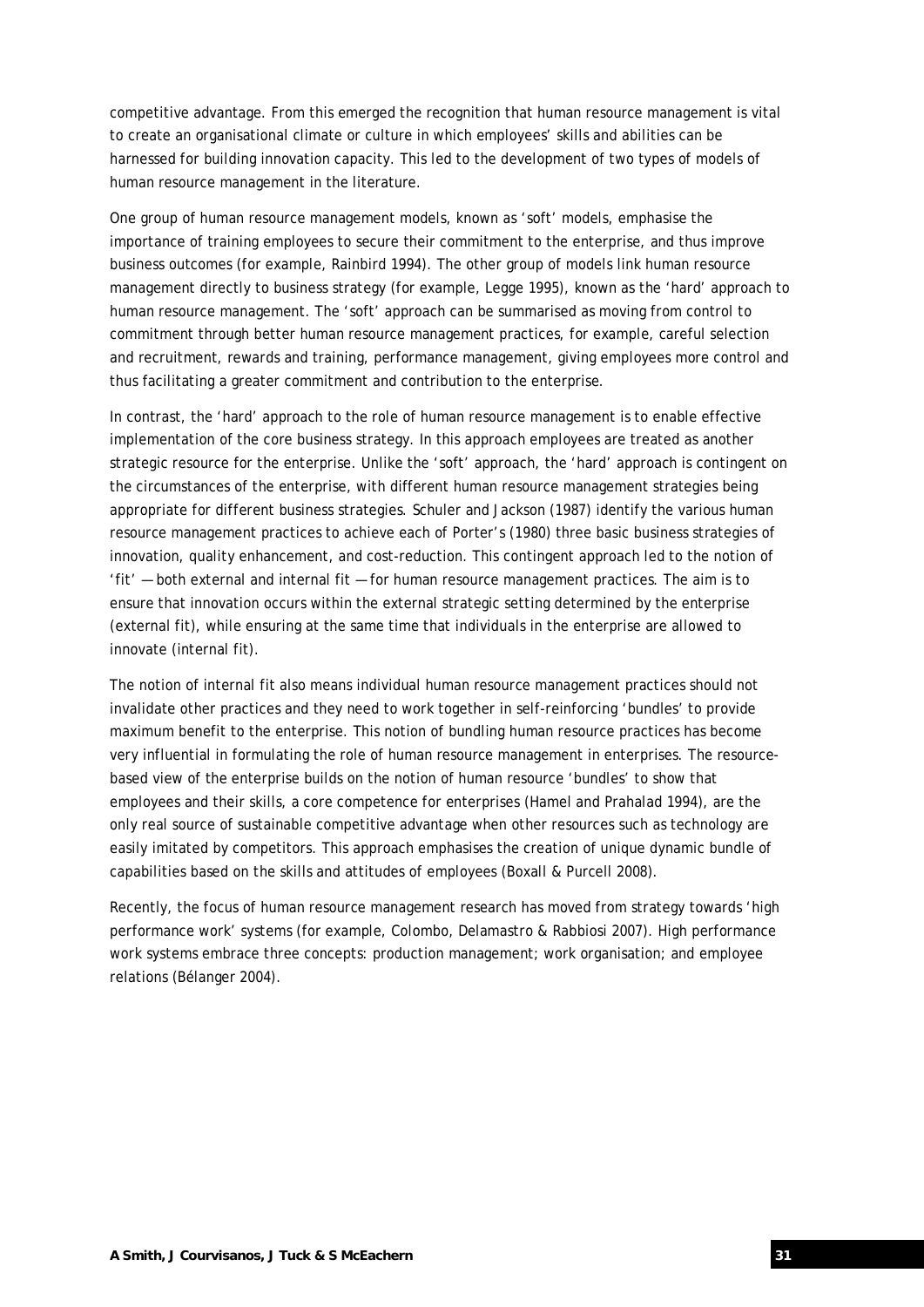competitive advantage. From this emerged the recognition that human resource management is vital to create an organisational climate or culture in which employees' skills and abilities can be harnessed for building innovation capacity. This led to the development of two types of models of human resource management in the literature.

One group of human resource management models, known as 'soft' models, emphasise the importance of training employees to secure their commitment to the enterprise, and thus improve business outcomes (for example, Rainbird 1994). The other group of models link human resource management directly to business strategy (for example, Legge 1995), known as the 'hard' approach to human resource management. The 'soft' approach can be summarised as moving from control to commitment through better human resource management practices, for example, careful selection and recruitment, rewards and training, performance management, giving employees more control and thus facilitating a greater commitment and contribution to the enterprise.

In contrast, the 'hard' approach to the role of human resource management is to enable effective implementation of the core business strategy. In this approach employees are treated as another strategic resource for the enterprise. Unlike the 'soft' approach, the 'hard' approach is contingent on the circumstances of the enterprise, with different human resource management strategies being appropriate for different business strategies. Schuler and Jackson (1987) identify the various human resource management practices to achieve each of Porter's (1980) three basic business strategies of innovation, quality enhancement, and cost-reduction. This contingent approach led to the notion of 'fit' — both external and internal fit — for human resource management practices. The aim is to ensure that innovation occurs within the external strategic setting determined by the enterprise (external fit), while ensuring at the same time that individuals in the enterprise are allowed to innovate (internal fit).

The notion of internal fit also means individual human resource management practices should not invalidate other practices and they need to work together in self-reinforcing 'bundles' to provide maximum benefit to the enterprise. This notion of bundling human resource practices has become very influential in formulating the role of human resource management in enterprises. The resource-based view of the enterprise builds on the notion of human resource 'bundles' to show that employees and their skills, a core competence for enterprises (Hamel and Prahalad 1994), are the only real source of sustainable competitive advantage when other resources such as technology are easily imitated by competitors. This approach emphasises the creation of unique dynamic bundle of capabilities based on the skills and attitudes of employees (Boxall & Purcell 2008).

Recently, the focus of human resource management research has moved from strategy towards 'high performance work' systems (for example, Colombo, Delamastro & Rabbiosi 2007). High performance work systems embrace three concepts: production management; work organisation; and employee relations (Bélanger 2004).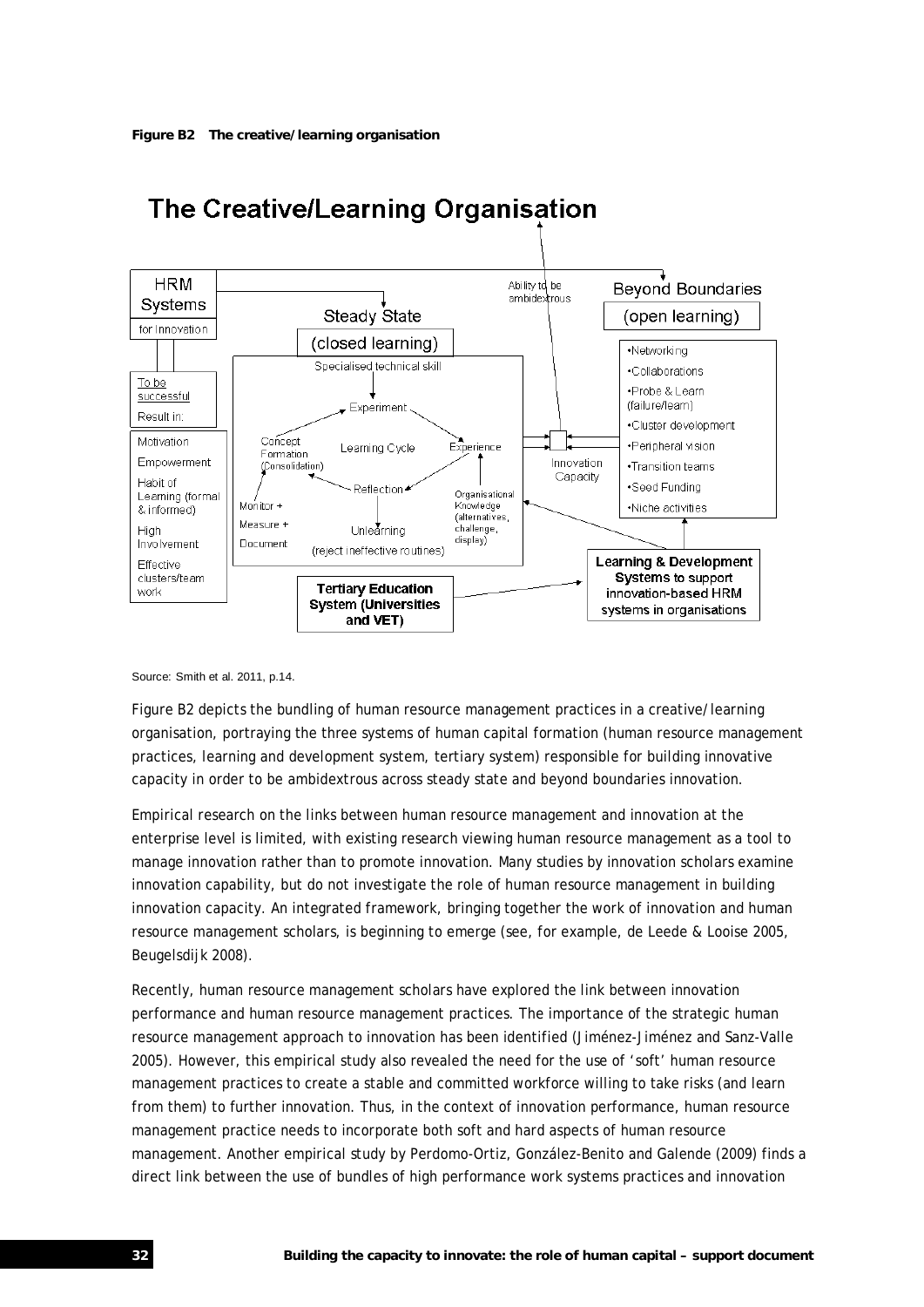**Figure B2 The creative/learning organisation**

**The Creative/Learning Organisation**

HRM Systems for Innovation

To be successful Result in:

- Motivation
- Empowerment
- Habit of Learning (formal & informed)
- High Involvement
- Effective clusters/team work

Steady State (closed learning)

Specialised technical skill

Learning Cycle: Experiment, Experience, Reflection, Concept Formation (Consolidation)

Monitor + Measure + Document

Unlearning (reject ineffective routines)

Organisational Knowledge (alternatives, challenge, display)

Ability to be ambidextrous

Innovation Capacity

Beyond Boundaries (open learning)

- •Networking
- •Collaborations
- •Probe & Learn (failure/learn)
- •Cluster development
- •Peripheral vision
- •Transition teams
- •Seed Funding
- •Niche activities

**Learning & Development Systems** to support innovation-based HRM systems in organisations

**Tertiary Education System (Universities and VET)**

Source: Smith et al. 2011, p.14.

Figure B2 depicts the bundling of human resource management practices in a creative/learning organisation, portraying the three systems of human capital formation (human resource management practices, learning and development system, tertiary system) responsible for building innovative capacity in order to be ambidextrous across steady state and beyond boundaries innovation.

Empirical research on the links between human resource management and innovation at the enterprise level is limited, with existing research viewing human resource management as a tool to manage innovation rather than to promote innovation. Many studies by innovation scholars examine innovation capability, but do not investigate the role of human resource management in building innovation capacity. An integrated framework, bringing together the work of innovation and human resource management scholars, is beginning to emerge (see, for example, de Leede & Looise 2005, Beugelsdijk 2008).

Recently, human resource management scholars have explored the link between innovation performance and human resource management practices. The importance of the strategic human resource management approach to innovation has been identified (Jiménez-Jiménez and Sanz-Valle 2005). However, this empirical study also revealed the need for the use of 'soft' human resource management practices to create a stable and committed workforce willing to take risks (and learn from them) to further innovation. Thus, in the context of innovation performance, human resource management practice needs to incorporate both soft and hard aspects of human resource management. Another empirical study by Perdomo-Ortiz, González-Benito and Galende (2009) finds a direct link between the use of bundles of high performance work systems practices and innovation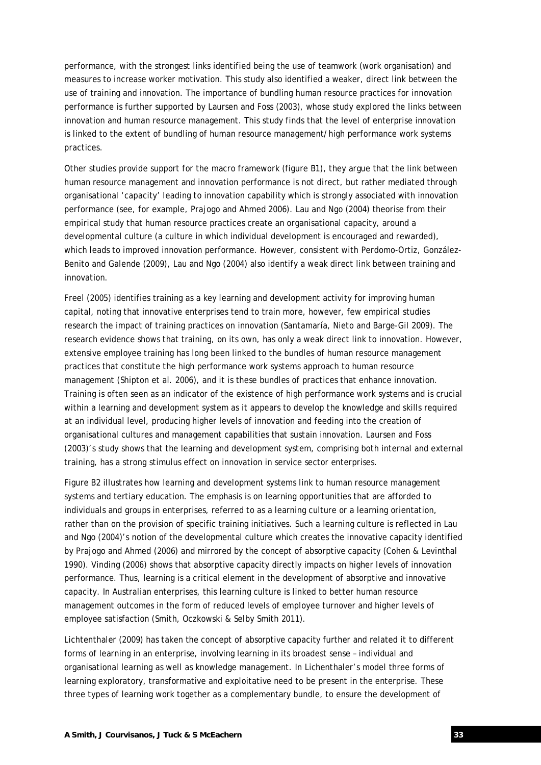performance, with the strongest links identified being the use of teamwork (work organisation) and measures to increase worker motivation. This study also identified a weaker, direct link between the use of training and innovation. The importance of bundling human resource practices for innovation performance is further supported by Laursen and Foss (2003), whose study explored the links between innovation and human resource management. This study finds that the level of enterprise innovation is linked to the extent of bundling of human resource management/high performance work systems practices.

Other studies provide support for the macro framework (figure B1), they argue that the link between human resource management and innovation performance is not direct, but rather mediated through organisational 'capacity' leading to innovation capability which is strongly associated with innovation performance (see, for example, Prajogo and Ahmed 2006). Lau and Ngo (2004) theorise from their empirical study that human resource practices create an organisational capacity, around a developmental culture (a culture in which individual development is encouraged and rewarded), which leads to improved innovation performance. However, consistent with Perdomo-Ortiz, González-Benito and Galende (2009), Lau and Ngo (2004) also identify a weak direct link between training and innovation.

Freel (2005) identifies training as a key learning and development activity for improving human capital, noting that innovative enterprises tend to train more, however, few empirical studies research the impact of training practices on innovation (Santamaría, Nieto and Barge-Gil 2009). The research evidence shows that training, on its own, has only a weak direct link to innovation. However, extensive employee training has long been linked to the bundles of human resource management practices that constitute the high performance work systems approach to human resource management (Shipton et al. 2006), and it is these bundles of practices that enhance innovation. Training is often seen as an indicator of the existence of high performance work systems and is crucial within a learning and development system as it appears to develop the knowledge and skills required at an individual level, producing higher levels of innovation and feeding into the creation of organisational cultures and management capabilities that sustain innovation. Laursen and Foss (2003)'s study shows that the learning and development system, comprising both internal and external training, has a strong stimulus effect on innovation in service sector enterprises.

Figure B2 illustrates how learning and development systems link to human resource management systems and tertiary education. The emphasis is on learning opportunities that are afforded to individuals and groups in enterprises, referred to as a learning culture or a learning orientation, rather than on the provision of specific training initiatives. Such a learning culture is reflected in Lau and Ngo (2004)'s notion of the developmental culture which creates the innovative capacity identified by Prajogo and Ahmed (2006) and mirrored by the concept of absorptive capacity (Cohen & Levinthal 1990). Vinding (2006) shows that absorptive capacity directly impacts on higher levels of innovation performance. Thus, learning is a critical element in the development of absorptive and innovative capacity. In Australian enterprises, this learning culture is linked to better human resource management outcomes in the form of reduced levels of employee turnover and higher levels of employee satisfaction (Smith, Oczkowski & Selby Smith 2011).

Lichtenthaler (2009) has taken the concept of absorptive capacity further and related it to different forms of learning in an enterprise, involving learning in its broadest sense – individual and organisational learning as well as knowledge management. In Lichenthaler's model three forms of learning exploratory, transformative and exploitative need to be present in the enterprise. These three types of learning work together as a complementary bundle, to ensure the development of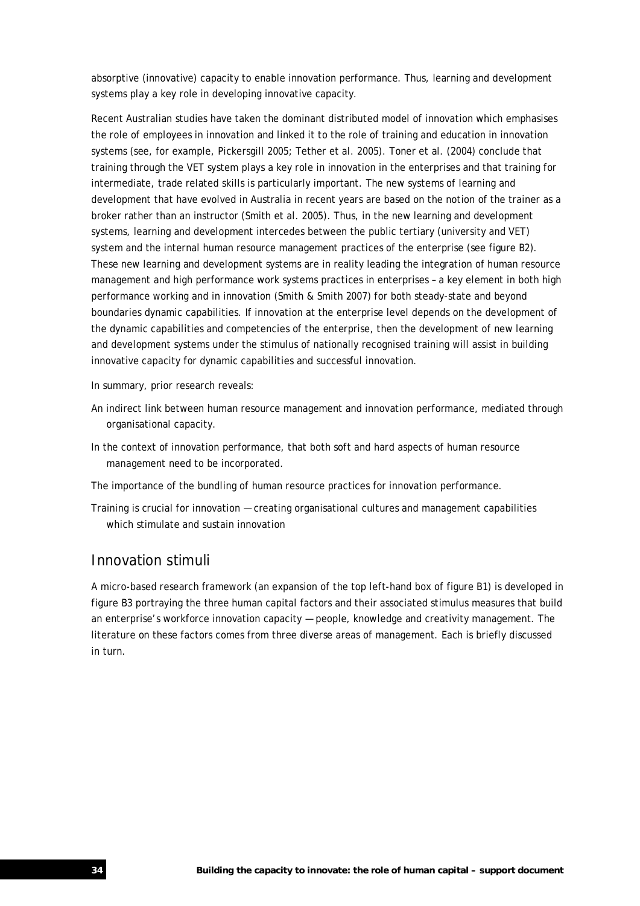absorptive (innovative) capacity to enable innovation performance. Thus, learning and development systems play a key role in developing innovative capacity.

Recent Australian studies have taken the dominant distributed model of innovation which emphasises the role of employees in innovation and linked it to the role of training and education in innovation systems (see, for example, Pickersgill 2005; Tether et al. 2005). Toner et al. (2004) conclude that training through the VET system plays a key role in innovation in the enterprises and that training for intermediate, trade related skills is particularly important. The new systems of learning and development that have evolved in Australia in recent years are based on the notion of the trainer as a broker rather than an instructor (Smith et al. 2005). Thus, in the new learning and development systems, learning and development intercedes between the public tertiary (university and VET) system and the internal human resource management practices of the enterprise (see figure B2). These new learning and development systems are in reality leading the integration of human resource management and high performance work systems practices in enterprises – a key element in both high performance working and in innovation (Smith & Smith 2007) for both steady-state and beyond boundaries dynamic capabilities. If innovation at the enterprise level depends on the development of the dynamic capabilities and competencies of the enterprise, then the development of new learning and development systems under the stimulus of nationally recognised training will assist in building innovative capacity for dynamic capabilities and successful innovation.

In summary, prior research reveals:

- An indirect link between human resource management and innovation performance, mediated through organisational capacity.
- In the context of innovation performance, that both soft and hard aspects of human resource management need to be incorporated.
- The importance of the bundling of human resource practices for innovation performance.
- Training is crucial for innovation — creating organisational cultures and management capabilities which stimulate and sustain innovation

## Innovation stimuli

A micro-based research framework (an expansion of the top left-hand box of figure B1) is developed in figure B3 portraying the three human capital factors and their associated stimulus measures that build an enterprise's workforce innovation capacity — people, knowledge and creativity management. The literature on these factors comes from three diverse areas of management. Each is briefly discussed in turn.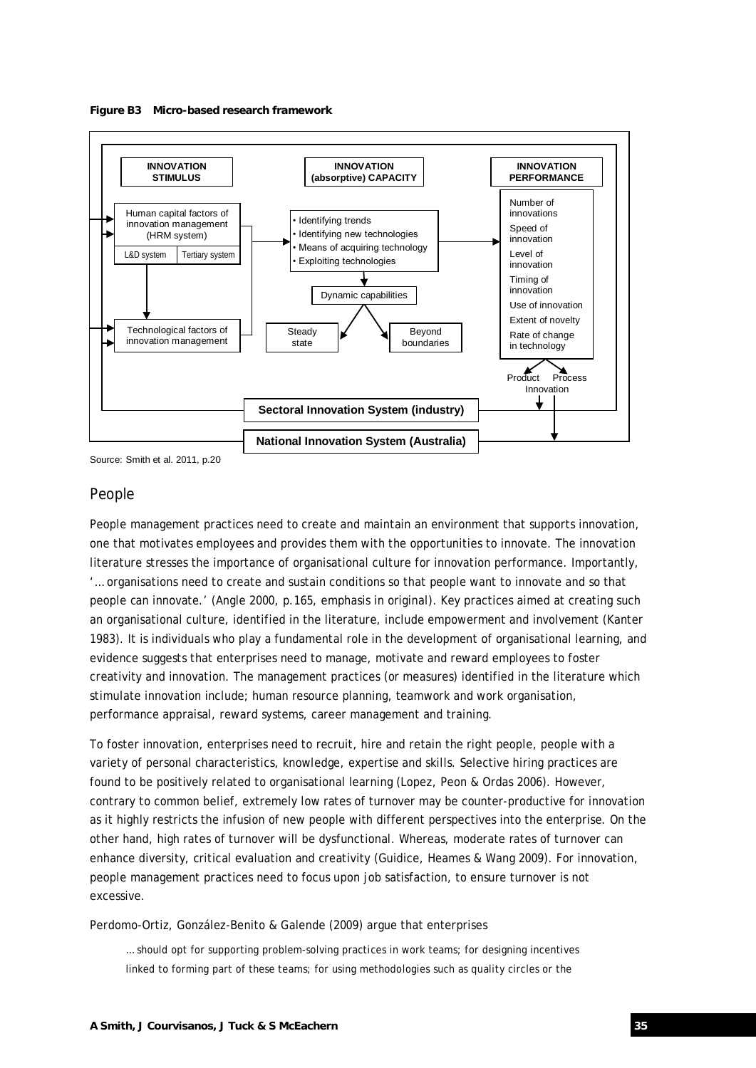**Figure B3 Micro-based research framework**

Source: Smith et al. 2011, p.20

## People

People management practices need to create and maintain an environment that supports innovation, one that motivates employees and provides them with the opportunities to innovate. The innovation literature stresses the importance of organisational culture for innovation performance. Importantly, '… organisations need to create and sustain conditions so that people want to innovate and so that people can innovate.' (Angle 2000, p.165, emphasis in original). Key practices aimed at creating such an organisational culture, identified in the literature, include empowerment and involvement (Kanter 1983). It is individuals who play a fundamental role in the development of organisational learning, and evidence suggests that enterprises need to manage, motivate and reward employees to foster creativity and innovation. The management practices (or measures) identified in the literature which stimulate innovation include; human resource planning, teamwork and work organisation, performance appraisal, reward systems, career management and training.

To foster innovation, enterprises need to recruit, hire and retain the right people, people with a variety of personal characteristics, knowledge, expertise and skills. Selective hiring practices are found to be positively related to organisational learning (Lopez, Peon & Ordas 2006). However, contrary to common belief, extremely low rates of turnover may be counter-productive for innovation as it highly restricts the infusion of new people with different perspectives into the enterprise. On the other hand, high rates of turnover will be dysfunctional. Whereas, moderate rates of turnover can enhance diversity, critical evaluation and creativity (Guidice, Heames & Wang 2009). For innovation, people management practices need to focus upon job satisfaction, to ensure turnover is not excessive.

Perdomo-Ortiz, González-Benito & Galende (2009) argue that enterprises

> … should opt for supporting problem-solving practices in work teams; for designing incentives linked to forming part of these teams; for using methodologies such as quality circles or the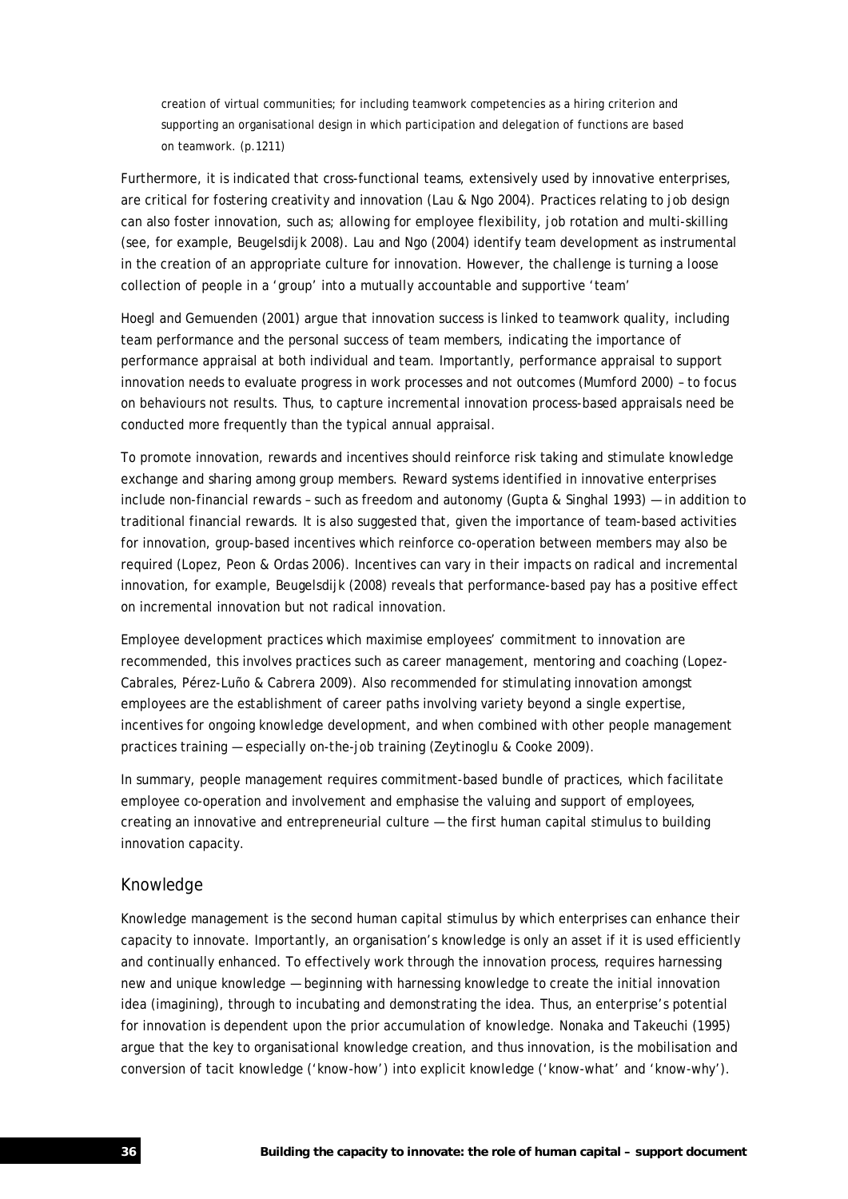> creation of virtual communities; for including teamwork competencies as a hiring criterion and supporting an organisational design in which participation and delegation of functions are based on teamwork. (p.1211)

Furthermore, it is indicated that cross-functional teams, extensively used by innovative enterprises, are critical for fostering creativity and innovation (Lau & Ngo 2004). Practices relating to job design can also foster innovation, such as; allowing for employee flexibility, job rotation and multi-skilling (see, for example, Beugelsdijk 2008). Lau and Ngo (2004) identify team development as instrumental in the creation of an appropriate culture for innovation. However, the challenge is turning a loose collection of people in a 'group' into a mutually accountable and supportive 'team'

Hoegl and Gemuenden (2001) argue that innovation success is linked to teamwork quality, including team performance and the personal success of team members, indicating the importance of performance appraisal at both individual and team. Importantly, performance appraisal to support innovation needs to evaluate progress in work processes and not outcomes (Mumford 2000) – to focus on behaviours not results. Thus, to capture incremental innovation process-based appraisals need be conducted more frequently than the typical annual appraisal.

To promote innovation, rewards and incentives should reinforce risk taking and stimulate knowledge exchange and sharing among group members. Reward systems identified in innovative enterprises include non-financial rewards – such as freedom and autonomy (Gupta & Singhal 1993) — in addition to traditional financial rewards. It is also suggested that, given the importance of team-based activities for innovation, group-based incentives which reinforce co-operation between members may also be required (Lopez, Peon & Ordas 2006). Incentives can vary in their impacts on radical and incremental innovation, for example, Beugelsdijk (2008) reveals that performance-based pay has a positive effect on incremental innovation but not radical innovation.

Employee development practices which maximise employees' commitment to innovation are recommended, this involves practices such as career management, mentoring and coaching (Lopez-Cabrales, Pérez-Luño & Cabrera 2009). Also recommended for stimulating innovation amongst employees are the establishment of career paths involving variety beyond a single expertise, incentives for ongoing knowledge development, and when combined with other people management practices training — especially on-the-job training (Zeytinoglu & Cooke 2009).

In summary, people management requires commitment-based bundle of practices, which facilitate employee co-operation and involvement and emphasise the valuing and support of employees, creating an innovative and entrepreneurial culture — the first human capital stimulus to building innovation capacity.

## Knowledge

Knowledge management is the second human capital stimulus by which enterprises can enhance their capacity to innovate. Importantly, an organisation's knowledge is only an asset if it is used efficiently and continually enhanced. To effectively work through the innovation process, requires harnessing new and unique knowledge — beginning with harnessing knowledge to create the initial innovation idea (imagining), through to incubating and demonstrating the idea. Thus, an enterprise's potential for innovation is dependent upon the prior accumulation of knowledge. Nonaka and Takeuchi (1995) argue that the key to organisational knowledge creation, and thus innovation, is the mobilisation and conversion of tacit knowledge ('know-how') into explicit knowledge ('know-what' and 'know-why').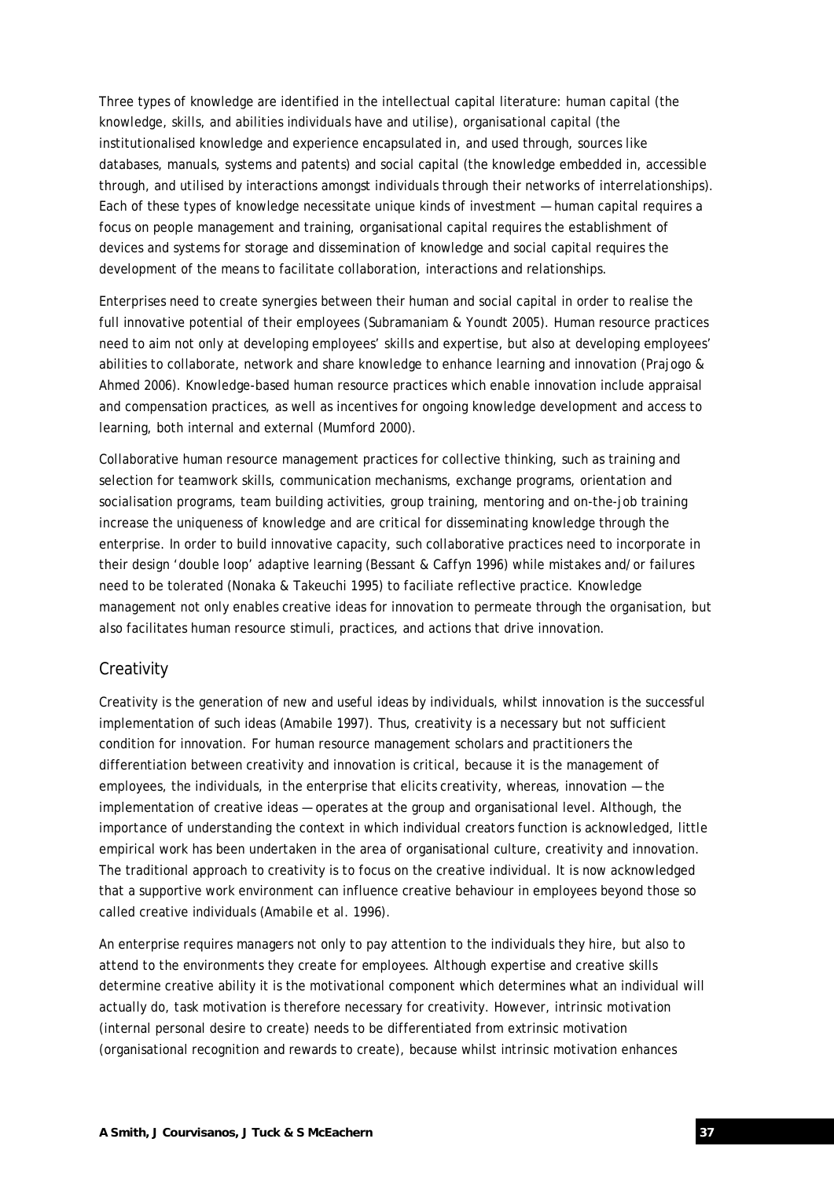Three types of knowledge are identified in the intellectual capital literature: human capital (the knowledge, skills, and abilities individuals have and utilise), organisational capital (the institutionalised knowledge and experience encapsulated in, and used through, sources like databases, manuals, systems and patents) and social capital (the knowledge embedded in, accessible through, and utilised by interactions amongst individuals through their networks of interrelationships). Each of these types of knowledge necessitate unique kinds of investment — human capital requires a focus on people management and training, organisational capital requires the establishment of devices and systems for storage and dissemination of knowledge and social capital requires the development of the means to facilitate collaboration, interactions and relationships.

Enterprises need to create synergies between their human and social capital in order to realise the full innovative potential of their employees (Subramaniam & Youndt 2005). Human resource practices need to aim not only at developing employees' skills and expertise, but also at developing employees' abilities to collaborate, network and share knowledge to enhance learning and innovation (Prajogo & Ahmed 2006). Knowledge-based human resource practices which enable innovation include appraisal and compensation practices, as well as incentives for ongoing knowledge development and access to learning, both internal and external (Mumford 2000).

Collaborative human resource management practices for collective thinking, such as training and selection for teamwork skills, communication mechanisms, exchange programs, orientation and socialisation programs, team building activities, group training, mentoring and on-the-job training increase the uniqueness of knowledge and are critical for disseminating knowledge through the enterprise. In order to build innovative capacity, such collaborative practices need to incorporate in their design 'double loop' adaptive learning (Bessant & Caffyn 1996) while mistakes and/or failures need to be tolerated (Nonaka & Takeuchi 1995) to faciliate reflective practice. Knowledge management not only enables creative ideas for innovation to permeate through the organisation, but also facilitates human resource stimuli, practices, and actions that drive innovation.

## Creativity

Creativity is the generation of new and useful ideas by individuals, whilst innovation is the successful implementation of such ideas (Amabile 1997). Thus, creativity is a necessary but not sufficient condition for innovation. For human resource management scholars and practitioners the differentiation between creativity and innovation is critical, because it is the management of employees, the individuals, in the enterprise that elicits creativity, whereas, innovation — the implementation of creative ideas — operates at the group and organisational level. Although, the importance of understanding the context in which individual creators function is acknowledged, little empirical work has been undertaken in the area of organisational culture, creativity and innovation. The traditional approach to creativity is to focus on the creative individual. It is now acknowledged that a supportive work environment can influence creative behaviour in employees beyond those so called creative individuals (Amabile et al. 1996).

An enterprise requires managers not only to pay attention to the individuals they hire, but also to attend to the environments they create for employees. Although expertise and creative skills determine creative ability it is the motivational component which determines what an individual will actually do, task motivation is therefore necessary for creativity. However, intrinsic motivation (internal personal desire to create) needs to be differentiated from extrinsic motivation (organisational recognition and rewards to create), because whilst intrinsic motivation enhances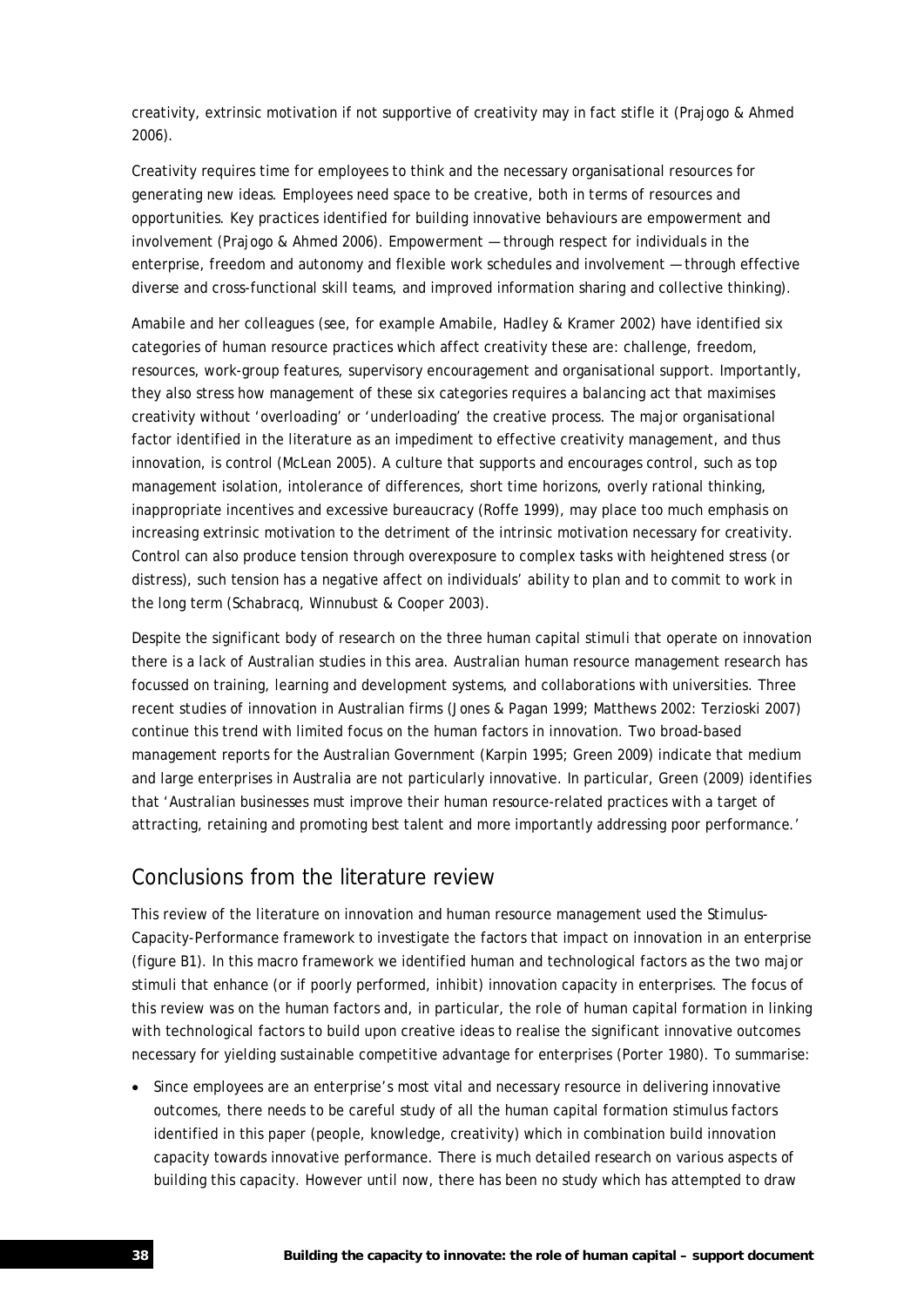creativity, extrinsic motivation if not supportive of creativity may in fact stifle it (Prajogo & Ahmed 2006).

Creativity requires time for employees to think and the necessary organisational resources for generating new ideas. Employees need space to be creative, both in terms of resources and opportunities. Key practices identified for building innovative behaviours are empowerment and involvement (Prajogo & Ahmed 2006). Empowerment — through respect for individuals in the enterprise, freedom and autonomy and flexible work schedules and involvement — through effective diverse and cross-functional skill teams, and improved information sharing and collective thinking).

Amabile and her colleagues (see, for example Amabile, Hadley & Kramer 2002) have identified six categories of human resource practices which affect creativity these are: challenge, freedom, resources, work-group features, supervisory encouragement and organisational support. Importantly, they also stress how management of these six categories requires a balancing act that maximises creativity without 'overloading' or 'underloading' the creative process. The major organisational factor identified in the literature as an impediment to effective creativity management, and thus innovation, is control (McLean 2005). A culture that supports and encourages control, such as top management isolation, intolerance of differences, short time horizons, overly rational thinking, inappropriate incentives and excessive bureaucracy (Roffe 1999), may place too much emphasis on increasing extrinsic motivation to the detriment of the intrinsic motivation necessary for creativity. Control can also produce tension through overexposure to complex tasks with heightened stress (or distress), such tension has a negative affect on individuals' ability to plan and to commit to work in the long term (Schabracq, Winnubust & Cooper 2003).

Despite the significant body of research on the three human capital stimuli that operate on innovation there is a lack of Australian studies in this area. Australian human resource management research has focussed on training, learning and development systems, and collaborations with universities. Three recent studies of innovation in Australian firms (Jones & Pagan 1999; Matthews 2002: Terzioski 2007) continue this trend with limited focus on the human factors in innovation. Two broad-based management reports for the Australian Government (Karpin 1995; Green 2009) indicate that medium and large enterprises in Australia are not particularly innovative. In particular, Green (2009) identifies that 'Australian businesses must improve their human resource-related practices with a target of attracting, retaining and promoting best talent and more importantly addressing poor performance.'

## Conclusions from the literature review

This review of the literature on innovation and human resource management used the Stimulus-Capacity-Performance framework to investigate the factors that impact on innovation in an enterprise (figure B1). In this macro framework we identified human and technological factors as the two major stimuli that enhance (or if poorly performed, inhibit) innovation capacity in enterprises. The focus of this review was on the human factors and, in particular, the role of human capital formation in linking with technological factors to build upon creative ideas to realise the significant innovative outcomes necessary for yielding sustainable competitive advantage for enterprises (Porter 1980). To summarise:

- Since employees are an enterprise's most vital and necessary resource in delivering innovative outcomes, there needs to be careful study of all the human capital formation stimulus factors identified in this paper (people, knowledge, creativity) which in combination build innovation capacity towards innovative performance. There is much detailed research on various aspects of building this capacity. However until now, there has been no study which has attempted to draw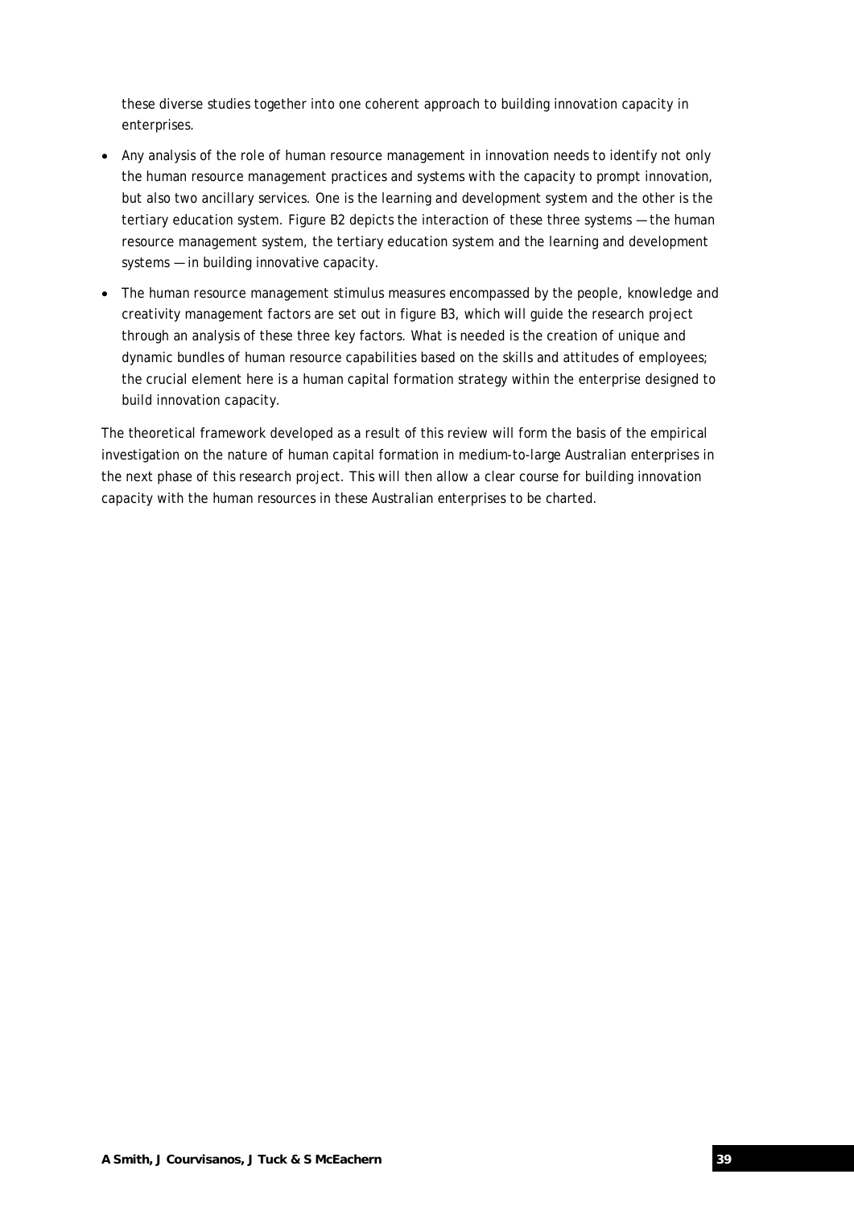these diverse studies together into one coherent approach to building innovation capacity in enterprises.

- Any analysis of the role of human resource management in innovation needs to identify not only the human resource management practices and systems with the capacity to prompt innovation, but also two ancillary services. One is the learning and development system and the other is the tertiary education system. Figure B2 depicts the interaction of these three systems — the human resource management system, the tertiary education system and the learning and development systems — in building innovative capacity.
- The human resource management stimulus measures encompassed by the people, knowledge and creativity management factors are set out in figure B3, which will guide the research project through an analysis of these three key factors. What is needed is the creation of unique and dynamic bundles of human resource capabilities based on the skills and attitudes of employees; the crucial element here is a human capital formation strategy within the enterprise designed to build innovation capacity.

The theoretical framework developed as a result of this review will form the basis of the empirical investigation on the nature of human capital formation in medium-to-large Australian enterprises in the next phase of this research project. This will then allow a clear course for building innovation capacity with the human resources in these Australian enterprises to be charted.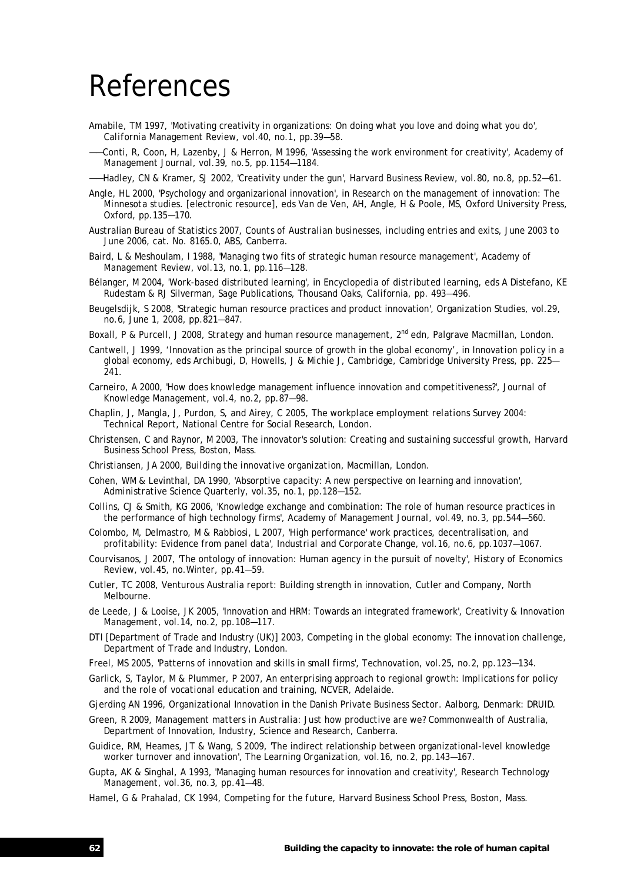# References

Amabile, TM 1997, 'Motivating creativity in organizations: On doing what you love and doing what you do', *California Management Review*, vol.40, no.1, pp.39—58.

——Conti, R, Coon, H, Lazenby, J & Herron, M 1996, 'Assessing the work environment for creativity', Academy of Management Journal, vol.39, no.5, pp.1154—1184.

——Hadley, CN & Kramer, SJ 2002, 'Creativity under the gun', Harvard Business Review, vol.80, no.8, pp.52—61.

Angle, HL 2000, 'Psychology and organizarional innovation', in Research on the management of innovation: *The Minnesota studies*. [electronic resource], eds Van de Ven, AH, Angle, H & Poole, MS, Oxford University Press, Oxford, pp.135—170.

Australian Bureau of Statistics 2007, *Counts of Australian businesses, including entries and exits, June 2003 to June 2006*, cat. No. 8165.0, ABS, Canberra.

Baird, L & Meshoulam, I 1988, 'Managing two fits of strategic human resource management', Academy of Management Review, vol.13, no.1, pp.116—128.

Bélanger, M 2004, 'Work-based distributed learning', in *Encyclopedia of distributed learning*, eds A Distefano, KE Rudestam & RJ Silverman, Sage Publications, Thousand Oaks, California, pp. 493—496.

Beugelsdijk, S 2008, 'Strategic human resource practices and product innovation', *Organization Studies*, vol.29, no.6, June 1, 2008, pp.821—847.

Boxall, P & Purcell, J 2008, *Strategy and human resource management*, 2nd edn, Palgrave Macmillan, London.

Cantwell, J 1999, 'Innovation as the principal source of growth in the global economy', in *Innovation policy in a global economy*, eds Archibugi, D, Howells, J & Michie J, Cambridge, Cambridge University Press, pp. 225—241.

Carneiro, A 2000, 'How does knowledge management influence innovation and competitiveness?', Journal of Knowledge Management, vol.4, no.2, pp.87—98.

Chaplin, J, Mangla, J, Purdon, S, and Airey, C 2005, *The workplace employment relations Survey 2004: Technical Report*, National Centre for Social Research, London.

Christensen, C and Raynor, M 2003, *The innovator's solution: Creating and sustaining successful growth*, Harvard Business School Press, Boston, Mass.

Christiansen, JA 2000, *Building the innovative organization*, Macmillan, London.

Cohen, WM & Levinthal, DA 1990, 'Absorptive capacity: A new perspective on learning and innovation', *Administrative Science Quarterly*, vol.35, no.1, pp.128—152.

Collins, CJ & Smith, KG 2006, 'Knowledge exchange and combination: The role of human resource practices in the performance of high technology firms', Academy of Management Journal, vol.49, no.3, pp.544—560.

Colombo, M, Delmastro, M & Rabbiosi, L 2007, 'High performance' work practices, decentralisation, and profitability: Evidence from panel data', *Industrial and Corporate Change*, vol.16, no.6, pp.1037—1067.

Courvisanos, J 2007, 'The ontology of innovation: Human agency in the pursuit of novelty', History of Economics Review, vol.45, no.Winter, pp.41—59.

Cutler, TC 2008, Venturous Australia report: Building strength in innovation, Cutler and Company, North Melbourne.

de Leede, J & Looise, JK 2005, 'Innovation and HRM: Towards an integrated framework', *Creativity & Innovation Management*, vol.14, no.2, pp.108—117.

DTI [Department of Trade and Industry (UK)] 2003, *Competing in the global economy: The innovation challenge*, Department of Trade and Industry, London.

Freel, MS 2005, 'Patterns of innovation and skills in small firms', *Technovation*, vol.25, no.2, pp.123—134.

Garlick, S, Taylor, M & Plummer, P 2007, *An enterprising approach to regional growth: Implications for policy and the role of vocational education and training*, NCVER, Adelaide.

Gjerding AN 1996, *Organizational Innovation in the Danish Private Business Sector*. Aalborg, Denmark: DRUID.

Green, R 2009, *Management matters in Australia: Just how productive are we?* Commonwealth of Australia, Department of Innovation, Industry, Science and Research, Canberra.

Guidice, RM, Heames, JT & Wang, S 2009, 'The indirect relationship between organizational-level knowledge worker turnover and innovation', *The Learning Organization*, vol.16, no.2, pp.143—167.

Gupta, AK & Singhal, A 1993, 'Managing human resources for innovation and creativity', Research Technology Management, vol.36, no.3, pp.41—48.

Hamel, G & Prahalad, CK 1994, *Competing for the future*, Harvard Business School Press, Boston, Mass.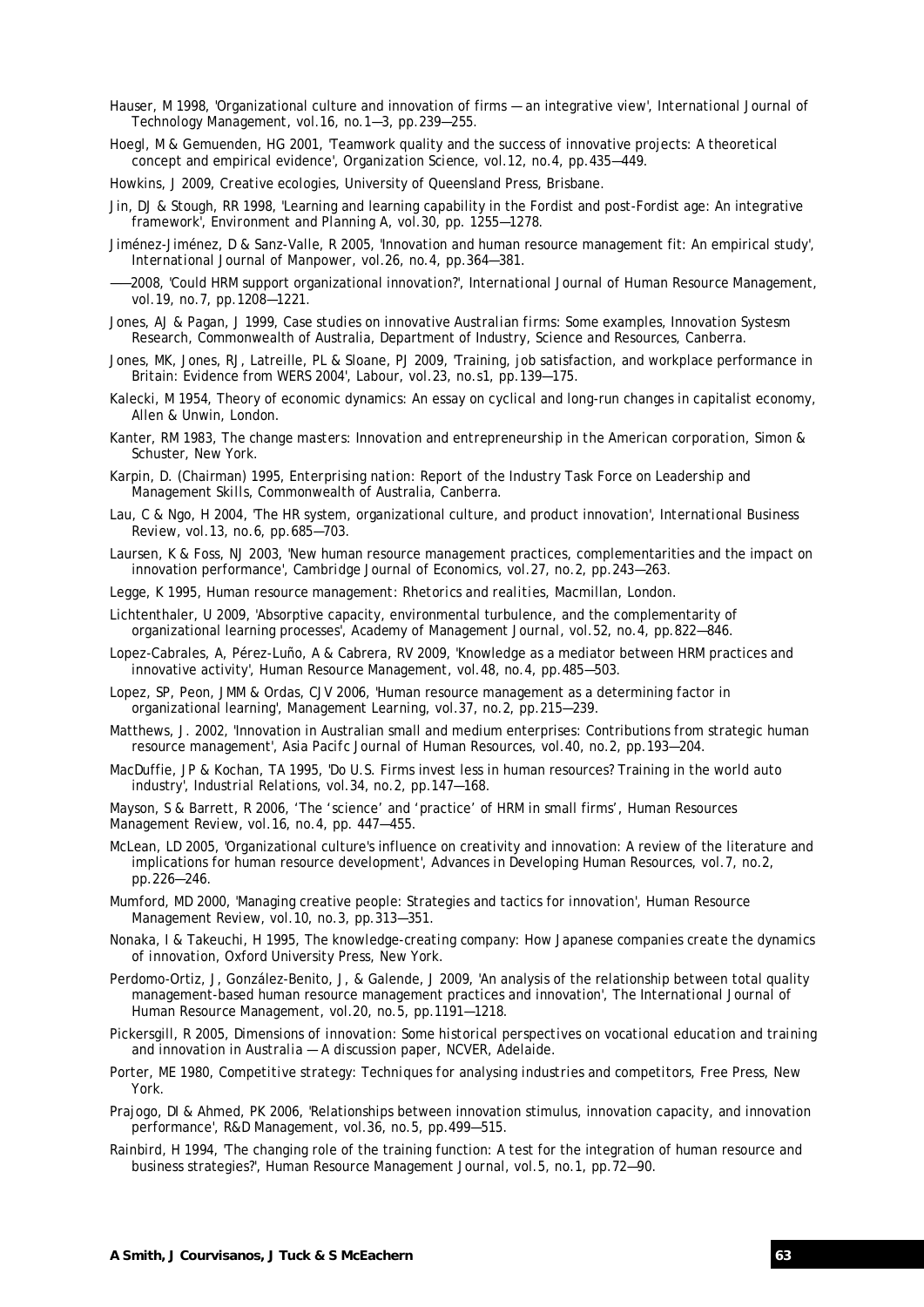Hauser, M 1998, 'Organizational culture and innovation of firms — an integrative view', *International Journal of Technology Management*, vol.16, no.1—3, pp.239—255.

Hoegl, M & Gemuenden, HG 2001, 'Teamwork quality and the success of innovative projects: A theoretical concept and empirical evidence', *Organization Science*, vol.12, no.4, pp.435—449.

Howkins, J 2009, *Creative ecologies*, University of Queensland Press, Brisbane.

Jin, DJ & Stough, RR 1998, 'Learning and learning capability in the Fordist and post-Fordist age: An integrative framework', *Environment and Planning A*, vol.30, pp. 1255—1278.

Jiménez-Jiménez, D & Sanz-Valle, R 2005, 'Innovation and human resource management fit: An empirical study', *International Journal of Manpower*, vol.26, no.4, pp.364—381.

——2008, 'Could HRM support organizational innovation?', *International Journal of Human Resource Management*, vol.19, no.7, pp.1208—1221.

Jones, AJ & Pagan, J 1999, *Case studies on innovative Australian firms: Some examples*, Innovation Systesm Research, Commonwealth of Australia, Department of Industry, Science and Resources, Canberra.

Jones, MK, Jones, RJ, Latreille, PL & Sloane, PJ 2009, 'Training, job satisfaction, and workplace performance in Britain: Evidence from WERS 2004', *Labour*, vol.23, no.s1, pp.139—175.

Kalecki, M 1954, *Theory of economic dynamics: An essay on cyclical and long-run changes in capitalist economy*, Allen & Unwin, London.

Kanter, RM 1983, *The change masters: Innovation and entrepreneurship in the American corporation*, Simon & Schuster, New York.

Karpin, D. (Chairman) 1995, *Enterprising nation: Report of the Industry Task Force on Leadership and Management Skills*, Commonwealth of Australia, Canberra.

Lau, C & Ngo, H 2004, 'The HR system, organizational culture, and product innovation', *International Business Review*, vol.13, no.6, pp.685—703.

Laursen, K & Foss, NJ 2003, 'New human resource management practices, complementarities and the impact on innovation performance', *Cambridge Journal of Economics*, vol.27, no.2, pp.243—263.

Legge, K 1995, *Human resource management: Rhetorics and realities*, Macmillan, London.

Lichtenthaler, U 2009, 'Absorptive capacity, environmental turbulence, and the complementarity of organizational learning processes', *Academy of Management Journal*, vol.52, no.4, pp.822—846.

Lopez-Cabrales, A, Pérez-Luño, A & Cabrera, RV 2009, 'Knowledge as a mediator between HRM practices and innovative activity', *Human Resource Management*, vol.48, no.4, pp.485—503.

Lopez, SP, Peon, JMM & Ordas, CJV 2006, 'Human resource management as a determining factor in organizational learning', *Management Learning*, vol.37, no.2, pp.215—239.

Matthews, J. 2002, 'Innovation in Australian small and medium enterprises: Contributions from strategic human resource management', *Asia Pacifc Journal of Human Resources*, vol.40, no.2, pp.193—204.

MacDuffie, JP & Kochan, TA 1995, 'Do U.S. Firms invest less in human resources? Training in the world auto industry', *Industrial Relations*, vol.34, no.2, pp.147—168.

Mayson, S & Barrett, R 2006, 'The 'science' and 'practice' of HRM in small firms', *Human Resources Management Review*, vol.16, no.4, pp. 447—455.

McLean, LD 2005, 'Organizational culture's influence on creativity and innovation: A review of the literature and implications for human resource development', *Advances in Developing Human Resources*, vol.7, no.2, pp.226—246.

Mumford, MD 2000, 'Managing creative people: Strategies and tactics for innovation', *Human Resource Management Review*, vol.10, no.3, pp.313—351.

Nonaka, I & Takeuchi, H 1995, *The knowledge-creating company: How Japanese companies create the dynamics of innovation*, Oxford University Press, New York.

Perdomo-Ortiz, J, González-Benito, J, & Galende, J 2009, 'An analysis of the relationship between total quality management-based human resource management practices and innovation', *The International Journal of Human Resource Management*, vol.20, no.5, pp.1191—1218.

Pickersgill, R 2005, *Dimensions of innovation: Some historical perspectives on vocational education and training and innovation in Australia — A discussion paper*, NCVER, Adelaide.

Porter, ME 1980, *Competitive strategy: Techniques for analysing industries and competitors*, Free Press, New York.

Prajogo, DI & Ahmed, PK 2006, 'Relationships between innovation stimulus, innovation capacity, and innovation performance', *R&D Management*, vol.36, no.5, pp.499—515.

Rainbird, H 1994, 'The changing role of the training function: A test for the integration of human resource and business strategies?', *Human Resource Management Journal*, vol.5, no.1, pp.72—90.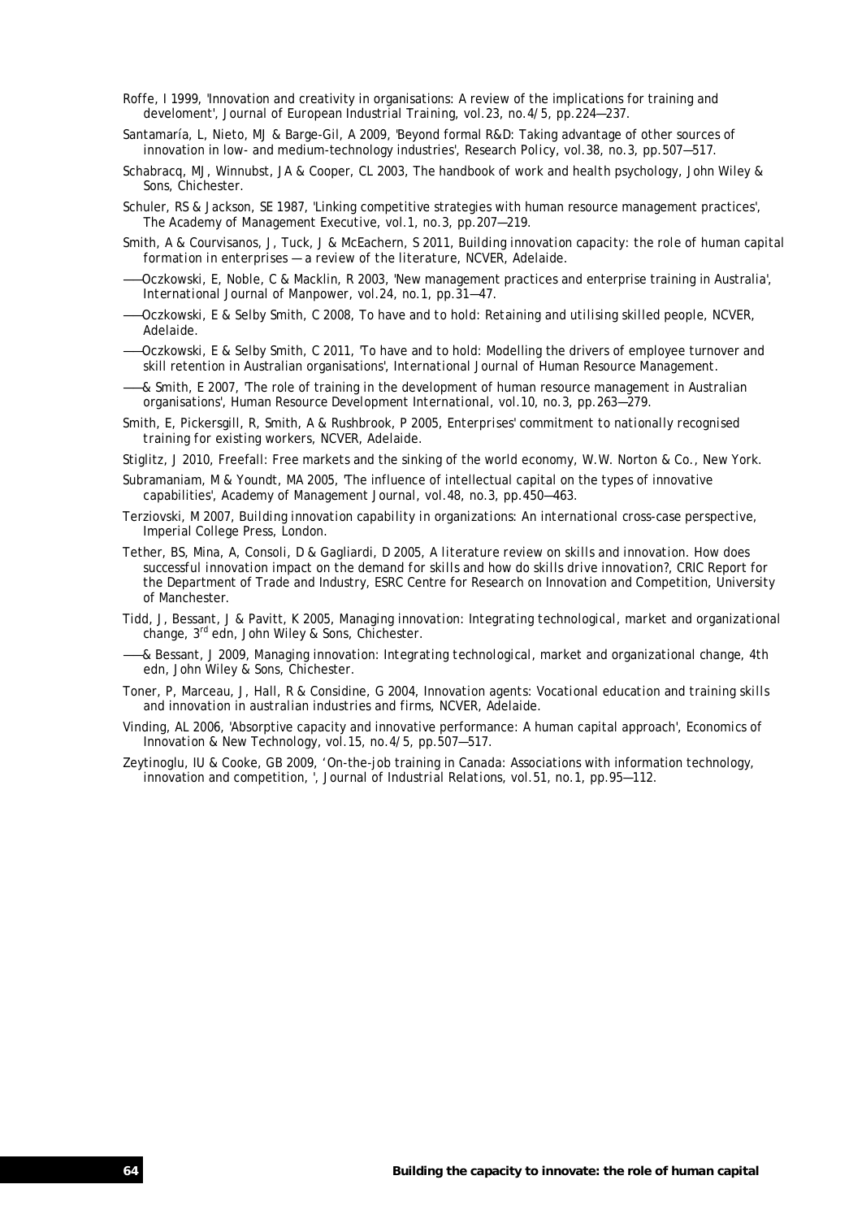Roffe, I 1999, 'Innovation and creativity in organisations: A review of the implications for training and develoment', *Journal of European Industrial Training*, vol.23, no.4/5, pp.224—237.

Santamaría, L, Nieto, MJ & Barge-Gil, A 2009, 'Beyond formal R&D: Taking advantage of other sources of innovation in low- and medium-technology industries', *Research Policy*, vol.38, no.3, pp.507—517.

Schabracq, MJ, Winnubst, JA & Cooper, CL 2003, *The handbook of work and health psychology*, John Wiley & Sons, Chichester.

Schuler, RS & Jackson, SE 1987, 'Linking competitive strategies with human resource management practices', *The Academy of Management Executive*, vol.1, no.3, pp.207—219.

Smith, A & Courvisanos, J, Tuck, J & McEachern, S 2011, *Building innovation capacity: the role of human capital formation in enterprises — a review of the literature*, NCVER, Adelaide.

——Oczkowski, E, Noble, C & Macklin, R 2003, 'New management practices and enterprise training in Australia', *International Journal of Manpower*, vol.24, no.1, pp.31—47.

——Oczkowski, E & Selby Smith, C 2008, *To have and to hold: Retaining and utilising skilled people*, NCVER, Adelaide.

——Oczkowski, E & Selby Smith, C 2011, 'To have and to hold: Modelling the drivers of employee turnover and skill retention in Australian organisations', *International Journal of Human Resource Management*.

——& Smith, E 2007, 'The role of training in the development of human resource management in Australian organisations', *Human Resource Development International*, vol.10, no.3, pp.263—279.

Smith, E, Pickersgill, R, Smith, A & Rushbrook, P 2005, *Enterprises' commitment to nationally recognised training for existing workers*, NCVER, Adelaide.

Stiglitz, J 2010, *Freefall: Free markets and the sinking of the world economy*, W.W. Norton & Co., New York.

Subramaniam, M & Youndt, MA 2005, 'The influence of intellectual capital on the types of innovative capabilities', *Academy of Management Journal*, vol.48, no.3, pp.450—463.

Terziovski, M 2007, *Building innovation capability in organizations: An international cross-case perspective*, Imperial College Press, London.

Tether, BS, Mina, A, Consoli, D & Gagliardi, D 2005, *A literature review on skills and innovation. How does successful innovation impact on the demand for skills and how do skills drive innovation?*, CRIC Report for the Department of Trade and Industry, ESRC Centre for Research on Innovation and Competition, University of Manchester.

Tidd, J, Bessant, J & Pavitt, K 2005, *Managing innovation: Integrating technological, market and organizational change*, 3rd edn, John Wiley & Sons, Chichester.

——& Bessant, J 2009, *Managing innovation: Integrating technological, market and organizational change*, 4th edn, John Wiley & Sons, Chichester.

Toner, P, Marceau, J, Hall, R & Considine, G 2004, *Innovation agents: Vocational education and training skills and innovation in australian industries and firms*, NCVER, Adelaide.

Vinding, AL 2006, 'Absorptive capacity and innovative performance: A human capital approach', *Economics of Innovation & New Technology*, vol.15, no.4/5, pp.507—517.

Zeytinoglu, IU & Cooke, GB 2009, 'On-the-job training in Canada: Associations with information technology, innovation and competition, ', *Journal of Industrial Relations*, vol.51, no.1, pp.95—112.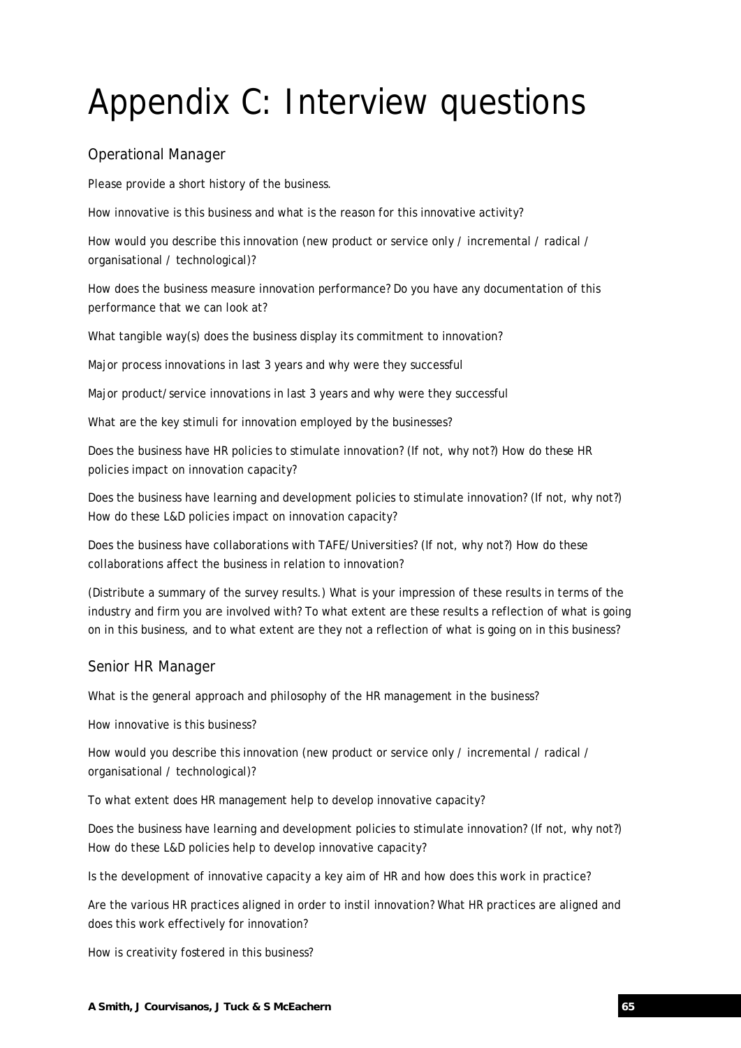# Appendix C: Interview questions

## Operational Manager

Please provide a short history of the business.

How innovative is this business and what is the reason for this innovative activity?

How would you describe this innovation (new product or service only / incremental / radical / organisational / technological)?

How does the business measure innovation performance? Do you have any documentation of this performance that we can look at?

What tangible way(s) does the business display its commitment to innovation?

Major process innovations in last 3 years and why were they successful

Major product/service innovations in last 3 years and why were they successful

What are the key stimuli for innovation employed by the businesses?

Does the business have HR policies to stimulate innovation? (If not, why not?) How do these HR policies impact on innovation capacity?

Does the business have learning and development policies to stimulate innovation? (If not, why not?) How do these L&D policies impact on innovation capacity?

Does the business have collaborations with TAFE/Universities? (If not, why not?) How do these collaborations affect the business in relation to innovation?

(Distribute a summary of the survey results.) What is your impression of these results in terms of the industry and firm you are involved with? To what extent are these results a reflection of what is going on in this business, and to what extent are they not a reflection of what is going on in this business?

## Senior HR Manager

What is the general approach and philosophy of the HR management in the business?

How innovative is this business?

How would you describe this innovation (new product or service only / incremental / radical / organisational / technological)?

To what extent does HR management help to develop innovative capacity?

Does the business have learning and development policies to stimulate innovation? (If not, why not?) How do these L&D policies help to develop innovative capacity?

Is the development of innovative capacity a key aim of HR and how does this work in practice?

Are the various HR practices aligned in order to instil innovation? What HR practices are aligned and does this work effectively for innovation?

How is creativity fostered in this business?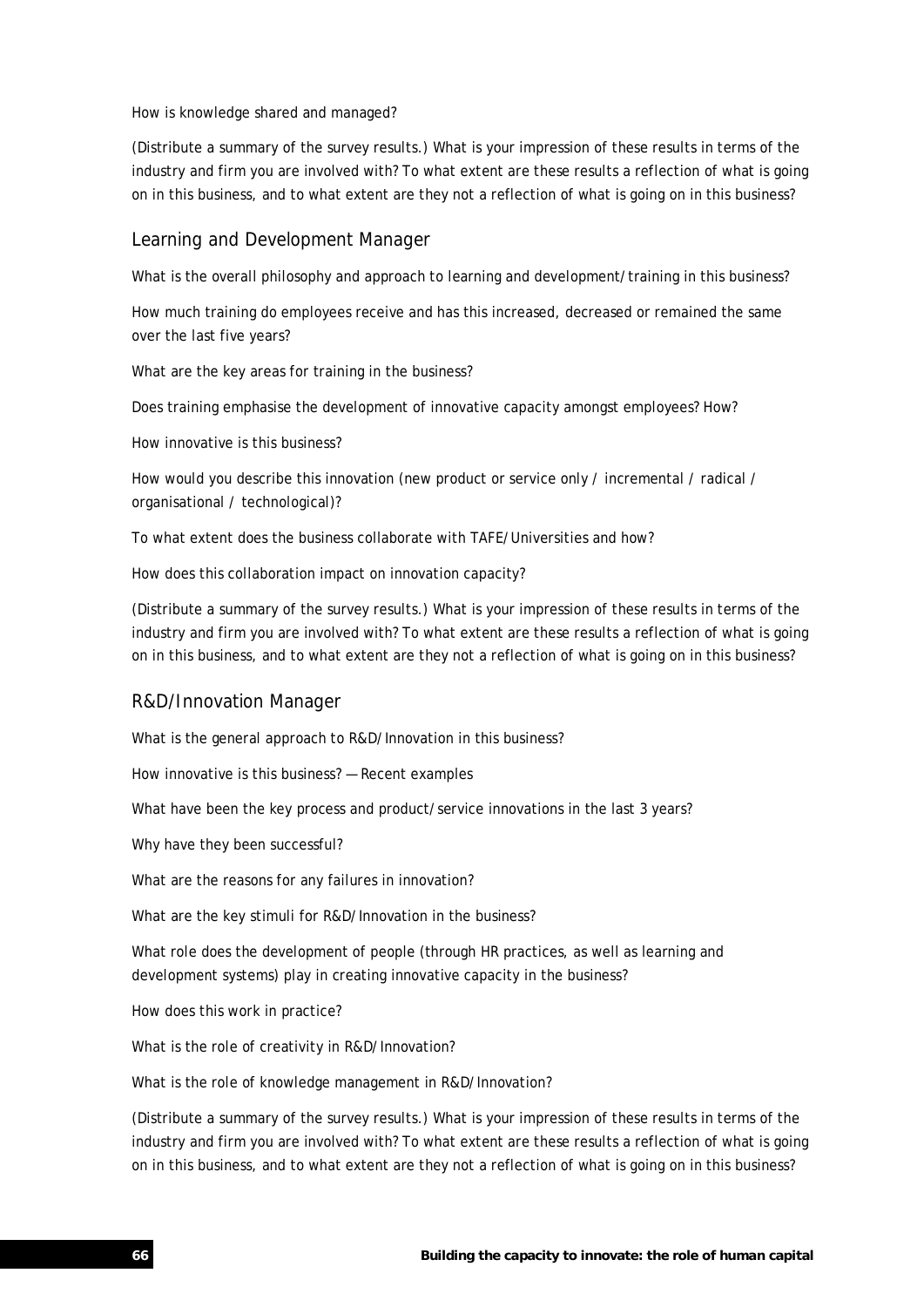How is knowledge shared and managed?

(Distribute a summary of the survey results.) What is your impression of these results in terms of the industry and firm you are involved with? To what extent are these results a reflection of what is going on in this business, and to what extent are they not a reflection of what is going on in this business?

## Learning and Development Manager

What is the overall philosophy and approach to learning and development/training in this business?

How much training do employees receive and has this increased, decreased or remained the same over the last five years?

What are the key areas for training in the business?

Does training emphasise the development of innovative capacity amongst employees? How?

How innovative is this business?

How would you describe this innovation (new product or service only / incremental / radical / organisational / technological)?

To what extent does the business collaborate with TAFE/Universities and how?

How does this collaboration impact on innovation capacity?

(Distribute a summary of the survey results.) What is your impression of these results in terms of the industry and firm you are involved with? To what extent are these results a reflection of what is going on in this business, and to what extent are they not a reflection of what is going on in this business?

## R&D/Innovation Manager

What is the general approach to R&D/Innovation in this business?

How innovative is this business? — Recent examples

What have been the key process and product/service innovations in the last 3 years?

Why have they been successful?

What are the reasons for any failures in innovation?

What are the key stimuli for R&D/Innovation in the business?

What role does the development of people (through HR practices, as well as learning and development systems) play in creating innovative capacity in the business?

How does this work in practice?

What is the role of creativity in R&D/Innovation?

What is the role of knowledge management in R&D/Innovation?

(Distribute a summary of the survey results.) What is your impression of these results in terms of the industry and firm you are involved with? To what extent are these results a reflection of what is going on in this business, and to what extent are they not a reflection of what is going on in this business?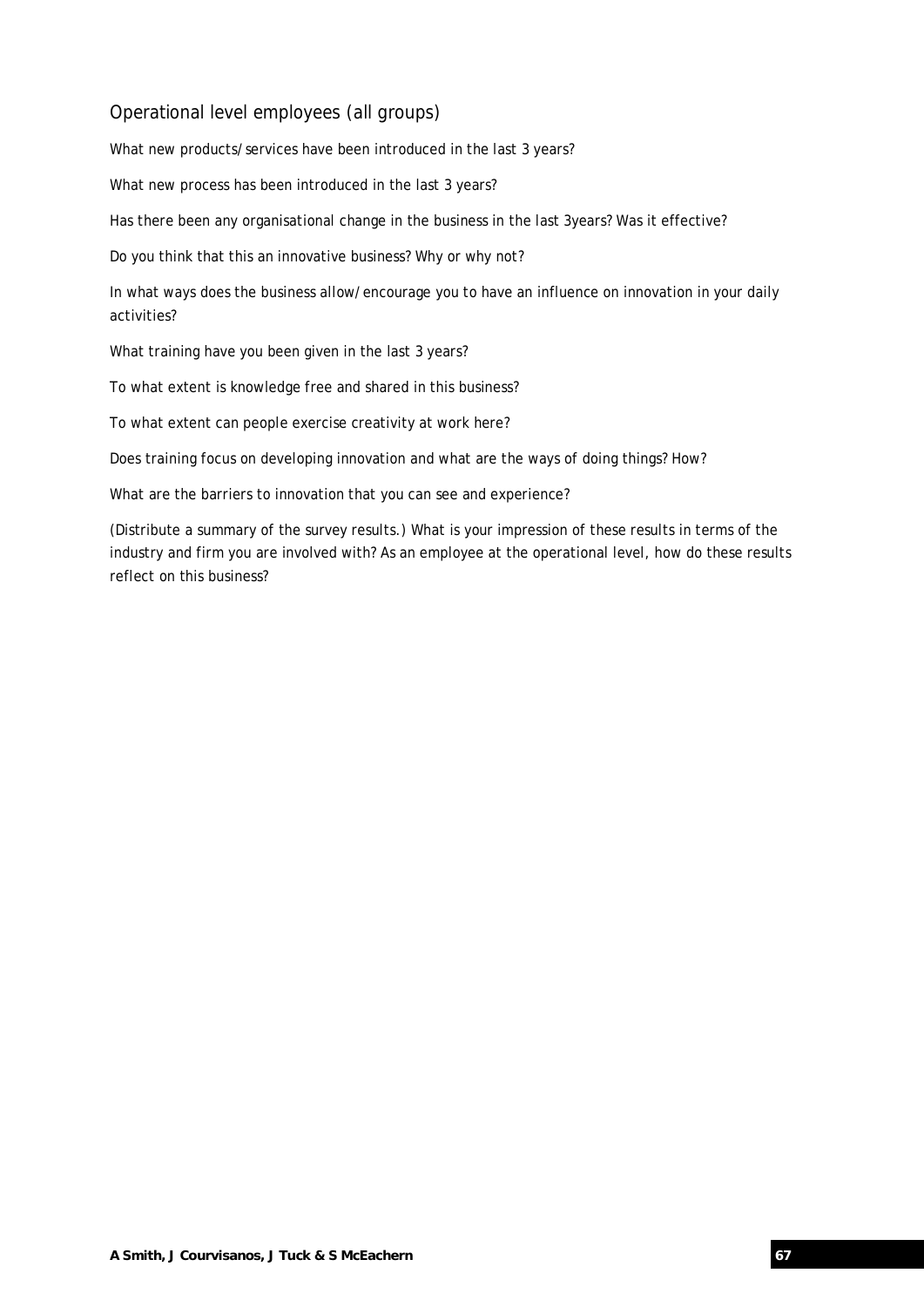## Operational level employees (all groups)

What new products/services have been introduced in the last 3 years?

What new process has been introduced in the last 3 years?

Has there been any organisational change in the business in the last 3years? Was it effective?

Do you think that this an innovative business? Why or why not?

In what ways does the business allow/encourage you to have an influence on innovation in your daily activities?

What training have you been given in the last 3 years?

To what extent is knowledge free and shared in this business?

To what extent can people exercise creativity at work here?

Does training focus on developing innovation and what are the ways of doing things? How?

What are the barriers to innovation that you can see and experience?

(Distribute a summary of the survey results.) What is your impression of these results in terms of the industry and firm you are involved with? As an employee at the operational level, how do these results reflect on this business?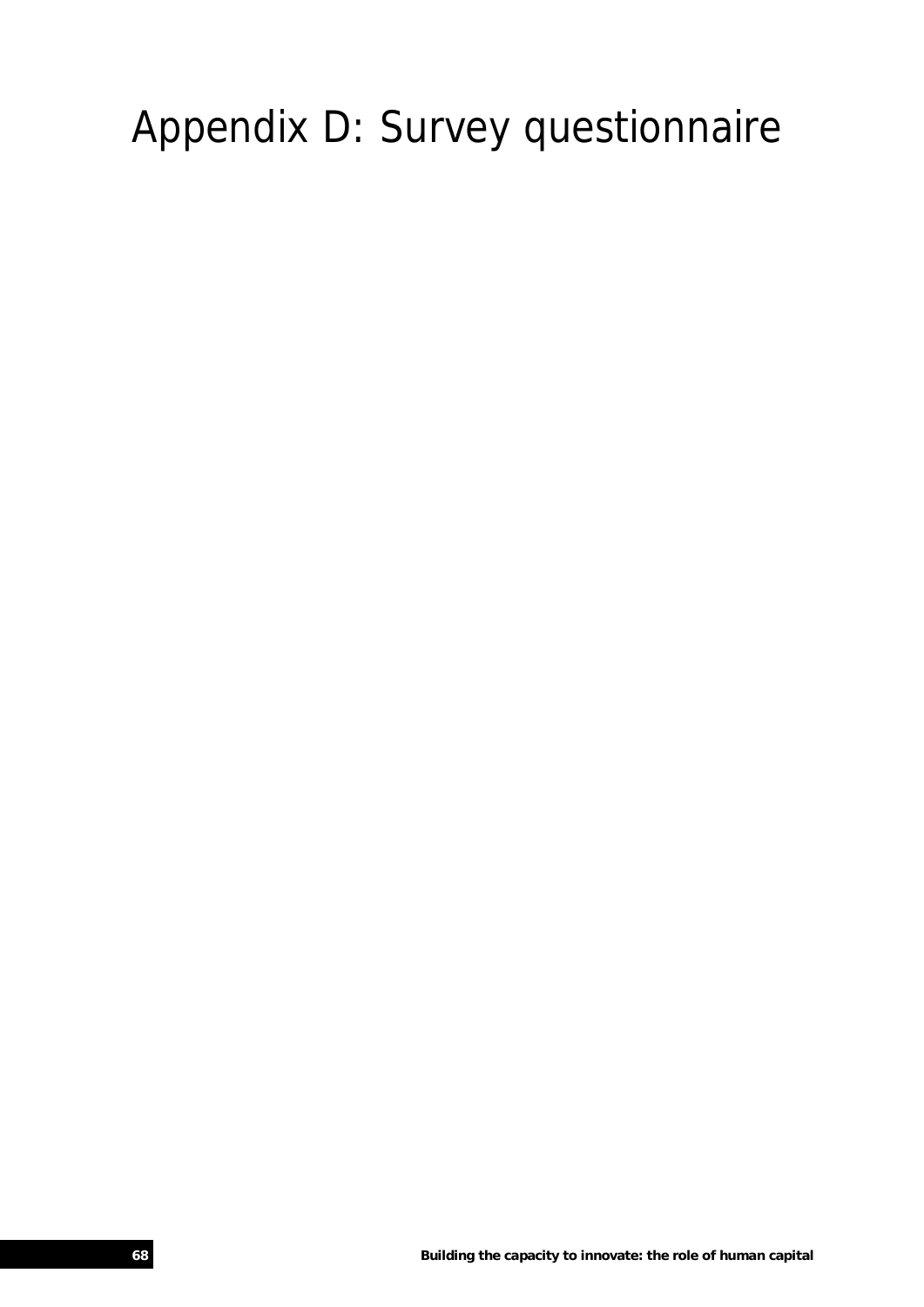# Appendix D: Survey questionnaire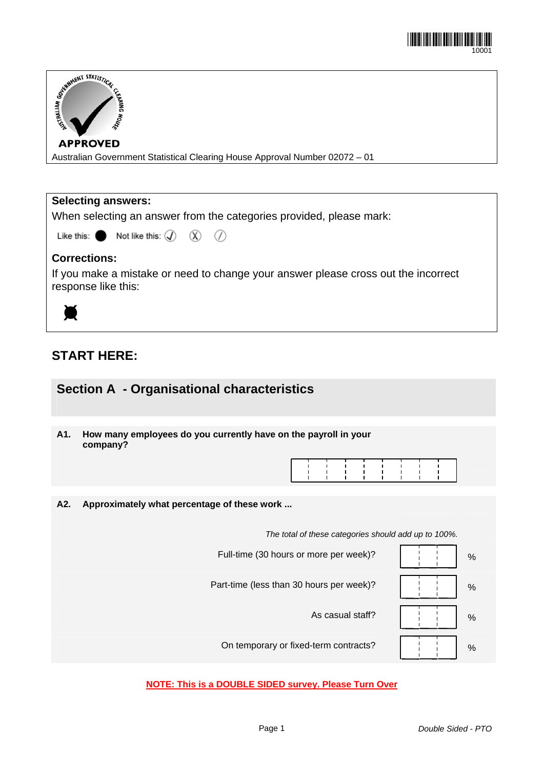10001

APPROVED

Australian Government Statistical Clearing House Approval Number 02072 – 01

**Selecting answers:**

When selecting an answer from the categories provided, please mark:

Like this: ● Not like this: ✓ ✗ /

**Corrections:**

If you make a mistake or need to change your answer please cross out the incorrect response like this:

## START HERE:

## Section A - Organisational characteristics

**A1. How many employees do you currently have on the payroll in your company?**

| | | | | | | | | |
|---|---|---|---|---|---|---|---|---|

**A2. Approximately what percentage of these work ...**

*The total of these categories should add up to 100%.*

| | | |
|---|---|---|
| Full-time (30 hours or more per week)? | | % |
| Part-time (less than 30 hours per week)? | | % |
| As casual staff? | | % |
| On temporary or fixed-term contracts? | | % |

**NOTE: This is a DOUBLE SIDED survey. Please Turn Over**

*Double Sided - PTO*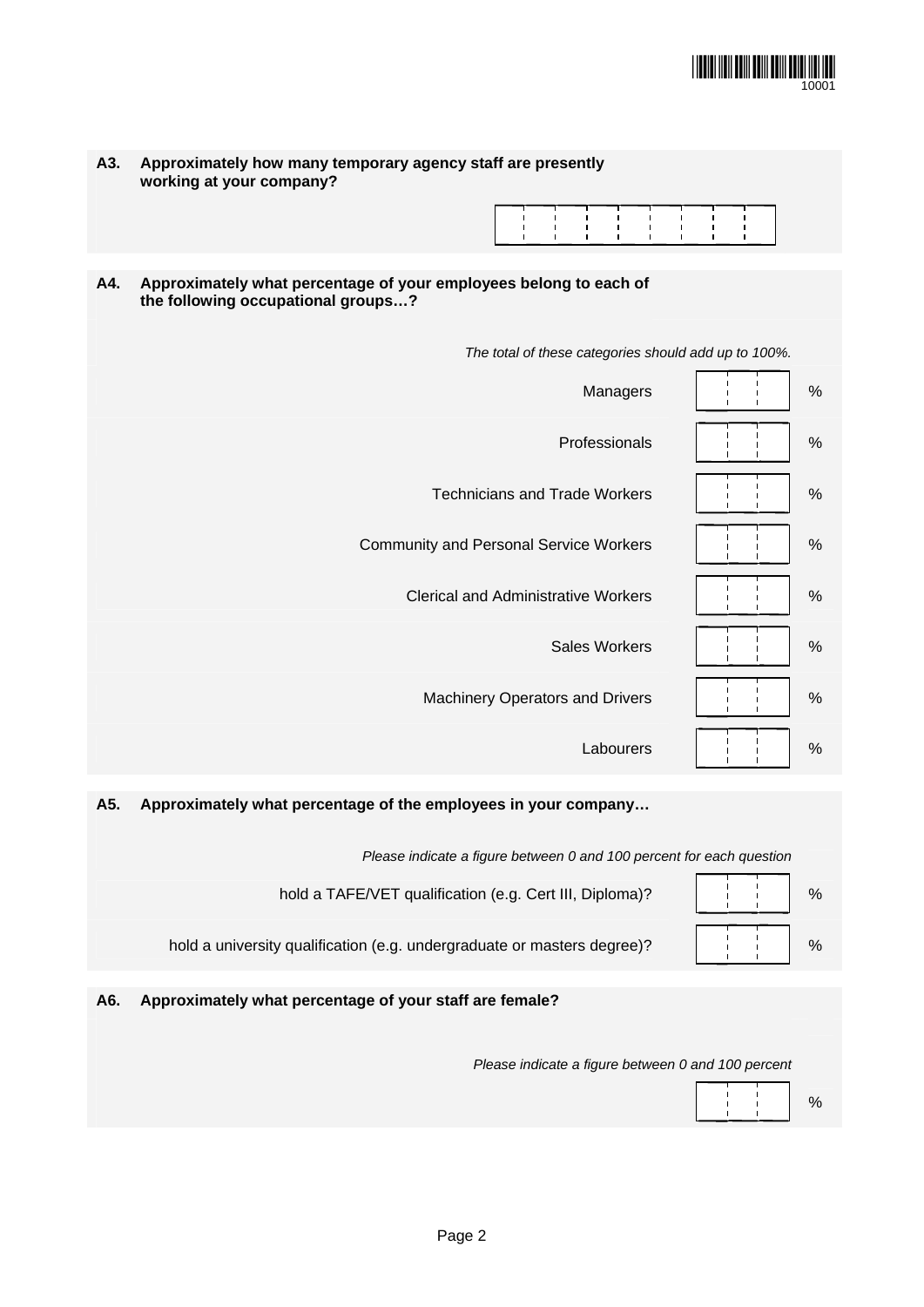**A3. Approximately how many temporary agency staff are presently working at your company?**

**A4. Approximately what percentage of your employees belong to each of the following occupational groups…?**

*The total of these categories should add up to 100%.*

| Occupational group | % |
|---|---|
| Managers | % |
| Professionals | % |
| Technicians and Trade Workers | % |
| Community and Personal Service Workers | % |
| Clerical and Administrative Workers | % |
| Sales Workers | % |
| Machinery Operators and Drivers | % |
| Labourers | % |

**A5. Approximately what percentage of the employees in your company…**

*Please indicate a figure between 0 and 100 percent for each question*

| Question | % |
|---|---|
| hold a TAFE/VET qualification (e.g. Cert III, Diploma)? | % |
| hold a university qualification (e.g. undergraduate or masters degree)? | % |

**A6. Approximately what percentage of your staff are female?**

*Please indicate a figure between 0 and 100 percent*

%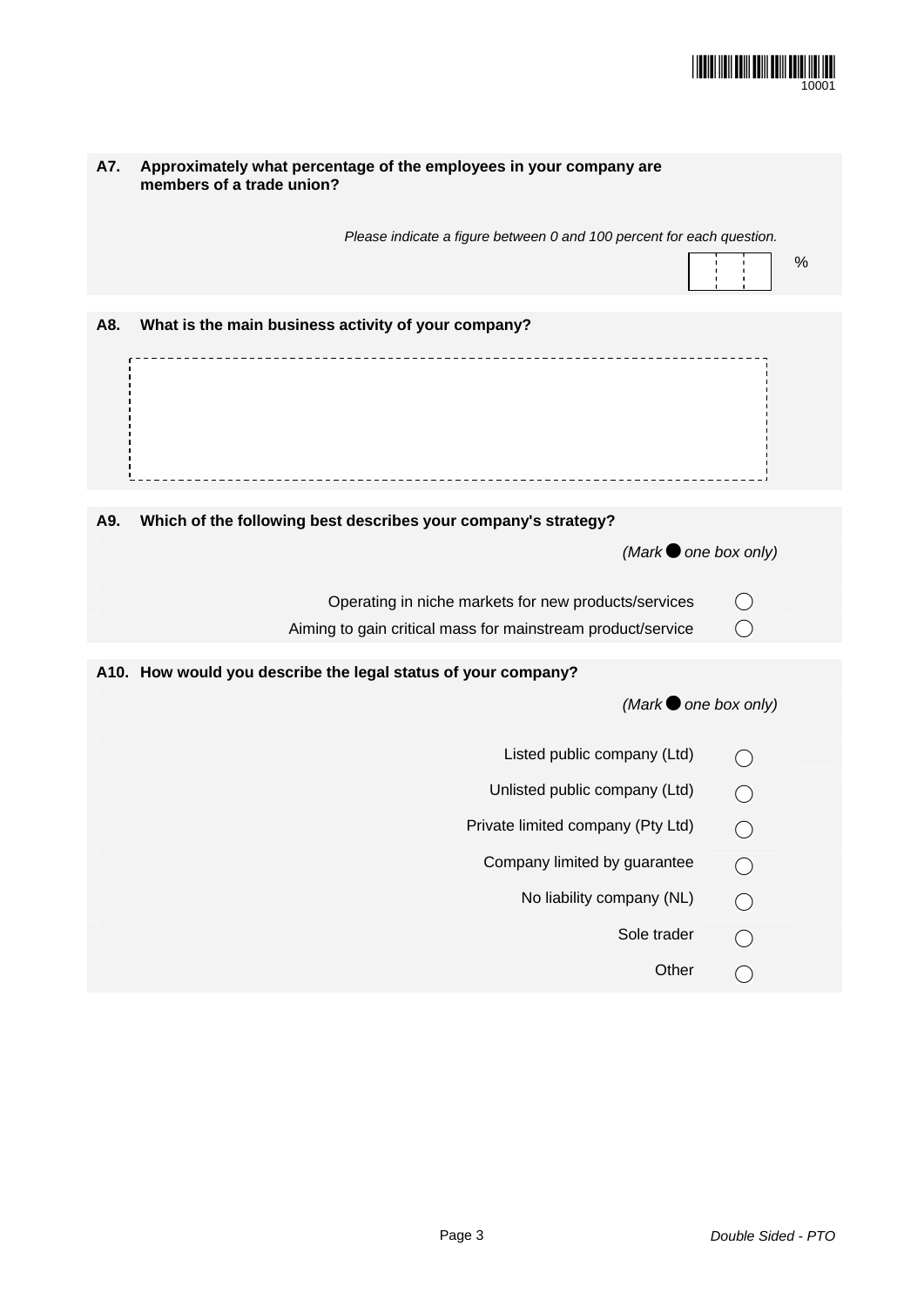**A7. Approximately what percentage of the employees in your company are members of a trade union?**

*Please indicate a figure between 0 and 100 percent for each question.*

[ | | ] %

**A8. What is the main business activity of your company?**

[                                        ]

**A9. Which of the following best describes your company's strategy?**

*(Mark ● one box only)*

- Operating in niche markets for new products/services ◯
- Aiming to gain critical mass for mainstream product/service ◯

**A10. How would you describe the legal status of your company?**

*(Mark ● one box only)*

- Listed public company (Ltd) ◯
- Unlisted public company (Ltd) ◯
- Private limited company (Pty Ltd) ◯
- Company limited by guarantee ◯
- No liability company (NL) ◯
- Sole trader ◯
- Other ◯

*Double Sided - PTO*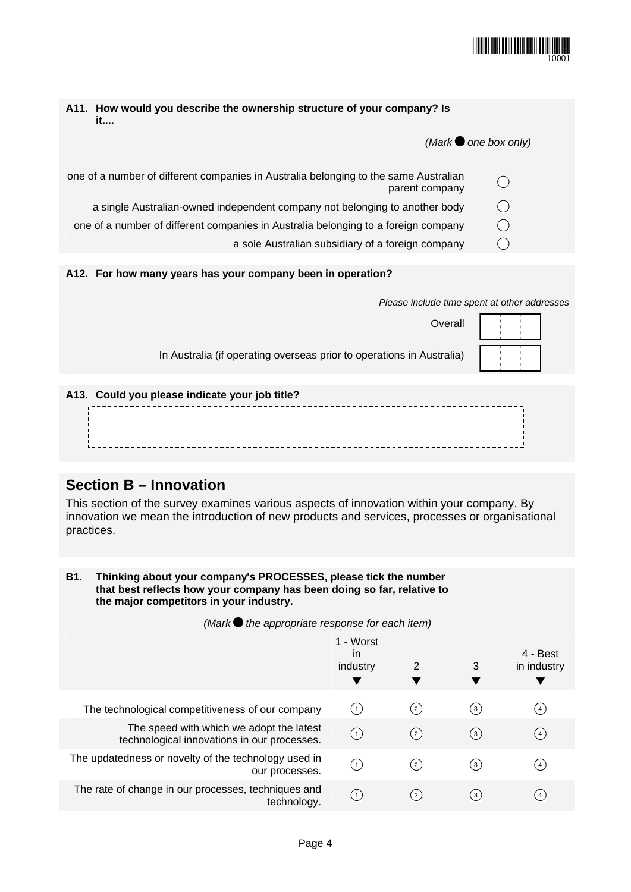**A11. How would you describe the ownership structure of your company? Is it....**

*(Mark ● one box only)*

| | |
|---|---|
| one of a number of different companies in Australia belonging to the same Australian parent company | ◯ |
| a single Australian-owned independent company not belonging to another body | ◯ |
| one of a number of different companies in Australia belonging to a foreign company | ◯ |
| a sole Australian subsidiary of a foreign company | ◯ |

**A12. For how many years has your company been in operation?**

*Please include time spent at other addresses*

| | |
|---|---|
| Overall | ☐☐☐ |
| In Australia (if operating overseas prior to operations in Australia) | ☐☐☐ |

**A13. Could you please indicate your job title?**

[ ]

## Section B – Innovation

This section of the survey examines various aspects of innovation within your company. By innovation we mean the introduction of new products and services, processes or organisational practices.

**B1. Thinking about your company's PROCESSES, please tick the number that best reflects how your company has been doing so far, relative to the major competitors in your industry.**

*(Mark ● the appropriate response for each item)*

| | 1 - Worst in industry ▼ | 2 ▼ | 3 ▼ | 4 - Best in industry ▼ |
|---|---|---|---|---|
| The technological competitiveness of our company | ① | ② | ③ | ④ |
| The speed with which we adopt the latest technological innovations in our processes. | ① | ② | ③ | ④ |
| The updatedness or novelty of the technology used in our processes. | ① | ② | ③ | ④ |
| The rate of change in our processes, techniques and technology. | ① | ② | ③ | ④ |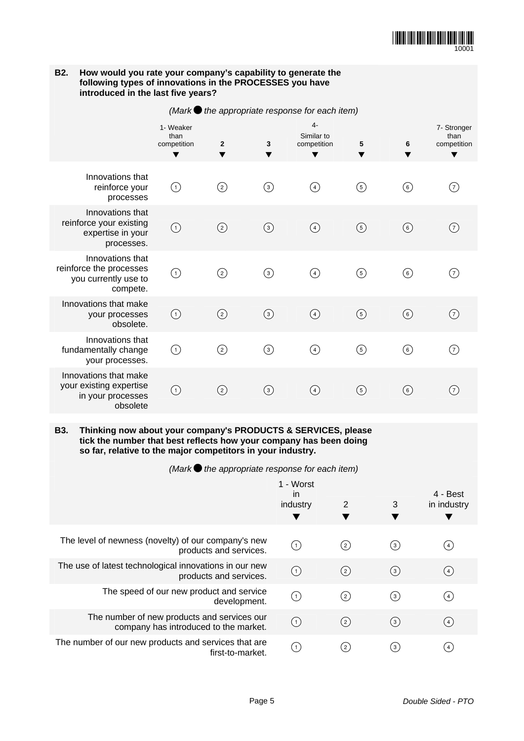**B2. How would you rate your company's capability to generate the following types of innovations in the PROCESSES you have introduced in the last five years?**

*(Mark ● the appropriate response for each item)*

| | 1- Weaker than competition | 2 | 3 | 4- Similar to competition | 5 | 6 | 7- Stronger than competition |
|---|---|---|---|---|---|---|---|
| Innovations that reinforce your processes | ① | ② | ③ | ④ | ⑤ | ⑥ | ⑦ |
| Innovations that reinforce your existing expertise in your processes. | ① | ② | ③ | ④ | ⑤ | ⑥ | ⑦ |
| Innovations that reinforce the processes you currently use to compete. | ① | ② | ③ | ④ | ⑤ | ⑥ | ⑦ |
| Innovations that make your processes obsolete. | ① | ② | ③ | ④ | ⑤ | ⑥ | ⑦ |
| Innovations that fundamentally change your processes. | ① | ② | ③ | ④ | ⑤ | ⑥ | ⑦ |
| Innovations that make your existing expertise in your processes obsolete | ① | ② | ③ | ④ | ⑤ | ⑥ | ⑦ |

**B3. Thinking now about your company's PRODUCTS & SERVICES, please tick the number that best reflects how your company has been doing so far, relative to the major competitors in your industry.**

*(Mark ● the appropriate response for each item)*

| | 1 - Worst in industry | 2 | 3 | 4 - Best in industry |
|---|---|---|---|---|
| The level of newness (novelty) of our company's new products and services. | ① | ② | ③ | ④ |
| The use of latest technological innovations in our new products and services. | ① | ② | ③ | ④ |
| The speed of our new product and service development. | ① | ② | ③ | ④ |
| The number of new products and services our company has introduced to the market. | ① | ② | ③ | ④ |
| The number of our new products and services that are first-to-market. | ① | ② | ③ | ④ |

*Double Sided - PTO*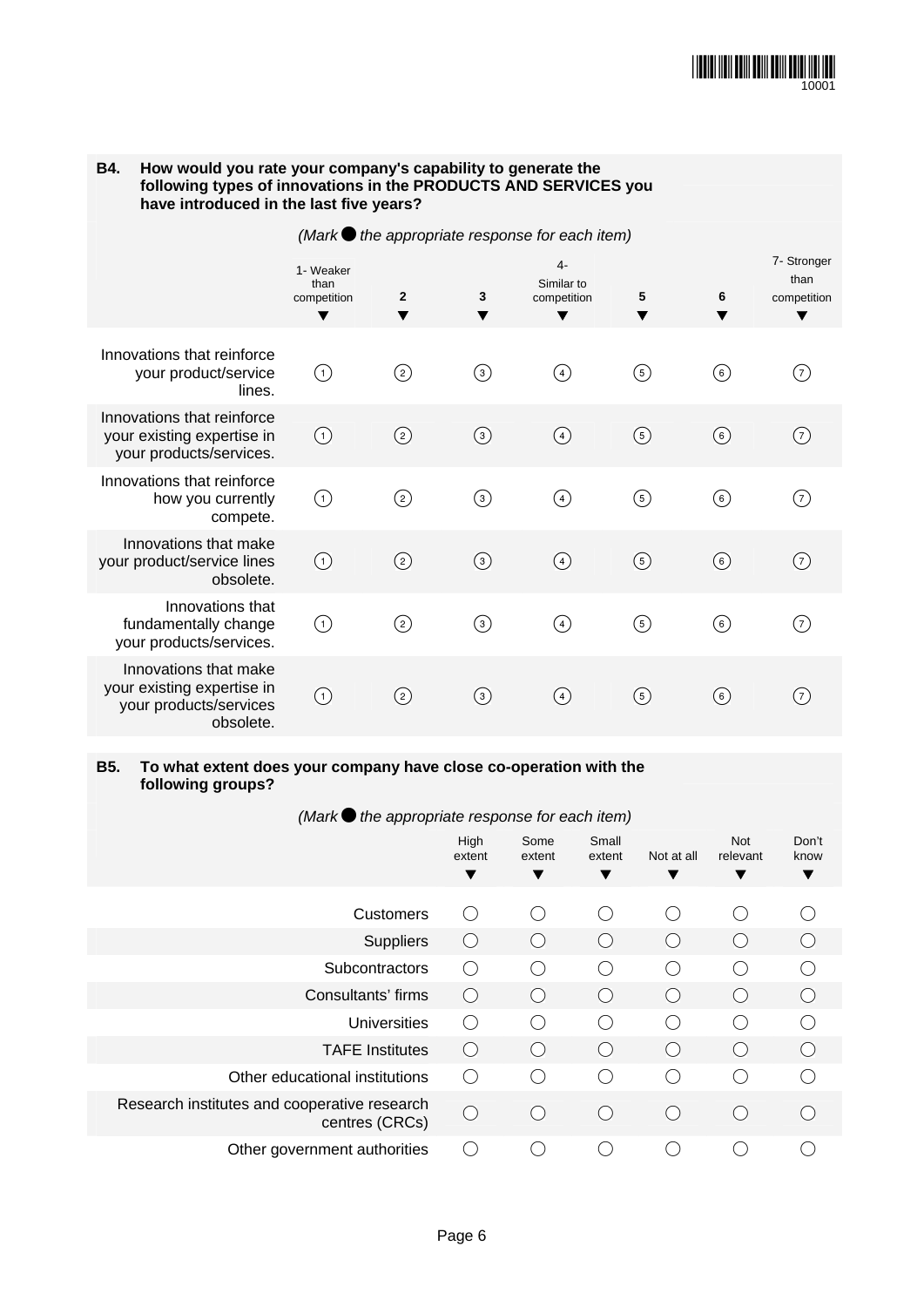**B4. How would you rate your company's capability to generate the following types of innovations in the PRODUCTS AND SERVICES you have introduced in the last five years?**

*(Mark ● the appropriate response for each item)*

| | 1- Weaker than competition | 2 | 3 | 4- Similar to competition | 5 | 6 | 7- Stronger than competition |
|---|---|---|---|---|---|---|---|
| Innovations that reinforce your product/service lines. | ① | ② | ③ | ④ | ⑤ | ⑥ | ⑦ |
| Innovations that reinforce your existing expertise in your products/services. | ① | ② | ③ | ④ | ⑤ | ⑥ | ⑦ |
| Innovations that reinforce how you currently compete. | ① | ② | ③ | ④ | ⑤ | ⑥ | ⑦ |
| Innovations that make your product/service lines obsolete. | ① | ② | ③ | ④ | ⑤ | ⑥ | ⑦ |
| Innovations that fundamentally change your products/services. | ① | ② | ③ | ④ | ⑤ | ⑥ | ⑦ |
| Innovations that make your existing expertise in your products/services obsolete. | ① | ② | ③ | ④ | ⑤ | ⑥ | ⑦ |

**B5. To what extent does your company have close co-operation with the following groups?**

*(Mark ● the appropriate response for each item)*

| | High extent | Some extent | Small extent | Not at all | Not relevant | Don't know |
|---|---|---|---|---|---|---|
| Customers | ○ | ○ | ○ | ○ | ○ | ○ |
| Suppliers | ○ | ○ | ○ | ○ | ○ | ○ |
| Subcontractors | ○ | ○ | ○ | ○ | ○ | ○ |
| Consultants' firms | ○ | ○ | ○ | ○ | ○ | ○ |
| Universities | ○ | ○ | ○ | ○ | ○ | ○ |
| TAFE Institutes | ○ | ○ | ○ | ○ | ○ | ○ |
| Other educational institutions | ○ | ○ | ○ | ○ | ○ | ○ |
| Research institutes and cooperative research centres (CRCs) | ○ | ○ | ○ | ○ | ○ | ○ |
| Other government authorities | ○ | ○ | ○ | ○ | ○ | ○ |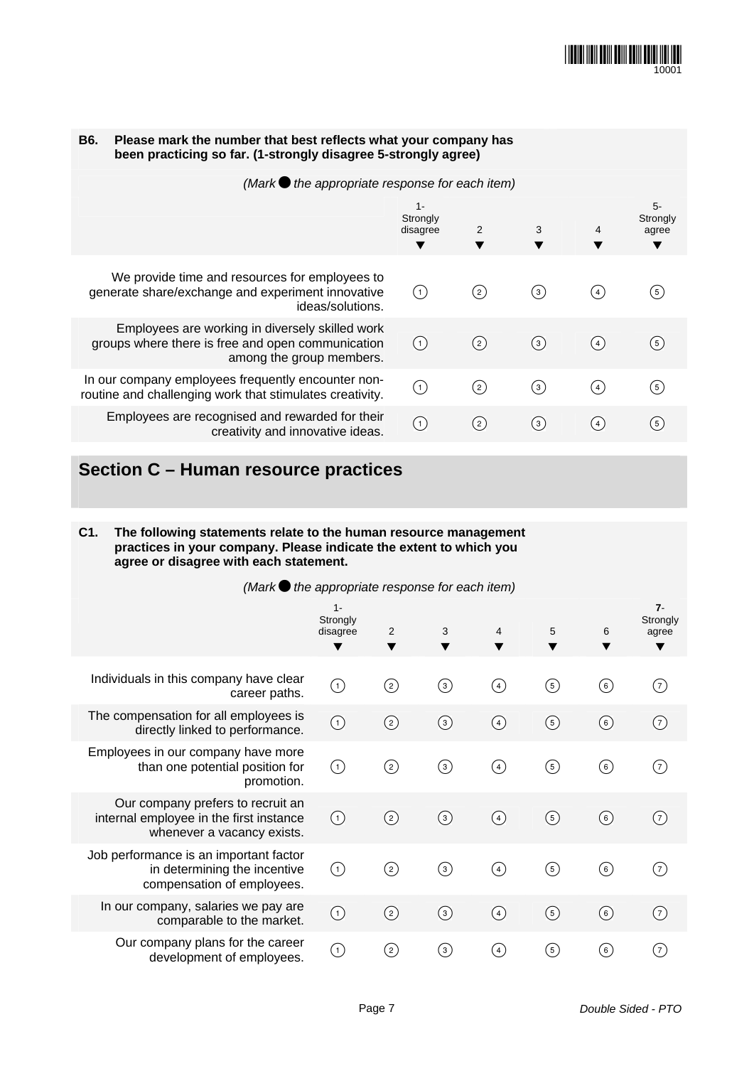**B6. Please mark the number that best reflects what your company has been practicing so far. (1-strongly disagree 5-strongly agree)**

*(Mark ● the appropriate response for each item)*

| | 1- Strongly disagree | 2 | 3 | 4 | 5- Strongly agree |
|---|---|---|---|---|---|
| We provide time and resources for employees to generate share/exchange and experiment innovative ideas/solutions. | ① | ② | ③ | ④ | ⑤ |
| Employees are working in diversely skilled work groups where there is free and open communication among the group members. | ① | ② | ③ | ④ | ⑤ |
| In our company employees frequently encounter non-routine and challenging work that stimulates creativity. | ① | ② | ③ | ④ | ⑤ |
| Employees are recognised and rewarded for their creativity and innovative ideas. | ① | ② | ③ | ④ | ⑤ |

## Section C – Human resource practices

**C1. The following statements relate to the human resource management practices in your company. Please indicate the extent to which you agree or disagree with each statement.**

*(Mark ● the appropriate response for each item)*

| | 1- Strongly disagree | 2 | 3 | 4 | 5 | 6 | 7- Strongly agree |
|---|---|---|---|---|---|---|---|
| Individuals in this company have clear career paths. | ① | ② | ③ | ④ | ⑤ | ⑥ | ⑦ |
| The compensation for all employees is directly linked to performance. | ① | ② | ③ | ④ | ⑤ | ⑥ | ⑦ |
| Employees in our company have more than one potential position for promotion. | ① | ② | ③ | ④ | ⑤ | ⑥ | ⑦ |
| Our company prefers to recruit an internal employee in the first instance whenever a vacancy exists. | ① | ② | ③ | ④ | ⑤ | ⑥ | ⑦ |
| Job performance is an important factor in determining the incentive compensation of employees. | ① | ② | ③ | ④ | ⑤ | ⑥ | ⑦ |
| In our company, salaries we pay are comparable to the market. | ① | ② | ③ | ④ | ⑤ | ⑥ | ⑦ |
| Our company plans for the career development of employees. | ① | ② | ③ | ④ | ⑤ | ⑥ | ⑦ |

*Double Sided - PTO*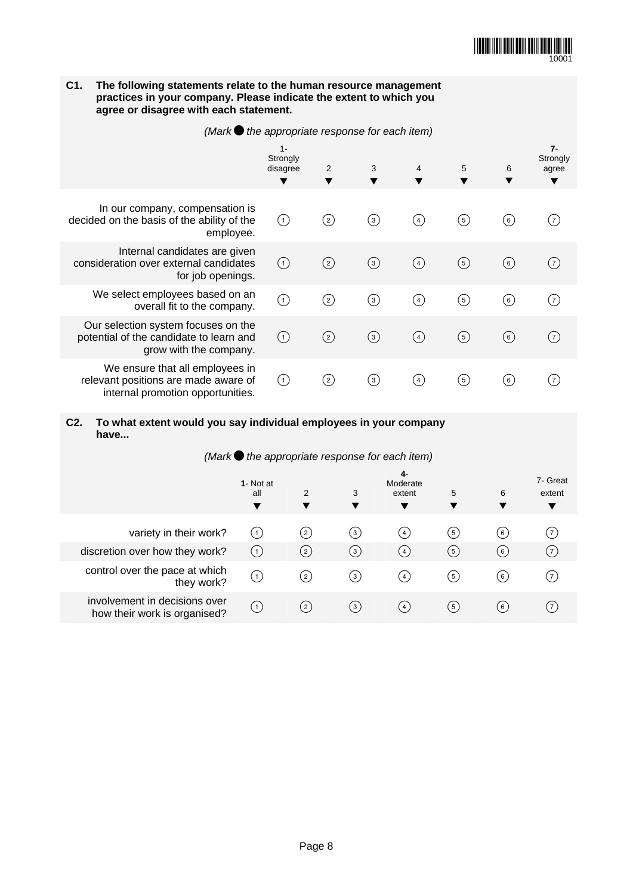**C1. The following statements relate to the human resource management practices in your company. Please indicate the extent to which you agree or disagree with each statement.**

*(Mark ● the appropriate response for each item)*

| | 1- Strongly disagree | 2 | 3 | 4 | 5 | 6 | 7- Strongly agree |
|---|---|---|---|---|---|---|---|
| In our company, compensation is decided on the basis of the ability of the employee. | ① | ② | ③ | ④ | ⑤ | ⑥ | ⑦ |
| Internal candidates are given consideration over external candidates for job openings. | ① | ② | ③ | ④ | ⑤ | ⑥ | ⑦ |
| We select employees based on an overall fit to the company. | ① | ② | ③ | ④ | ⑤ | ⑥ | ⑦ |
| Our selection system focuses on the potential of the candidate to learn and grow with the company. | ① | ② | ③ | ④ | ⑤ | ⑥ | ⑦ |
| We ensure that all employees in relevant positions are made aware of internal promotion opportunities. | ① | ② | ③ | ④ | ⑤ | ⑥ | ⑦ |

**C2. To what extent would you say individual employees in your company have...**

*(Mark ● the appropriate response for each item)*

| | 1- Not at all | 2 | 3 | 4- Moderate extent | 5 | 6 | 7- Great extent |
|---|---|---|---|---|---|---|---|
| variety in their work? | ① | ② | ③ | ④ | ⑤ | ⑥ | ⑦ |
| discretion over how they work? | ① | ② | ③ | ④ | ⑤ | ⑥ | ⑦ |
| control over the pace at which they work? | ① | ② | ③ | ④ | ⑤ | ⑥ | ⑦ |
| involvement in decisions over how their work is organised? | ① | ② | ③ | ④ | ⑤ | ⑥ | ⑦ |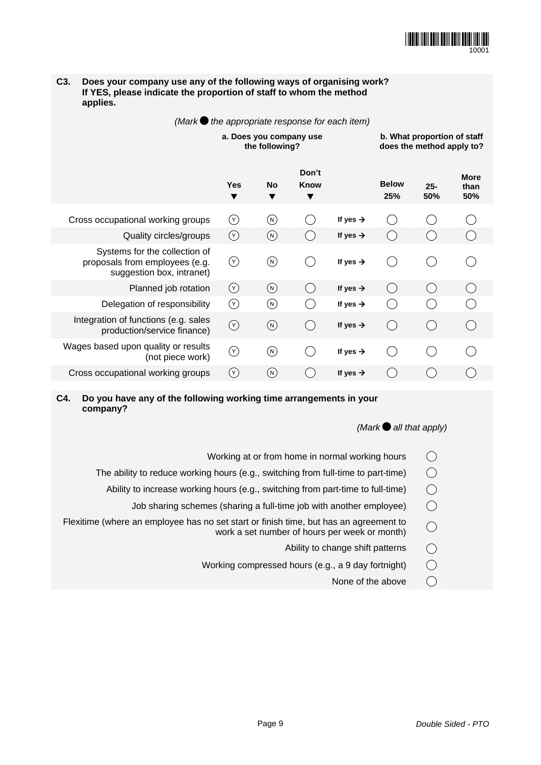**C3. Does your company use any of the following ways of organising work? If YES, please indicate the proportion of staff to whom the method applies.**

*(Mark ● the appropriate response for each item)*

| | a. Does you company use the following? | | | | b. What proportion of staff does the method apply to? | | |
|---|---|---|---|---|---|---|---|
| | Yes ▼ | No ▼ | Don't Know ▼ | | Below 25% | 25-50% | More than 50% |
| Cross occupational working groups | Ⓨ | Ⓝ | ◯ | If yes → | ◯ | ◯ | ◯ |
| Quality circles/groups | Ⓨ | Ⓝ | ◯ | If yes → | ◯ | ◯ | ◯ |
| Systems for the collection of proposals from employees (e.g. suggestion box, intranet) | Ⓨ | Ⓝ | ◯ | If yes → | ◯ | ◯ | ◯ |
| Planned job rotation | Ⓨ | Ⓝ | ◯ | If yes → | ◯ | ◯ | ◯ |
| Delegation of responsibility | Ⓨ | Ⓝ | ◯ | If yes → | ◯ | ◯ | ◯ |
| Integration of functions (e.g. sales production/service finance) | Ⓨ | Ⓝ | ◯ | If yes → | ◯ | ◯ | ◯ |
| Wages based upon quality or results (not piece work) | Ⓨ | Ⓝ | ◯ | If yes → | ◯ | ◯ | ◯ |
| Cross occupational working groups | Ⓨ | Ⓝ | ◯ | If yes → | ◯ | ◯ | ◯ |

**C4. Do you have any of the following working time arrangements in your company?**

*(Mark ● all that apply)*

| | |
|---|---|
| Working at or from home in normal working hours | ◯ |
| The ability to reduce working hours (e.g., switching from full-time to part-time) | ◯ |
| Ability to increase working hours (e.g., switching from part-time to full-time) | ◯ |
| Job sharing schemes (sharing a full-time job with another employee) | ◯ |
| Flexitime (where an employee has no set start or finish time, but has an agreement to work a set number of hours per week or month) | ◯ |
| Ability to change shift patterns | ◯ |
| Working compressed hours (e.g., a 9 day fortnight) | ◯ |
| None of the above | ◯ |

*Double Sided - PTO*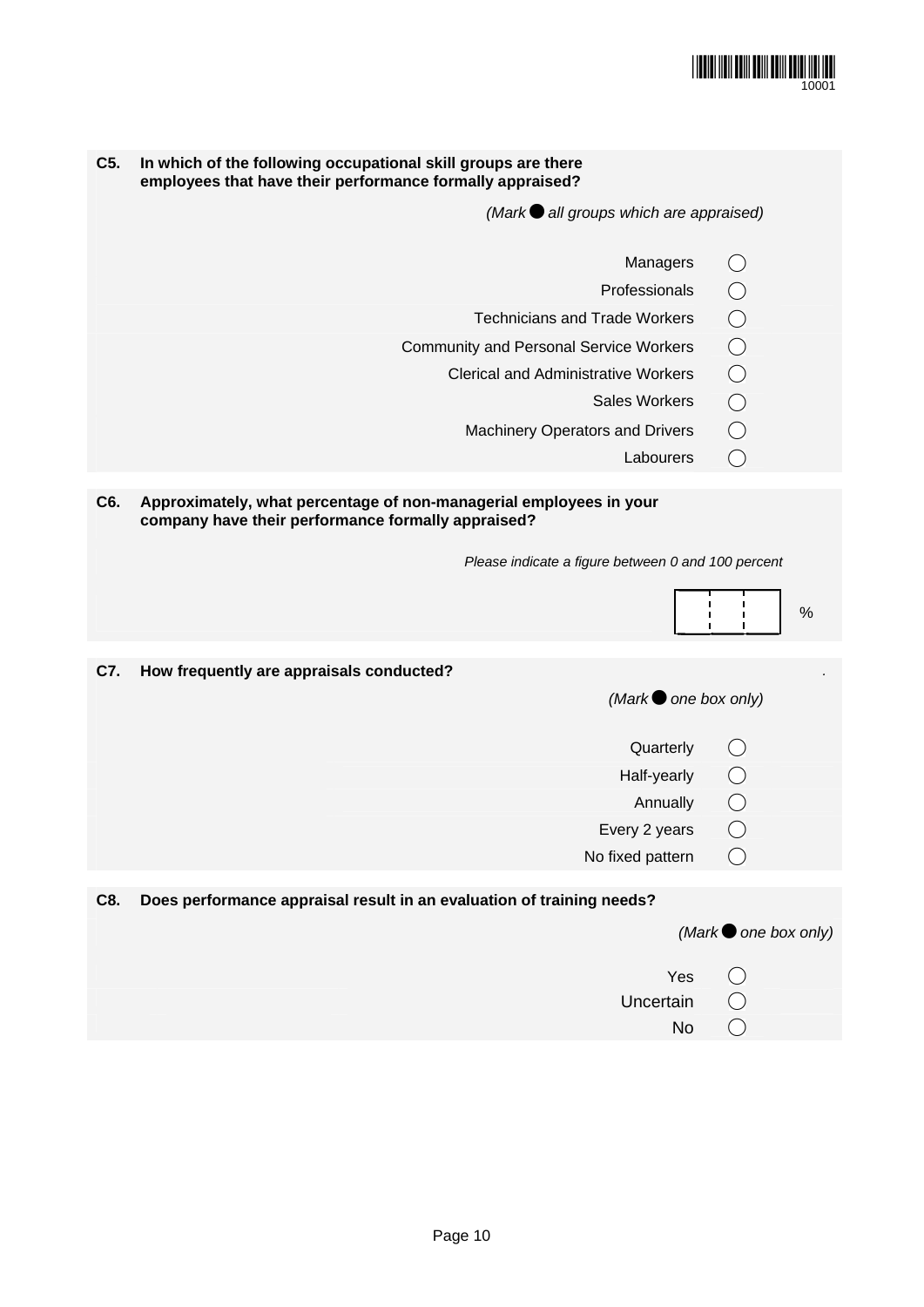**C5. In which of the following occupational skill groups are there employees that have their performance formally appraised?**

*(Mark ● all groups which are appraised)*

- Managers ◯
- Professionals ◯
- Technicians and Trade Workers ◯
- Community and Personal Service Workers ◯
- Clerical and Administrative Workers ◯
- Sales Workers ◯
- Machinery Operators and Drivers ◯
- Labourers ◯

**C6. Approximately, what percentage of non-managerial employees in your company have their performance formally appraised?**

*Please indicate a figure between 0 and 100 percent*

[ | | ] %

**C7. How frequently are appraisals conducted?**

*(Mark ● one box only)*

- Quarterly ◯
- Half-yearly ◯
- Annually ◯
- Every 2 years ◯
- No fixed pattern ◯

**C8. Does performance appraisal result in an evaluation of training needs?**

*(Mark ● one box only)*

- Yes ◯
- Uncertain ◯
- No ◯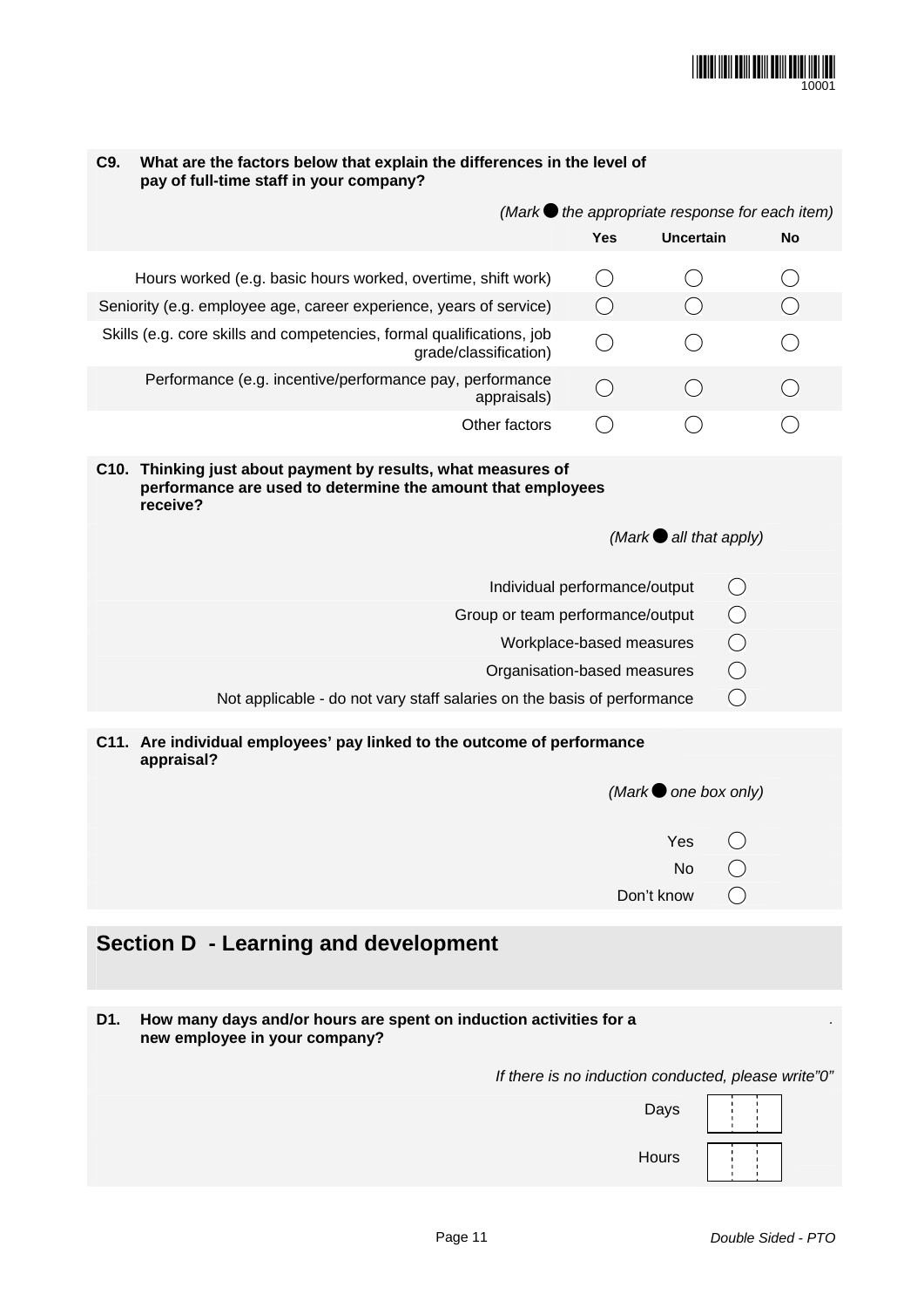**C9. What are the factors below that explain the differences in the level of pay of full-time staff in your company?**

*(Mark ● the appropriate response for each item)*

| | Yes | Uncertain | No |
|---|---|---|---|
| Hours worked (e.g. basic hours worked, overtime, shift work) | ◯ | ◯ | ◯ |
| Seniority (e.g. employee age, career experience, years of service) | ◯ | ◯ | ◯ |
| Skills (e.g. core skills and competencies, formal qualifications, job grade/classification) | ◯ | ◯ | ◯ |
| Performance (e.g. incentive/performance pay, performance appraisals) | ◯ | ◯ | ◯ |
| Other factors | ◯ | ◯ | ◯ |

**C10. Thinking just about payment by results, what measures of performance are used to determine the amount that employees receive?**

*(Mark ● all that apply)*

- Individual performance/output ◯
- Group or team performance/output ◯
- Workplace-based measures ◯
- Organisation-based measures ◯
- Not applicable - do not vary staff salaries on the basis of performance ◯

**C11. Are individual employees' pay linked to the outcome of performance appraisal?**

*(Mark ● one box only)*

- Yes ◯
- No ◯
- Don't know ◯

## Section D - Learning and development

**D1. How many days and/or hours are spent on induction activities for a new employee in your company?**

*If there is no induction conducted, please write"0"*

Days [ | | ]

Hours [ | | ]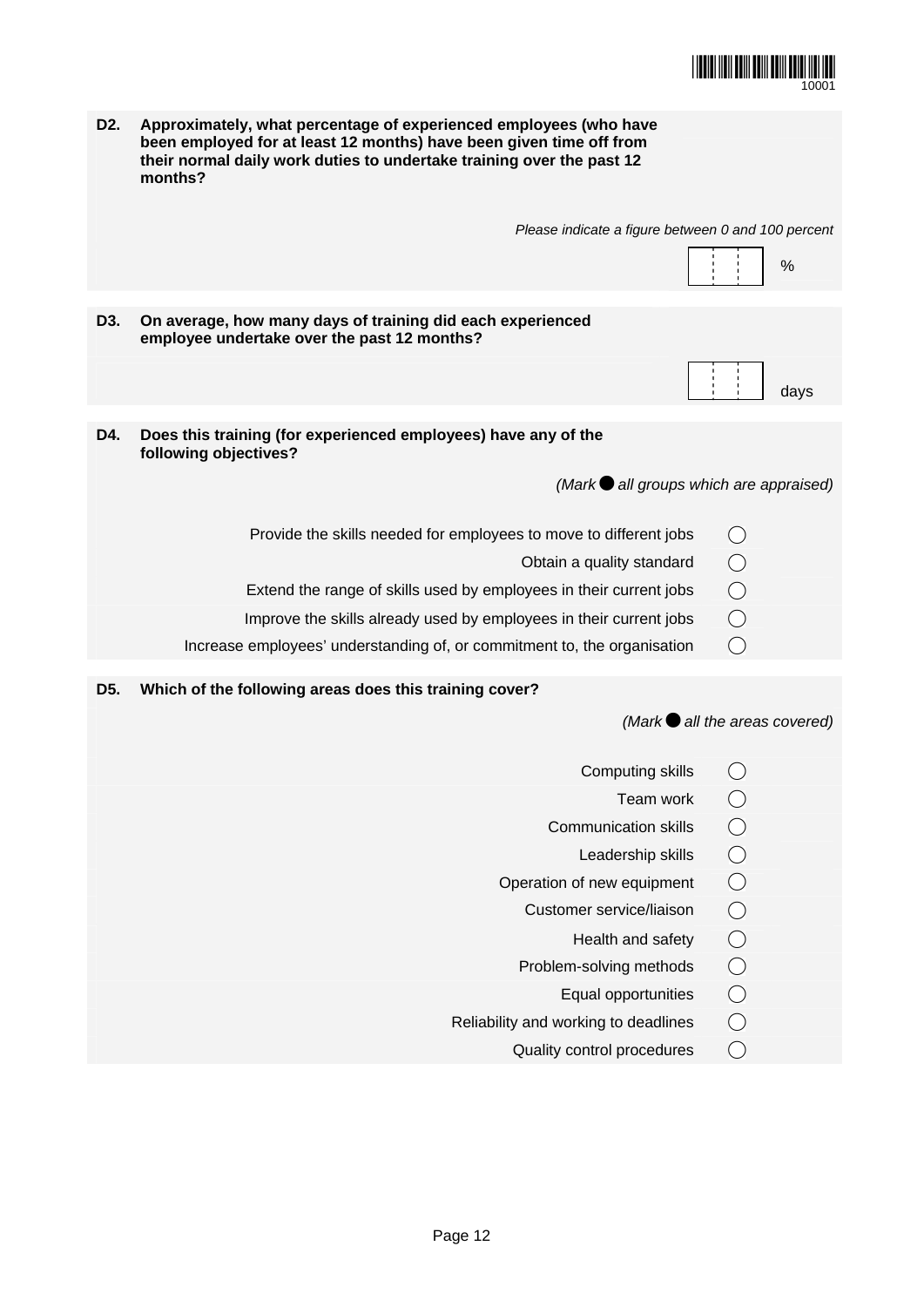**D2. Approximately, what percentage of experienced employees (who have been employed for at least 12 months) have been given time off from their normal daily work duties to undertake training over the past 12 months?**

*Please indicate a figure between 0 and 100 percent*

[ | | ] %

**D3. On average, how many days of training did each experienced employee undertake over the past 12 months?**

[ | | ] days

**D4. Does this training (for experienced employees) have any of the following objectives?**

*(Mark ● all groups which are appraised)*

- Provide the skills needed for employees to move to different jobs ◯
- Obtain a quality standard ◯
- Extend the range of skills used by employees in their current jobs ◯
- Improve the skills already used by employees in their current jobs ◯
- Increase employees' understanding of, or commitment to, the organisation ◯

**D5. Which of the following areas does this training cover?**

*(Mark ● all the areas covered)*

- Computing skills ◯
- Team work ◯
- Communication skills ◯
- Leadership skills ◯
- Operation of new equipment ◯
- Customer service/liaison ◯
- Health and safety ◯
- Problem-solving methods ◯
- Equal opportunities ◯
- Reliability and working to deadlines ◯
- Quality control procedures ◯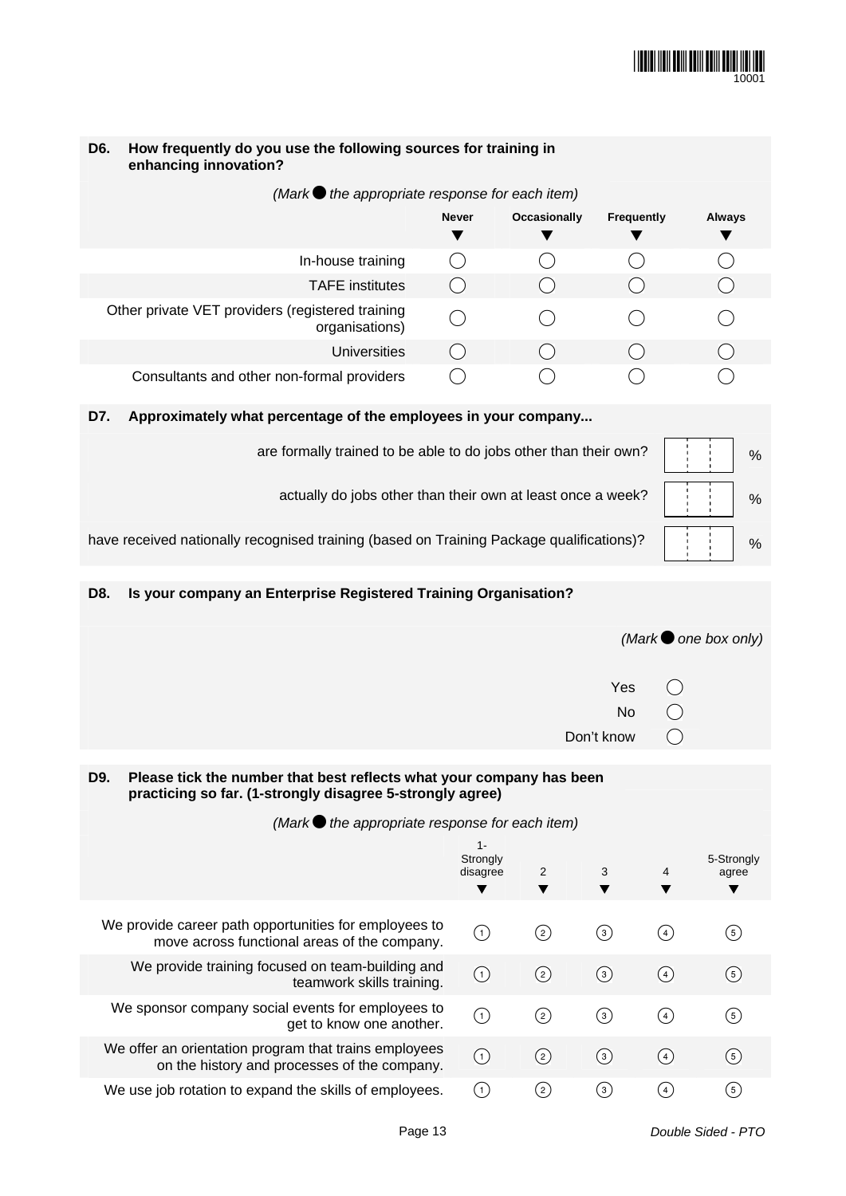**D6. How frequently do you use the following sources for training in enhancing innovation?**

*(Mark ● the appropriate response for each item)*

| | Never | Occasionally | Frequently | Always |
|---|---|---|---|---|
| In-house training | ◯ | ◯ | ◯ | ◯ |
| TAFE institutes | ◯ | ◯ | ◯ | ◯ |
| Other private VET providers (registered training organisations) | ◯ | ◯ | ◯ | ◯ |
| Universities | ◯ | ◯ | ◯ | ◯ |
| Consultants and other non-formal providers | ◯ | ◯ | ◯ | ◯ |

**D7. Approximately what percentage of the employees in your company...**

are formally trained to be able to do jobs other than their own? [ | | ] %

actually do jobs other than their own at least once a week? [ | | ] %

have received nationally recognised training (based on Training Package qualifications)? [ | | ] %

**D8. Is your company an Enterprise Registered Training Organisation?**

*(Mark ● one box only)*

Yes ◯

No ◯

Don't know ◯

**D9. Please tick the number that best reflects what your company has been practicing so far. (1-strongly disagree 5-strongly agree)**

*(Mark ● the appropriate response for each item)*

| | 1-Strongly disagree | 2 | 3 | 4 | 5-Strongly agree |
|---|---|---|---|---|---|
| We provide career path opportunities for employees to move across functional areas of the company. | ① | ② | ③ | ④ | ⑤ |
| We provide training focused on team-building and teamwork skills training. | ① | ② | ③ | ④ | ⑤ |
| We sponsor company social events for employees to get to know one another. | ① | ② | ③ | ④ | ⑤ |
| We offer an orientation program that trains employees on the history and processes of the company. | ① | ② | ③ | ④ | ⑤ |
| We use job rotation to expand the skills of employees. | ① | ② | ③ | ④ | ⑤ |

*Double Sided - PTO*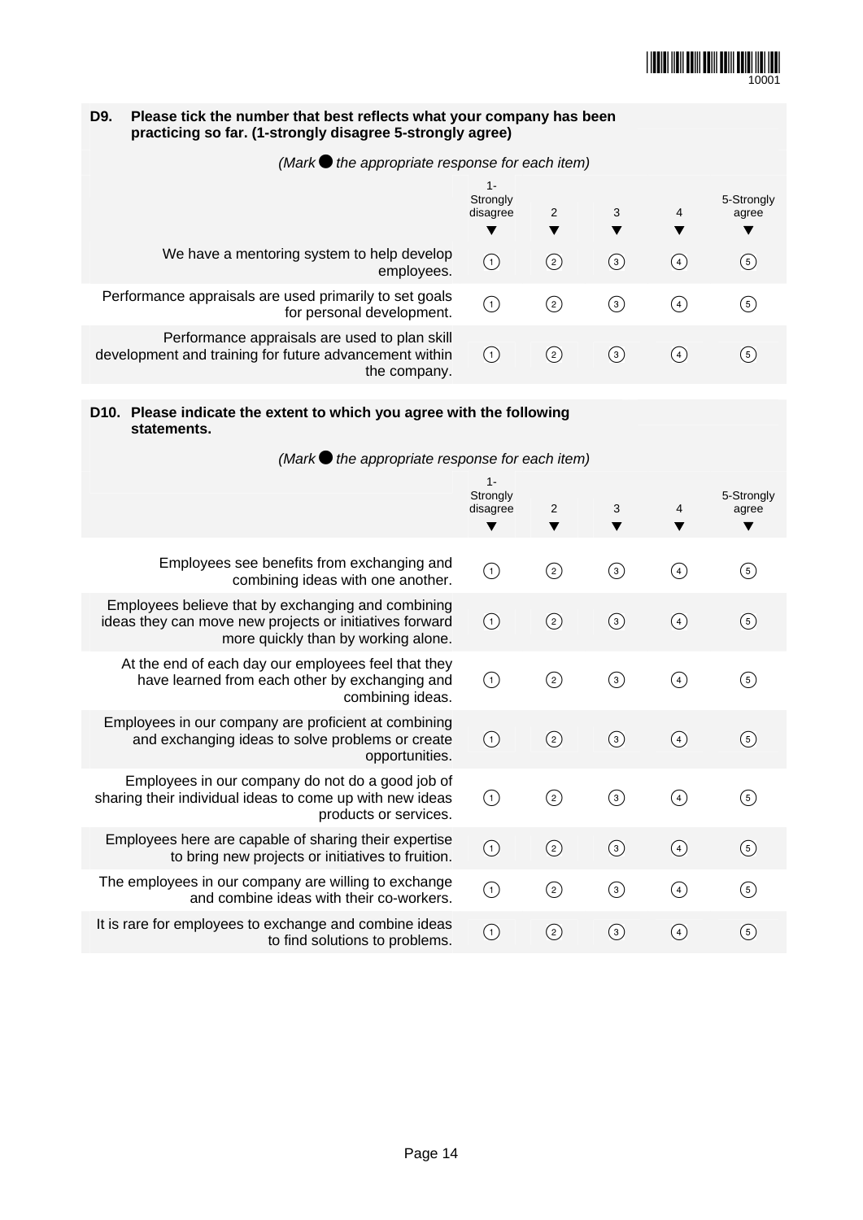**D9. Please tick the number that best reflects what your company has been practicing so far. (1-strongly disagree 5-strongly agree)**

*(Mark ● the appropriate response for each item)*

| | 1-Strongly disagree | 2 | 3 | 4 | 5-Strongly agree |
|---|---|---|---|---|---|
| We have a mentoring system to help develop employees. | ① | ② | ③ | ④ | ⑤ |
| Performance appraisals are used primarily to set goals for personal development. | ① | ② | ③ | ④ | ⑤ |
| Performance appraisals are used to plan skill development and training for future advancement within the company. | ① | ② | ③ | ④ | ⑤ |

**D10. Please indicate the extent to which you agree with the following statements.**

*(Mark ● the appropriate response for each item)*

| | 1-Strongly disagree | 2 | 3 | 4 | 5-Strongly agree |
|---|---|---|---|---|---|
| Employees see benefits from exchanging and combining ideas with one another. | ① | ② | ③ | ④ | ⑤ |
| Employees believe that by exchanging and combining ideas they can move new projects or initiatives forward more quickly than by working alone. | ① | ② | ③ | ④ | ⑤ |
| At the end of each day our employees feel that they have learned from each other by exchanging and combining ideas. | ① | ② | ③ | ④ | ⑤ |
| Employees in our company are proficient at combining and exchanging ideas to solve problems or create opportunities. | ① | ② | ③ | ④ | ⑤ |
| Employees in our company do not do a good job of sharing their individual ideas to come up with new ideas products or services. | ① | ② | ③ | ④ | ⑤ |
| Employees here are capable of sharing their expertise to bring new projects or initiatives to fruition. | ① | ② | ③ | ④ | ⑤ |
| The employees in our company are willing to exchange and combine ideas with their co-workers. | ① | ② | ③ | ④ | ⑤ |
| It is rare for employees to exchange and combine ideas to find solutions to problems. | ① | ② | ③ | ④ | ⑤ |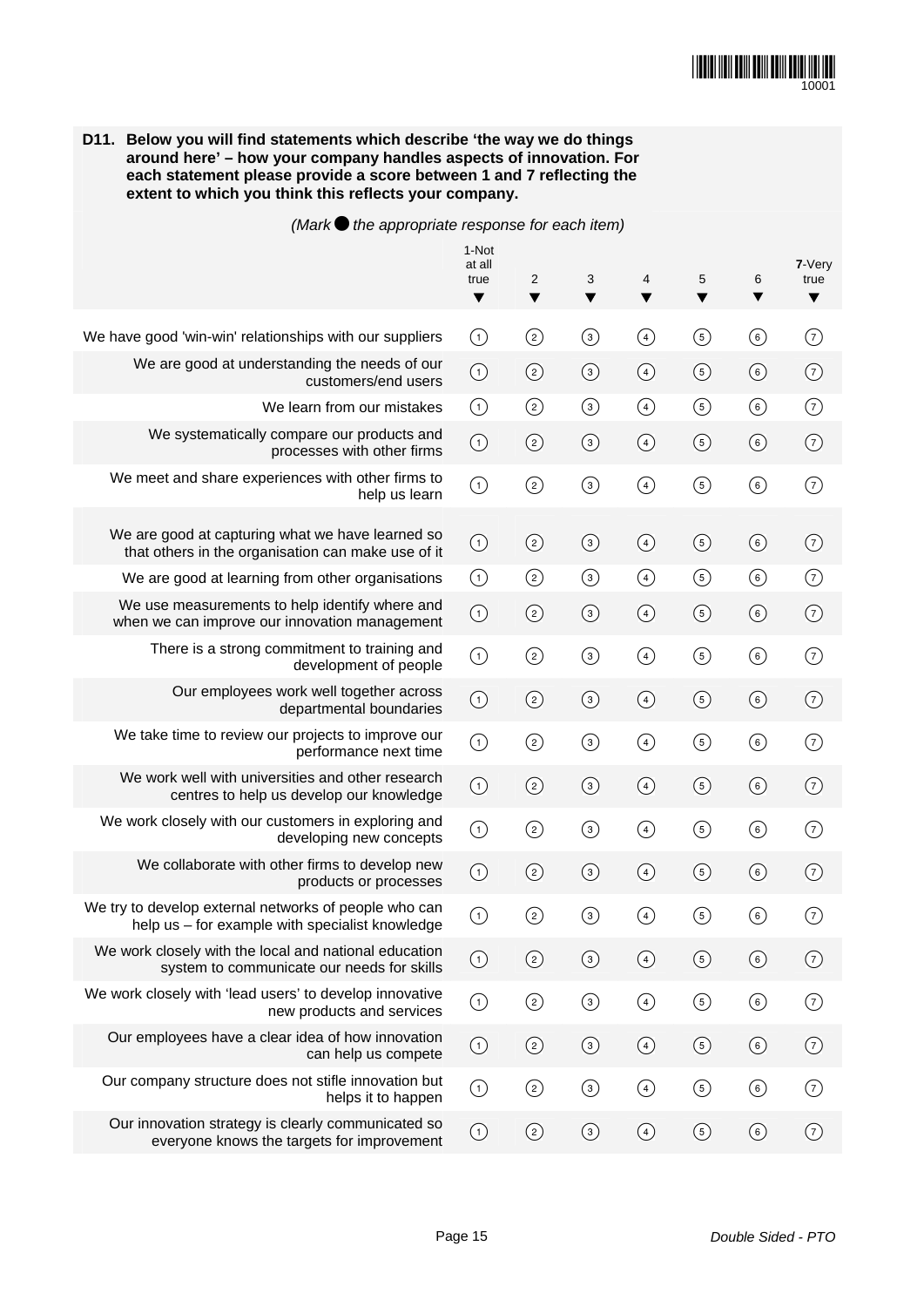**D11. Below you will find statements which describe 'the way we do things around here' – how your company handles aspects of innovation. For each statement please provide a score between 1 and 7 reflecting the extent to which you think this reflects your company.**

*(Mark ● the appropriate response for each item)*

| | 1-Not at all true | 2 | 3 | 4 | 5 | 6 | **7**-Very true |
|---|---|---|---|---|---|---|---|
| We have good 'win-win' relationships with our suppliers | 1 | 2 | 3 | 4 | 5 | 6 | 7 |
| We are good at understanding the needs of our customers/end users | 1 | 2 | 3 | 4 | 5 | 6 | 7 |
| We learn from our mistakes | 1 | 2 | 3 | 4 | 5 | 6 | 7 |
| We systematically compare our products and processes with other firms | 1 | 2 | 3 | 4 | 5 | 6 | 7 |
| We meet and share experiences with other firms to help us learn | 1 | 2 | 3 | 4 | 5 | 6 | 7 |
| We are good at capturing what we have learned so that others in the organisation can make use of it | 1 | 2 | 3 | 4 | 5 | 6 | 7 |
| We are good at learning from other organisations | 1 | 2 | 3 | 4 | 5 | 6 | 7 |
| We use measurements to help identify where and when we can improve our innovation management | 1 | 2 | 3 | 4 | 5 | 6 | 7 |
| There is a strong commitment to training and development of people | 1 | 2 | 3 | 4 | 5 | 6 | 7 |
| Our employees work well together across departmental boundaries | 1 | 2 | 3 | 4 | 5 | 6 | 7 |
| We take time to review our projects to improve our performance next time | 1 | 2 | 3 | 4 | 5 | 6 | 7 |
| We work well with universities and other research centres to help us develop our knowledge | 1 | 2 | 3 | 4 | 5 | 6 | 7 |
| We work closely with our customers in exploring and developing new concepts | 1 | 2 | 3 | 4 | 5 | 6 | 7 |
| We collaborate with other firms to develop new products or processes | 1 | 2 | 3 | 4 | 5 | 6 | 7 |
| We try to develop external networks of people who can help us – for example with specialist knowledge | 1 | 2 | 3 | 4 | 5 | 6 | 7 |
| We work closely with the local and national education system to communicate our needs for skills | 1 | 2 | 3 | 4 | 5 | 6 | 7 |
| We work closely with 'lead users' to develop innovative new products and services | 1 | 2 | 3 | 4 | 5 | 6 | 7 |
| Our employees have a clear idea of how innovation can help us compete | 1 | 2 | 3 | 4 | 5 | 6 | 7 |
| Our company structure does not stifle innovation but helps it to happen | 1 | 2 | 3 | 4 | 5 | 6 | 7 |
| Our innovation strategy is clearly communicated so everyone knows the targets for improvement | 1 | 2 | 3 | 4 | 5 | 6 | 7 |

*Double Sided - PTO*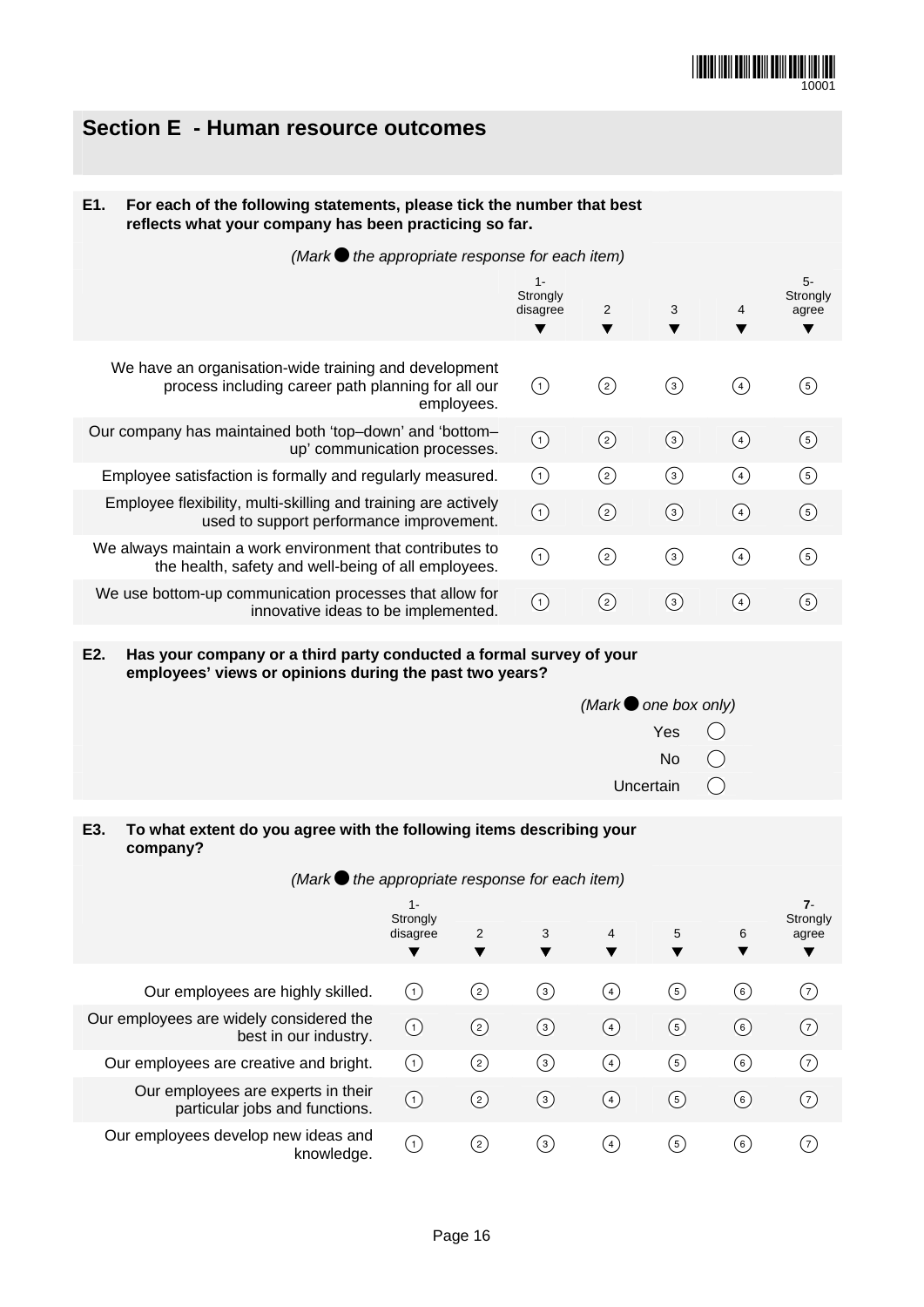10001

## Section E - Human resource outcomes

**E1. For each of the following statements, please tick the number that best reflects what your company has been practicing so far.**

*(Mark ● the appropriate response for each item)*

| | 1- Strongly disagree | 2 | 3 | 4 | 5- Strongly agree |
|---|---|---|---|---|---|
| We have an organisation-wide training and development process including career path planning for all our employees. | ① | ② | ③ | ④ | ⑤ |
| Our company has maintained both 'top–down' and 'bottom–up' communication processes. | ① | ② | ③ | ④ | ⑤ |
| Employee satisfaction is formally and regularly measured. | ① | ② | ③ | ④ | ⑤ |
| Employee flexibility, multi-skilling and training are actively used to support performance improvement. | ① | ② | ③ | ④ | ⑤ |
| We always maintain a work environment that contributes to the health, safety and well-being of all employees. | ① | ② | ③ | ④ | ⑤ |
| We use bottom-up communication processes that allow for innovative ideas to be implemented. | ① | ② | ③ | ④ | ⑤ |

**E2. Has your company or a third party conducted a formal survey of your employees' views or opinions during the past two years?**

*(Mark ● one box only)*

- Yes ◯
- No ◯
- Uncertain ◯

**E3. To what extent do you agree with the following items describing your company?**

*(Mark ● the appropriate response for each item)*

| | 1- Strongly disagree | 2 | 3 | 4 | 5 | 6 | 7- Strongly agree |
|---|---|---|---|---|---|---|---|
| Our employees are highly skilled. | ① | ② | ③ | ④ | ⑤ | ⑥ | ⑦ |
| Our employees are widely considered the best in our industry. | ① | ② | ③ | ④ | ⑤ | ⑥ | ⑦ |
| Our employees are creative and bright. | ① | ② | ③ | ④ | ⑤ | ⑥ | ⑦ |
| Our employees are experts in their particular jobs and functions. | ① | ② | ③ | ④ | ⑤ | ⑥ | ⑦ |
| Our employees develop new ideas and knowledge. | ① | ② | ③ | ④ | ⑤ | ⑥ | ⑦ |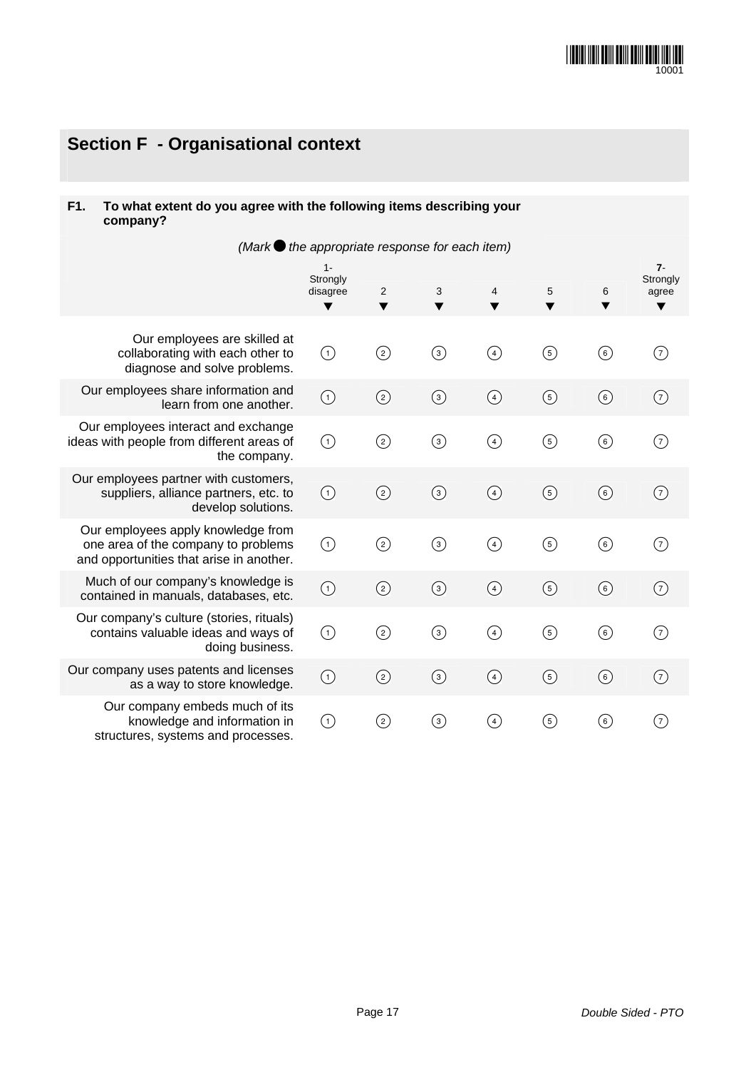## Section F - Organisational context

**F1. To what extent do you agree with the following items describing your company?**

*(Mark ● the appropriate response for each item)*

| | 1- Strongly disagree | 2 | 3 | 4 | 5 | 6 | 7- Strongly agree |
|---|---|---|---|---|---|---|---|
| Our employees are skilled at collaborating with each other to diagnose and solve problems. | ① | ② | ③ | ④ | ⑤ | ⑥ | ⑦ |
| Our employees share information and learn from one another. | ① | ② | ③ | ④ | ⑤ | ⑥ | ⑦ |
| Our employees interact and exchange ideas with people from different areas of the company. | ① | ② | ③ | ④ | ⑤ | ⑥ | ⑦ |
| Our employees partner with customers, suppliers, alliance partners, etc. to develop solutions. | ① | ② | ③ | ④ | ⑤ | ⑥ | ⑦ |
| Our employees apply knowledge from one area of the company to problems and opportunities that arise in another. | ① | ② | ③ | ④ | ⑤ | ⑥ | ⑦ |
| Much of our company's knowledge is contained in manuals, databases, etc. | ① | ② | ③ | ④ | ⑤ | ⑥ | ⑦ |
| Our company's culture (stories, rituals) contains valuable ideas and ways of doing business. | ① | ② | ③ | ④ | ⑤ | ⑥ | ⑦ |
| Our company uses patents and licenses as a way to store knowledge. | ① | ② | ③ | ④ | ⑤ | ⑥ | ⑦ |
| Our company embeds much of its knowledge and information in structures, systems and processes. | ① | ② | ③ | ④ | ⑤ | ⑥ | ⑦ |

*Double Sided - PTO*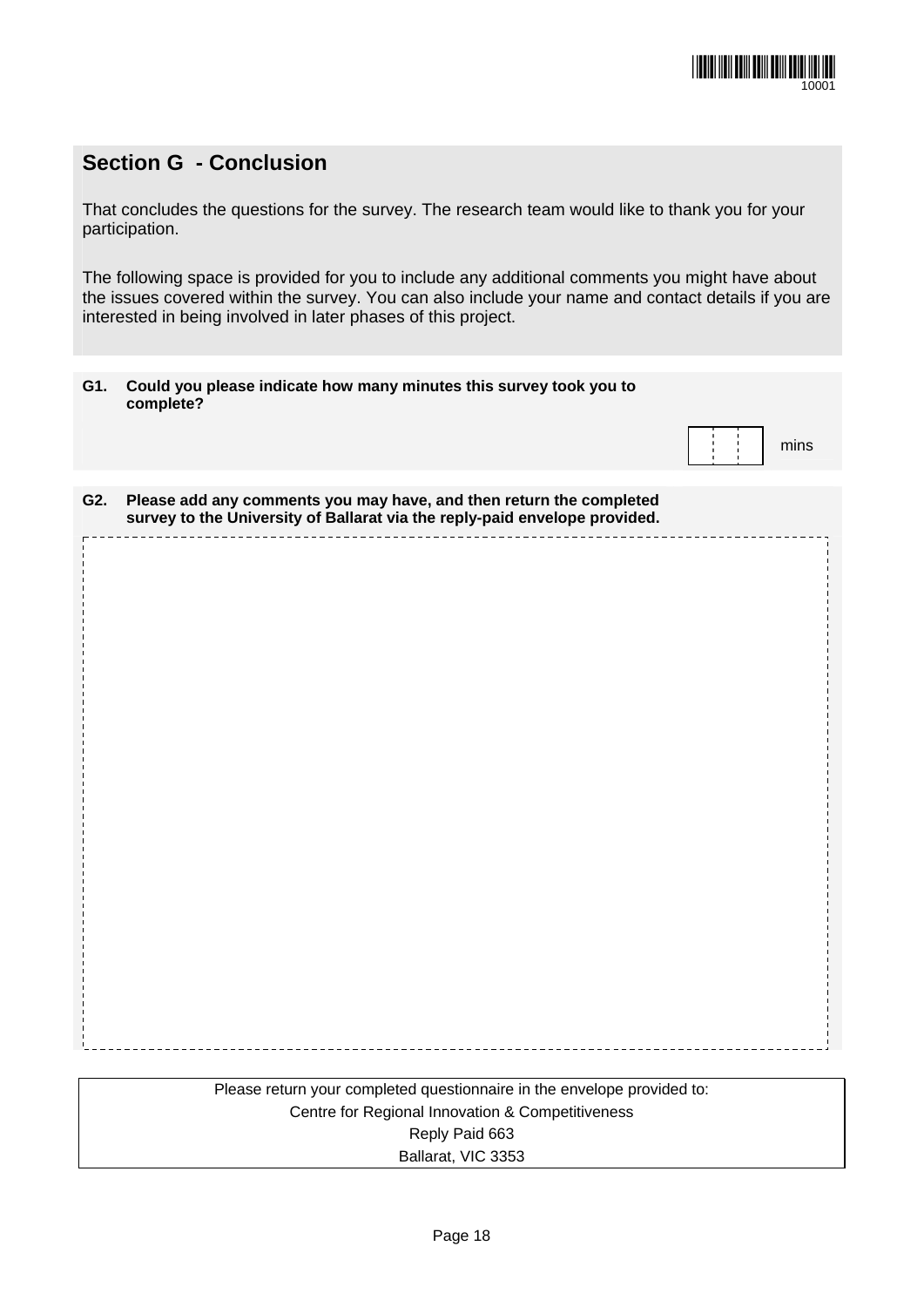10001

## Section G - Conclusion

That concludes the questions for the survey. The research team would like to thank you for your participation.

The following space is provided for you to include any additional comments you might have about the issues covered within the survey. You can also include your name and contact details if you are interested in being involved in later phases of this project.

**G1. Could you please indicate how many minutes this survey took you to complete?**

mins

**G2. Please add any comments you may have, and then return the completed survey to the University of Ballarat via the reply-paid envelope provided.**

Please return your completed questionnaire in the envelope provided to:
Centre for Regional Innovation & Competitiveness
Reply Paid 663
Ballarat, VIC 3353